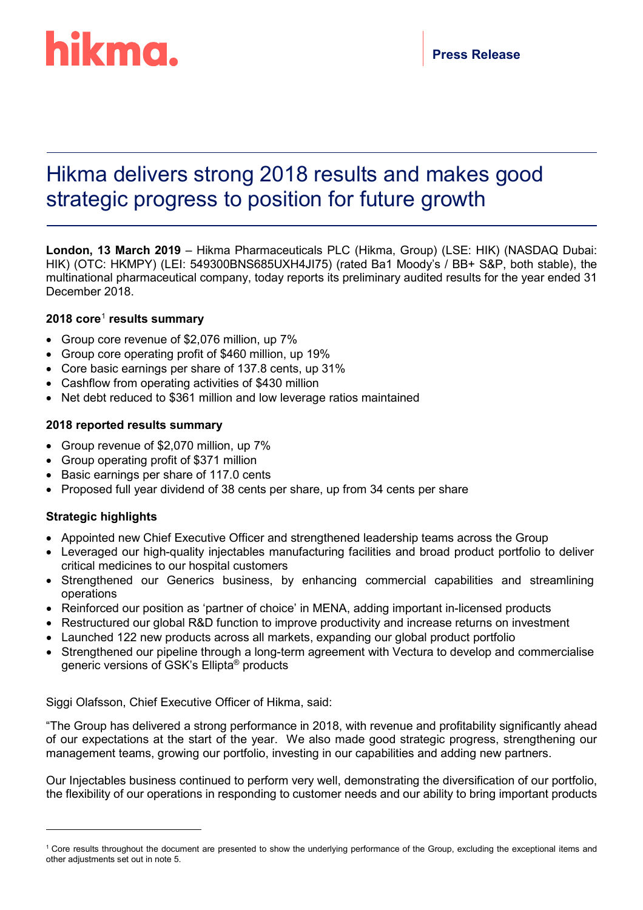hikma.

**Press Release**

# Hikma delivers strong 2018 results and makes good strategic progress to position for future growth

**London, 13 March 2019** – Hikma Pharmaceuticals PLC (Hikma, Group) (LSE: HIK) (NASDAQ Dubai: HIK) (OTC: HKMPY) (LEI: 549300BNS685UXH4JI75) (rated Ba1 Moody's / BB+ S&P, both stable), the multinational pharmaceutical company, today reports its preliminary audited results for the year ended 31 December 2018.

### 2018 core[1] results summary

- Group core revenue of $2,076 million, up 7%
- Group core operating profit of $460 million, up 19%
- Core basic earnings per share of 137.8 cents, up 31%
- Cashflow from operating activities of $430 million
- Net debt reduced to $361 million and low leverage ratios maintained

### 2018 reported results summary

- Group revenue of $2,070 million, up 7%
- Group operating profit of $371 million
- Basic earnings per share of 117.0 cents
- Proposed full year dividend of 38 cents per share, up from 34 cents per share

### Strategic highlights

- Appointed new Chief Executive Officer and strengthened leadership teams across the Group
- Leveraged our high-quality injectables manufacturing facilities and broad product portfolio to deliver critical medicines to our hospital customers
- Strengthened our Generics business, by enhancing commercial capabilities and streamlining operations
- Reinforced our position as 'partner of choice' in MENA, adding important in-licensed products
- Restructured our global R&D function to improve productivity and increase returns on investment
- Launched 122 new products across all markets, expanding our global product portfolio
- Strengthened our pipeline through a long-term agreement with Vectura to develop and commercialise generic versions of GSK's Ellipta® products

Siggi Olafsson, Chief Executive Officer of Hikma, said:

"The Group has delivered a strong performance in 2018, with revenue and profitability significantly ahead of our expectations at the start of the year. We also made good strategic progress, strengthening our management teams, growing our portfolio, investing in our capabilities and adding new partners.

Our Injectables business continued to perform very well, demonstrating the diversification of our portfolio, the flexibility of our operations in responding to customer needs and our ability to bring important products

[1] Core results throughout the document are presented to show the underlying performance of the Group, excluding the exceptional items and other adjustments set out in note 5.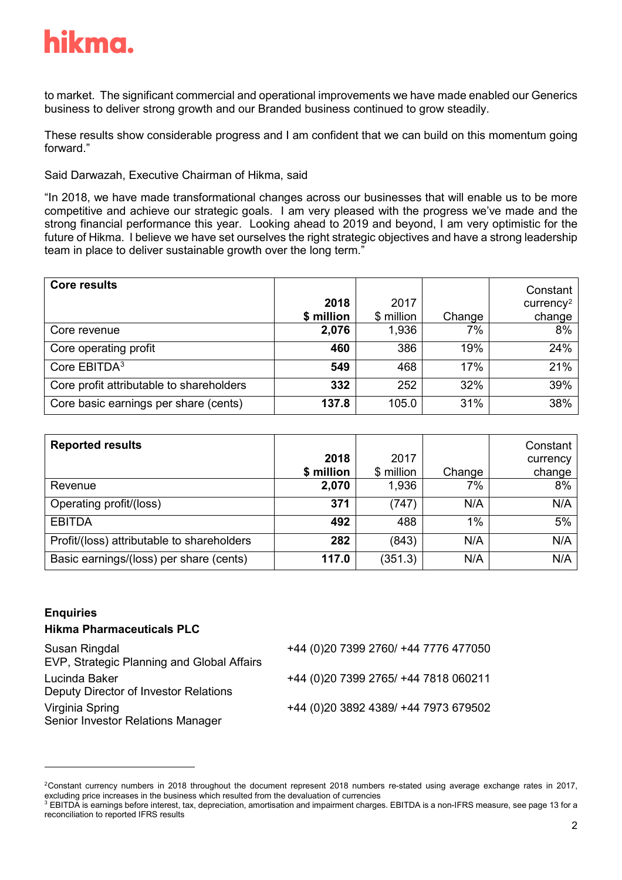to market. The significant commercial and operational improvements we have made enabled our Generics business to deliver strong growth and our Branded business continued to grow steadily.

These results show considerable progress and I am confident that we can build on this momentum going forward."

Said Darwazah, Executive Chairman of Hikma, said

"In 2018, we have made transformational changes across our businesses that will enable us to be more competitive and achieve our strategic goals. I am very pleased with the progress we've made and the strong financial performance this year. Looking ahead to 2019 and beyond, I am very optimistic for the future of Hikma. I believe we have set ourselves the right strategic objectives and have a strong leadership team in place to deliver sustainable growth over the long term."

| **Core results** | **2018 $ million** | 2017 $ million | Change | Constant currency[2] change |
|---|---|---|---|---|
| Core revenue | **2,076** | 1,936 | 7% | 8% |
| Core operating profit | **460** | 386 | 19% | 24% |
| Core EBITDA[3] | **549** | 468 | 17% | 21% |
| Core profit attributable to shareholders | **332** | 252 | 32% | 39% |
| Core basic earnings per share (cents) | **137.8** | 105.0 | 31% | 38% |

| **Reported results** | **2018 $ million** | 2017 $ million | Change | Constant currency change |
|---|---|---|---|---|
| Revenue | **2,070** | 1,936 | 7% | 8% |
| Operating profit/(loss) | **371** | (747) | N/A | N/A |
| EBITDA | **492** | 488 | 1% | 5% |
| Profit/(loss) attributable to shareholders | **282** | (843) | N/A | N/A |
| Basic earnings/(loss) per share (cents) | **117.0** | (351.3) | N/A | N/A |

**Enquiries**

**Hikma Pharmaceuticals PLC**

| | |
|---|---|
| Susan Ringdal<br>EVP, Strategic Planning and Global Affairs | +44 (0)20 7399 2760/ +44 7776 477050 |
| Lucinda Baker<br>Deputy Director of Investor Relations | +44 (0)20 7399 2765/ +44 7818 060211 |
| Virginia Spring<br>Senior Investor Relations Manager | +44 (0)20 3892 4389/ +44 7973 679502 |

[2] Constant currency numbers in 2018 throughout the document represent 2018 numbers re-stated using average exchange rates in 2017, excluding price increases in the business which resulted from the devaluation of currencies

[3] EBITDA is earnings before interest, tax, depreciation, amortisation and impairment charges. EBITDA is a non-IFRS measure, see page 13 for a reconciliation to reported IFRS results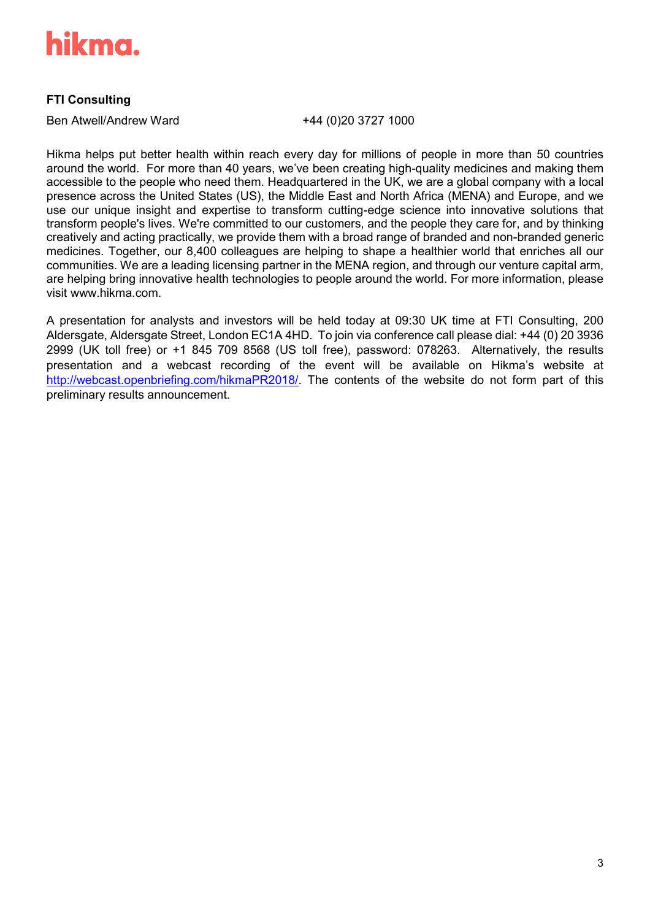**FTI Consulting**

Ben Atwell/Andrew Ward +44 (0)20 3727 1000

Hikma helps put better health within reach every day for millions of people in more than 50 countries around the world. For more than 40 years, we've been creating high-quality medicines and making them accessible to the people who need them. Headquartered in the UK, we are a global company with a local presence across the United States (US), the Middle East and North Africa (MENA) and Europe, and we use our unique insight and expertise to transform cutting-edge science into innovative solutions that transform people's lives. We're committed to our customers, and the people they care for, and by thinking creatively and acting practically, we provide them with a broad range of branded and non-branded generic medicines. Together, our 8,400 colleagues are helping to shape a healthier world that enriches all our communities. We are a leading licensing partner in the MENA region, and through our venture capital arm, are helping bring innovative health technologies to people around the world. For more information, please visit www.hikma.com.

A presentation for analysts and investors will be held today at 09:30 UK time at FTI Consulting, 200 Aldersgate, Aldersgate Street, London EC1A 4HD. To join via conference call please dial: +44 (0) 20 3936 2999 (UK toll free) or +1 845 709 8568 (US toll free), password: 078263. Alternatively, the results presentation and a webcast recording of the event will be available on Hikma's website at http://webcast.openbriefing.com/hikmaPR2018/. The contents of the website do not form part of this preliminary results announcement.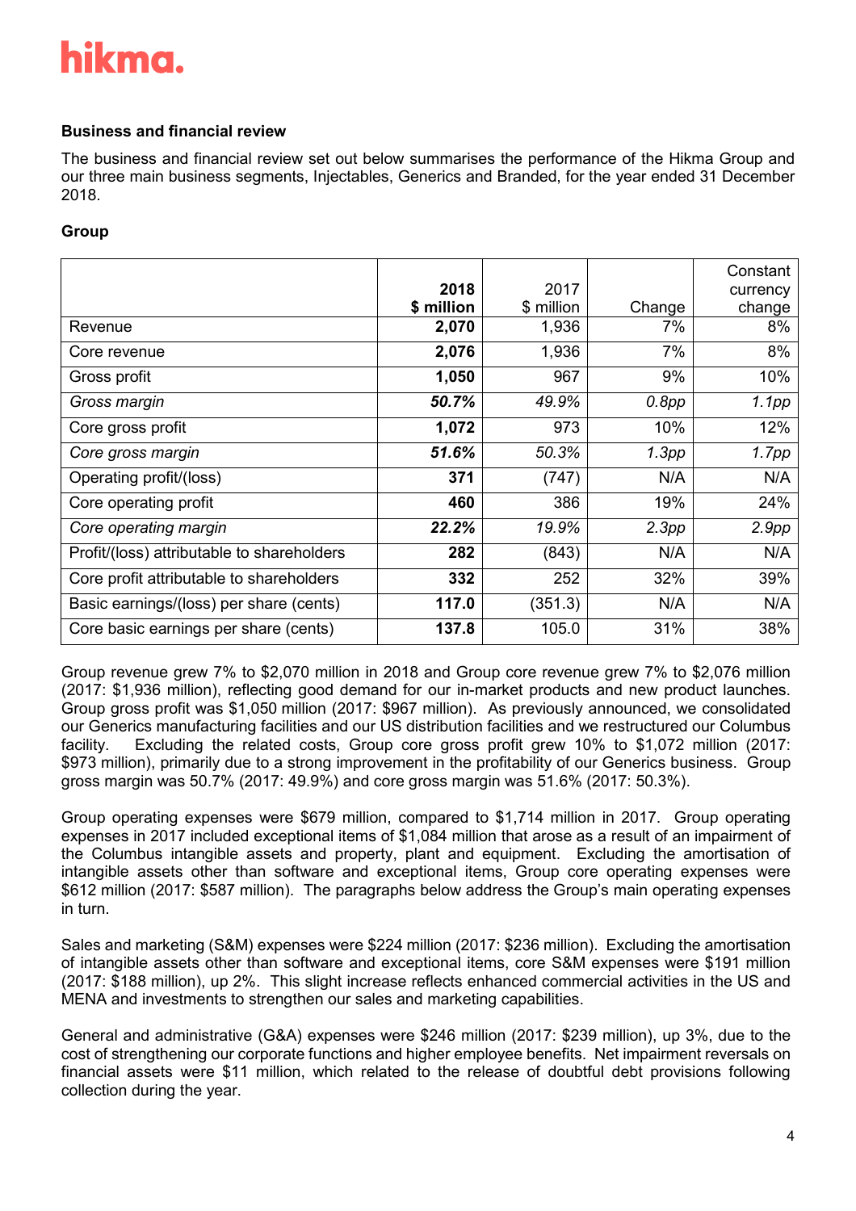**Business and financial review**

The business and financial review set out below summarises the performance of the Hikma Group and our three main business segments, Injectables, Generics and Branded, for the year ended 31 December 2018.

**Group**

| | **2018 $ million** | 2017 $ million | Change | Constant currency change |
|---|---|---|---|---|
| Revenue | **2,070** | 1,936 | 7% | 8% |
| Core revenue | **2,076** | 1,936 | 7% | 8% |
| Gross profit | **1,050** | 967 | 9% | 10% |
| *Gross margin* | ***50.7%*** | *49.9%* | *0.8pp* | *1.1pp* |
| Core gross profit | **1,072** | 973 | 10% | 12% |
| *Core gross margin* | ***51.6%*** | *50.3%* | *1.3pp* | *1.7pp* |
| Operating profit/(loss) | **371** | (747) | N/A | N/A |
| Core operating profit | **460** | 386 | 19% | 24% |
| *Core operating margin* | ***22.2%*** | *19.9%* | *2.3pp* | *2.9pp* |
| Profit/(loss) attributable to shareholders | **282** | (843) | N/A | N/A |
| Core profit attributable to shareholders | **332** | 252 | 32% | 39% |
| Basic earnings/(loss) per share (cents) | **117.0** | (351.3) | N/A | N/A |
| Core basic earnings per share (cents) | **137.8** | 105.0 | 31% | 38% |

Group revenue grew 7% to $2,070 million in 2018 and Group core revenue grew 7% to $2,076 million (2017: $1,936 million), reflecting good demand for our in-market products and new product launches. Group gross profit was $1,050 million (2017: $967 million). As previously announced, we consolidated our Generics manufacturing facilities and our US distribution facilities and we restructured our Columbus facility. Excluding the related costs, Group core gross profit grew 10% to $1,072 million (2017: $973 million), primarily due to a strong improvement in the profitability of our Generics business. Group gross margin was 50.7% (2017: 49.9%) and core gross margin was 51.6% (2017: 50.3%).

Group operating expenses were $679 million, compared to $1,714 million in 2017. Group operating expenses in 2017 included exceptional items of $1,084 million that arose as a result of an impairment of the Columbus intangible assets and property, plant and equipment. Excluding the amortisation of intangible assets other than software and exceptional items, Group core operating expenses were $612 million (2017: $587 million). The paragraphs below address the Group's main operating expenses in turn.

Sales and marketing (S&M) expenses were $224 million (2017: $236 million). Excluding the amortisation of intangible assets other than software and exceptional items, core S&M expenses were $191 million (2017: $188 million), up 2%. This slight increase reflects enhanced commercial activities in the US and MENA and investments to strengthen our sales and marketing capabilities.

General and administrative (G&A) expenses were $246 million (2017: $239 million), up 3%, due to the cost of strengthening our corporate functions and higher employee benefits. Net impairment reversals on financial assets were $11 million, which related to the release of doubtful debt provisions following collection during the year.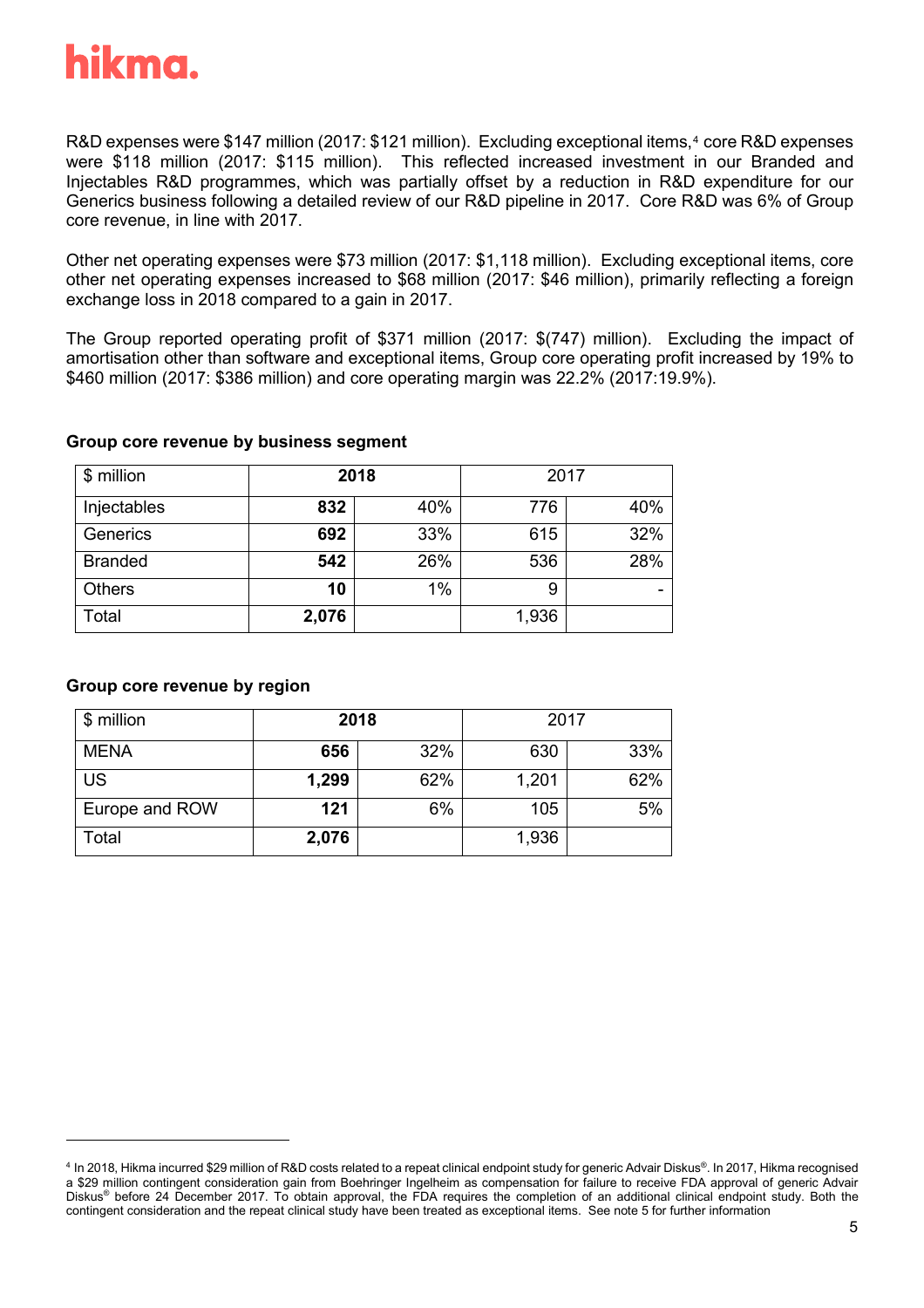R&D expenses were $147 million (2017: $121 million). Excluding exceptional items,[4] core R&D expenses were $118 million (2017: $115 million). This reflected increased investment in our Branded and Injectables R&D programmes, which was partially offset by a reduction in R&D expenditure for our Generics business following a detailed review of our R&D pipeline in 2017. Core R&D was 6% of Group core revenue, in line with 2017.

Other net operating expenses were $73 million (2017: $1,118 million). Excluding exceptional items, core other net operating expenses increased to $68 million (2017: $46 million), primarily reflecting a foreign exchange loss in 2018 compared to a gain in 2017.

The Group reported operating profit of $371 million (2017: $(747) million). Excluding the impact of amortisation other than software and exceptional items, Group core operating profit increased by 19% to $460 million (2017: $386 million) and core operating margin was 22.2% (2017:19.9%).

**Group core revenue by business segment**

| $ million | **2018** | | 2017 | |
|---|---|---|---|---|
| Injectables | **832** | 40% | 776 | 40% |
| Generics | **692** | 33% | 615 | 32% |
| Branded | **542** | 26% | 536 | 28% |
| Others | **10** | 1% | 9 | - |
| Total | **2,076** | | 1,936 | |

**Group core revenue by region**

| $ million | **2018** | | 2017 | |
|---|---|---|---|---|
| MENA | **656** | 32% | 630 | 33% |
| US | **1,299** | 62% | 1,201 | 62% |
| Europe and ROW | **121** | 6% | 105 | 5% |
| Total | **2,076** | | 1,936 | |

---

[4] In 2018, Hikma incurred $29 million of R&D costs related to a repeat clinical endpoint study for generic Advair Diskus®. In 2017, Hikma recognised a $29 million contingent consideration gain from Boehringer Ingelheim as compensation for failure to receive FDA approval of generic Advair Diskus® before 24 December 2017. To obtain approval, the FDA requires the completion of an additional clinical endpoint study. Both the contingent consideration and the repeat clinical study have been treated as exceptional items. See note 5 for further information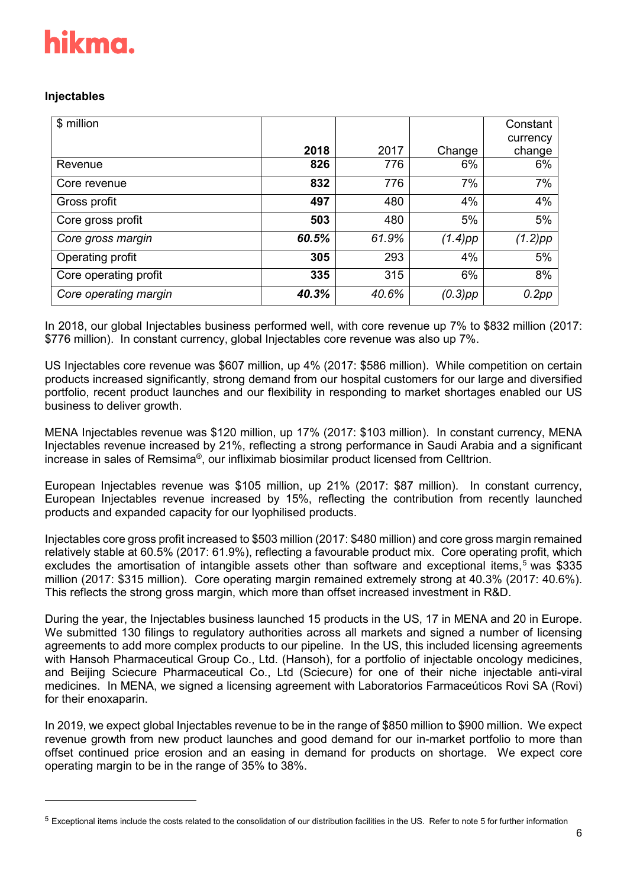**Injectables**

| $ million | **2018** | 2017 | Change | Constant currency change |
|---|---|---|---|---|
| Revenue | **826** | 776 | 6% | 6% |
| Core revenue | **832** | 776 | 7% | 7% |
| Gross profit | **497** | 480 | 4% | 4% |
| Core gross profit | **503** | 480 | 5% | 5% |
| *Core gross margin* | ***60.5%*** | *61.9%* | *(1.4)pp* | *(1.2)pp* |
| Operating profit | **305** | 293 | 4% | 5% |
| Core operating profit | **335** | 315 | 6% | 8% |
| *Core operating margin* | ***40.3%*** | *40.6%* | *(0.3)pp* | *0.2pp* |

In 2018, our global Injectables business performed well, with core revenue up 7% to $832 million (2017: $776 million). In constant currency, global Injectables core revenue was also up 7%.

US Injectables core revenue was $607 million, up 4% (2017: $586 million). While competition on certain products increased significantly, strong demand from our hospital customers for our large and diversified portfolio, recent product launches and our flexibility in responding to market shortages enabled our US business to deliver growth.

MENA Injectables revenue was $120 million, up 17% (2017: $103 million). In constant currency, MENA Injectables revenue increased by 21%, reflecting a strong performance in Saudi Arabia and a significant increase in sales of Remsima®, our infliximab biosimilar product licensed from Celltrion.

European Injectables revenue was $105 million, up 21% (2017: $87 million). In constant currency, European Injectables revenue increased by 15%, reflecting the contribution from recently launched products and expanded capacity for our lyophilised products.

Injectables core gross profit increased to $503 million (2017: $480 million) and core gross margin remained relatively stable at 60.5% (2017: 61.9%), reflecting a favourable product mix. Core operating profit, which excludes the amortisation of intangible assets other than software and exceptional items,[5] was $335 million (2017: $315 million). Core operating margin remained extremely strong at 40.3% (2017: 40.6%). This reflects the strong gross margin, which more than offset increased investment in R&D.

During the year, the Injectables business launched 15 products in the US, 17 in MENA and 20 in Europe. We submitted 130 filings to regulatory authorities across all markets and signed a number of licensing agreements to add more complex products to our pipeline. In the US, this included licensing agreements with Hansoh Pharmaceutical Group Co., Ltd. (Hansoh), for a portfolio of injectable oncology medicines, and Beijing Sciecure Pharmaceutical Co., Ltd (Sciecure) for one of their niche injectable anti-viral medicines. In MENA, we signed a licensing agreement with Laboratorios Farmaceúticos Rovi SA (Rovi) for their enoxaparin.

In 2019, we expect global Injectables revenue to be in the range of $850 million to $900 million. We expect revenue growth from new product launches and good demand for our in-market portfolio to more than offset continued price erosion and an easing in demand for products on shortage. We expect core operating margin to be in the range of 35% to 38%.

[5] Exceptional items include the costs related to the consolidation of our distribution facilities in the US. Refer to note 5 for further information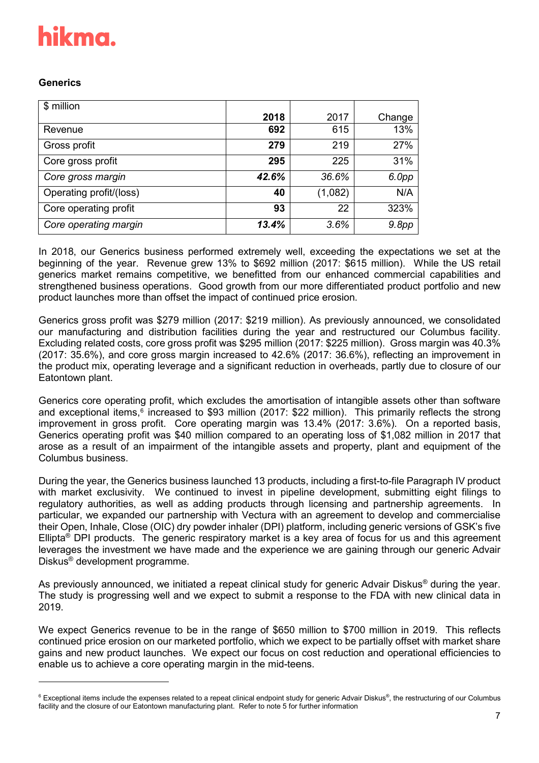## Generics

| $ million | 2018 | 2017 | Change |
|---|---|---|---|
| Revenue | **692** | 615 | 13% |
| Gross profit | **279** | 219 | 27% |
| Core gross profit | **295** | 225 | 31% |
| *Core gross margin* | ***42.6%*** | *36.6%* | *6.0pp* |
| Operating profit/(loss) | **40** | (1,082) | N/A |
| Core operating profit | **93** | 22 | 323% |
| *Core operating margin* | ***13.4%*** | *3.6%* | *9.8pp* |

In 2018, our Generics business performed extremely well, exceeding the expectations we set at the beginning of the year. Revenue grew 13% to $692 million (2017: $615 million). While the US retail generics market remains competitive, we benefitted from our enhanced commercial capabilities and strengthened business operations. Good growth from our more differentiated product portfolio and new product launches more than offset the impact of continued price erosion.

Generics gross profit was $279 million (2017: $219 million). As previously announced, we consolidated our manufacturing and distribution facilities during the year and restructured our Columbus facility. Excluding related costs, core gross profit was $295 million (2017: $225 million). Gross margin was 40.3% (2017: 35.6%), and core gross margin increased to 42.6% (2017: 36.6%), reflecting an improvement in the product mix, operating leverage and a significant reduction in overheads, partly due to closure of our Eatontown plant.

Generics core operating profit, which excludes the amortisation of intangible assets other than software and exceptional items,[6] increased to $93 million (2017: $22 million). This primarily reflects the strong improvement in gross profit. Core operating margin was 13.4% (2017: 3.6%). On a reported basis, Generics operating profit was $40 million compared to an operating loss of $1,082 million in 2017 that arose as a result of an impairment of the intangible assets and property, plant and equipment of the Columbus business.

During the year, the Generics business launched 13 products, including a first-to-file Paragraph IV product with market exclusivity. We continued to invest in pipeline development, submitting eight filings to regulatory authorities, as well as adding products through licensing and partnership agreements. In particular, we expanded our partnership with Vectura with an agreement to develop and commercialise their Open, Inhale, Close (OIC) dry powder inhaler (DPI) platform, including generic versions of GSK's five Ellipta® DPI products. The generic respiratory market is a key area of focus for us and this agreement leverages the investment we have made and the experience we are gaining through our generic Advair Diskus® development programme.

As previously announced, we initiated a repeat clinical study for generic Advair Diskus® during the year. The study is progressing well and we expect to submit a response to the FDA with new clinical data in 2019.

We expect Generics revenue to be in the range of $650 million to $700 million in 2019. This reflects continued price erosion on our marketed portfolio, which we expect to be partially offset with market share gains and new product launches. We expect our focus on cost reduction and operational efficiencies to enable us to achieve a core operating margin in the mid-teens.

---

[6] Exceptional items include the expenses related to a repeat clinical endpoint study for generic Advair Diskus®, the restructuring of our Columbus facility and the closure of our Eatontown manufacturing plant. Refer to note 5 for further information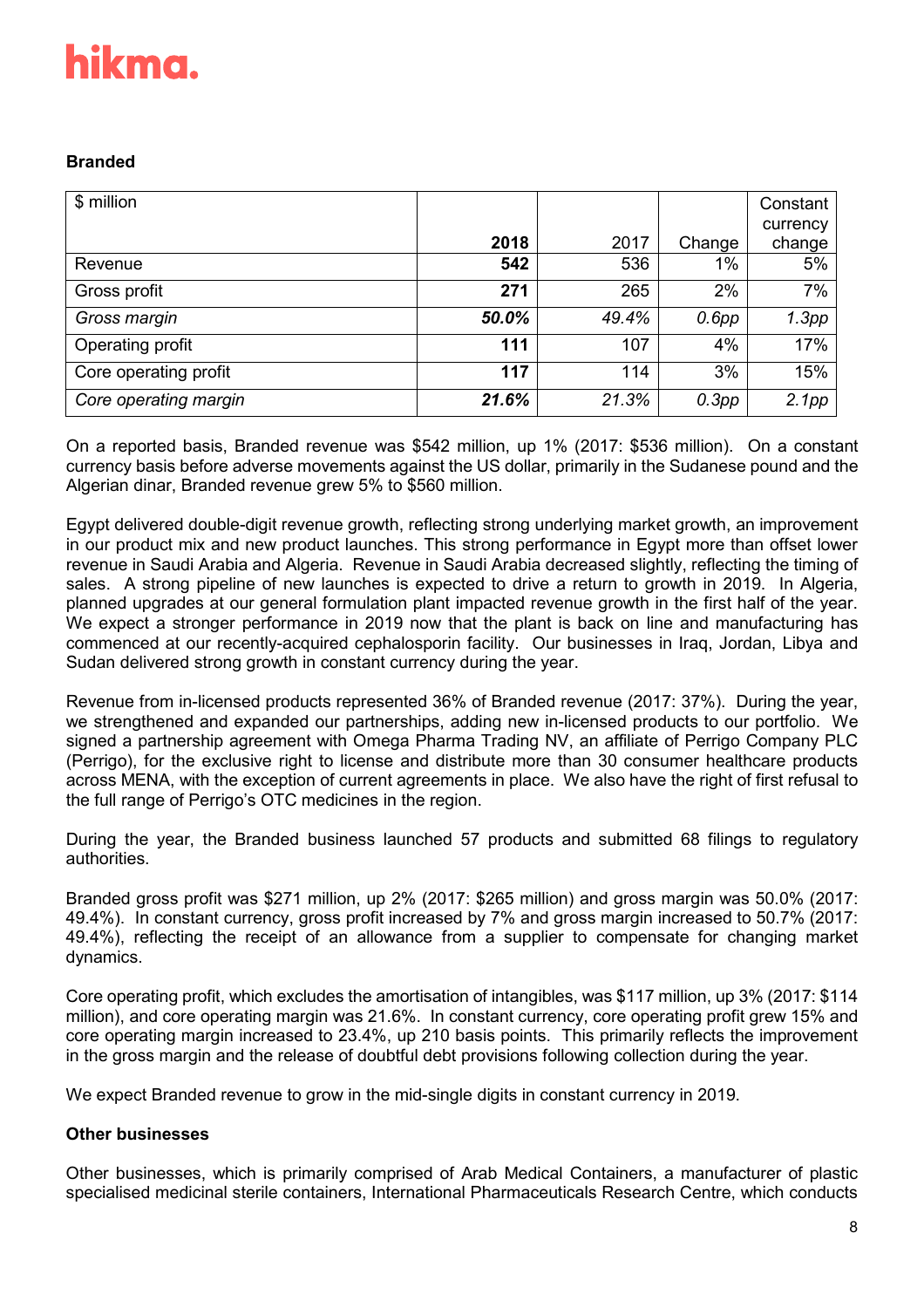## Branded

| $ million | **2018** | 2017 | Change | Constant currency change |
|---|---|---|---|---|
| Revenue | **542** | 536 | 1% | 5% |
| Gross profit | **271** | 265 | 2% | 7% |
| *Gross margin* | ***50.0%*** | *49.4%* | *0.6pp* | *1.3pp* |
| Operating profit | **111** | 107 | 4% | 17% |
| Core operating profit | **117** | 114 | 3% | 15% |
| *Core operating margin* | ***21.6%*** | *21.3%* | *0.3pp* | *2.1pp* |

On a reported basis, Branded revenue was $542 million, up 1% (2017: $536 million). On a constant currency basis before adverse movements against the US dollar, primarily in the Sudanese pound and the Algerian dinar, Branded revenue grew 5% to $560 million.

Egypt delivered double-digit revenue growth, reflecting strong underlying market growth, an improvement in our product mix and new product launches. This strong performance in Egypt more than offset lower revenue in Saudi Arabia and Algeria. Revenue in Saudi Arabia decreased slightly, reflecting the timing of sales. A strong pipeline of new launches is expected to drive a return to growth in 2019. In Algeria, planned upgrades at our general formulation plant impacted revenue growth in the first half of the year. We expect a stronger performance in 2019 now that the plant is back on line and manufacturing has commenced at our recently-acquired cephalosporin facility. Our businesses in Iraq, Jordan, Libya and Sudan delivered strong growth in constant currency during the year.

Revenue from in-licensed products represented 36% of Branded revenue (2017: 37%). During the year, we strengthened and expanded our partnerships, adding new in-licensed products to our portfolio. We signed a partnership agreement with Omega Pharma Trading NV, an affiliate of Perrigo Company PLC (Perrigo), for the exclusive right to license and distribute more than 30 consumer healthcare products across MENA, with the exception of current agreements in place. We also have the right of first refusal to the full range of Perrigo's OTC medicines in the region.

During the year, the Branded business launched 57 products and submitted 68 filings to regulatory authorities.

Branded gross profit was $271 million, up 2% (2017: $265 million) and gross margin was 50.0% (2017: 49.4%). In constant currency, gross profit increased by 7% and gross margin increased to 50.7% (2017: 49.4%), reflecting the receipt of an allowance from a supplier to compensate for changing market dynamics.

Core operating profit, which excludes the amortisation of intangibles, was $117 million, up 3% (2017: $114 million), and core operating margin was 21.6%. In constant currency, core operating profit grew 15% and core operating margin increased to 23.4%, up 210 basis points. This primarily reflects the improvement in the gross margin and the release of doubtful debt provisions following collection during the year.

We expect Branded revenue to grow in the mid-single digits in constant currency in 2019.

## Other businesses

Other businesses, which is primarily comprised of Arab Medical Containers, a manufacturer of plastic specialised medicinal sterile containers, International Pharmaceuticals Research Centre, which conducts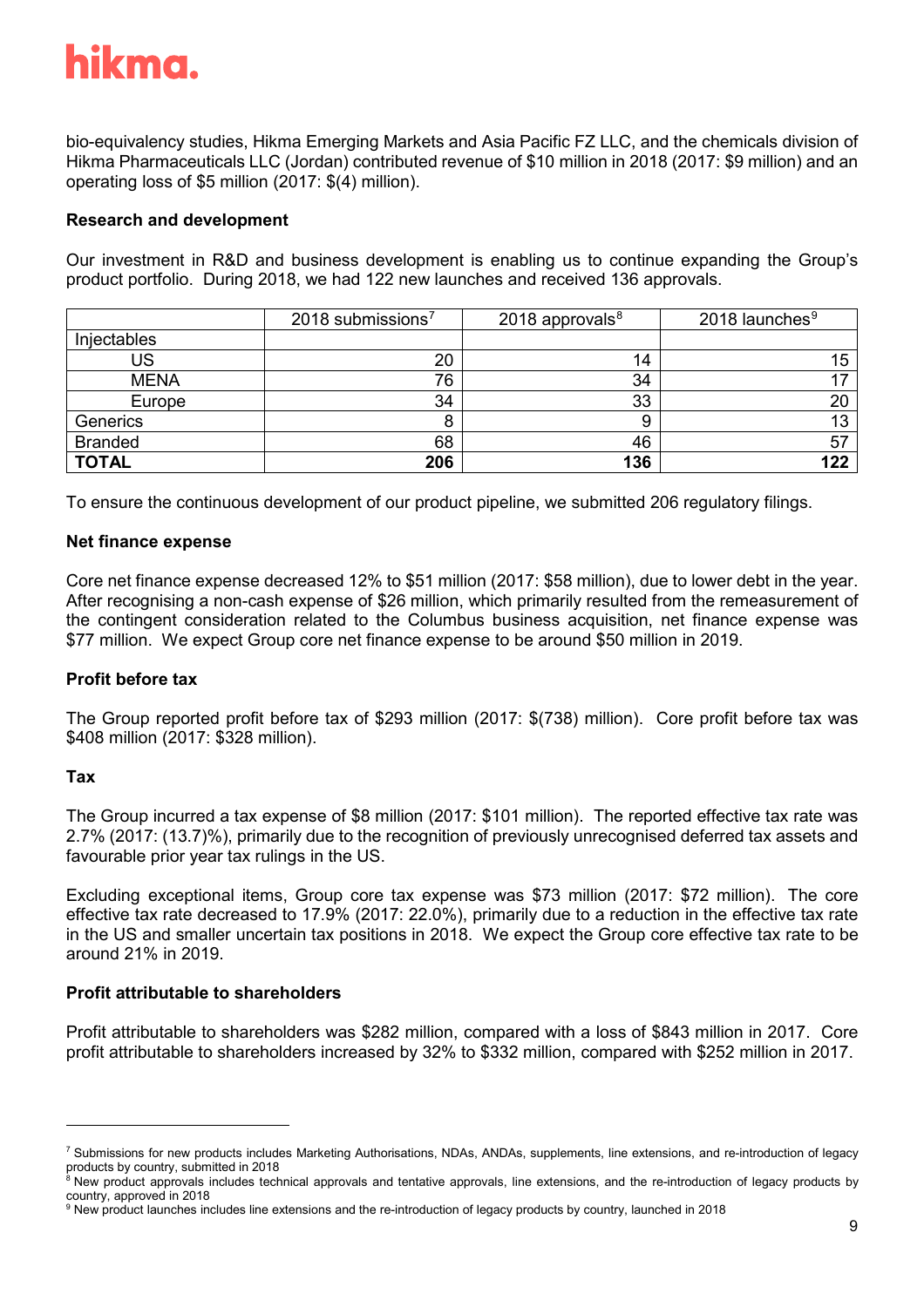bio-equivalency studies, Hikma Emerging Markets and Asia Pacific FZ LLC, and the chemicals division of Hikma Pharmaceuticals LLC (Jordan) contributed revenue of $10 million in 2018 (2017: $9 million) and an operating loss of $5 million (2017: $(4) million).

**Research and development**

Our investment in R&D and business development is enabling us to continue expanding the Group's product portfolio. During 2018, we had 122 new launches and received 136 approvals.

| | 2018 submissions[7] | 2018 approvals[8] | 2018 launches[9] |
|---|---|---|---|
| Injectables | | | |
| US | 20 | 14 | 15 |
| MENA | 76 | 34 | 17 |
| Europe | 34 | 33 | 20 |
| Generics | 8 | 9 | 13 |
| Branded | 68 | 46 | 57 |
| **TOTAL** | **206** | **136** | **122** |

To ensure the continuous development of our product pipeline, we submitted 206 regulatory filings.

**Net finance expense**

Core net finance expense decreased 12% to $51 million (2017: $58 million), due to lower debt in the year. After recognising a non-cash expense of $26 million, which primarily resulted from the remeasurement of the contingent consideration related to the Columbus business acquisition, net finance expense was $77 million. We expect Group core net finance expense to be around $50 million in 2019.

**Profit before tax**

The Group reported profit before tax of $293 million (2017: $(738) million). Core profit before tax was $408 million (2017: $328 million).

**Tax**

The Group incurred a tax expense of $8 million (2017: $101 million). The reported effective tax rate was 2.7% (2017: (13.7)%), primarily due to the recognition of previously unrecognised deferred tax assets and favourable prior year tax rulings in the US.

Excluding exceptional items, Group core tax expense was $73 million (2017: $72 million). The core effective tax rate decreased to 17.9% (2017: 22.0%), primarily due to a reduction in the effective tax rate in the US and smaller uncertain tax positions in 2018. We expect the Group core effective tax rate to be around 21% in 2019.

**Profit attributable to shareholders**

Profit attributable to shareholders was $282 million, compared with a loss of $843 million in 2017. Core profit attributable to shareholders increased by 32% to $332 million, compared with $252 million in 2017.

---

[7] Submissions for new products includes Marketing Authorisations, NDAs, ANDAs, supplements, line extensions, and re-introduction of legacy products by country, submitted in 2018

[8] New product approvals includes technical approvals and tentative approvals, line extensions, and the re-introduction of legacy products by country, approved in 2018

[9] New product launches includes line extensions and the re-introduction of legacy products by country, launched in 2018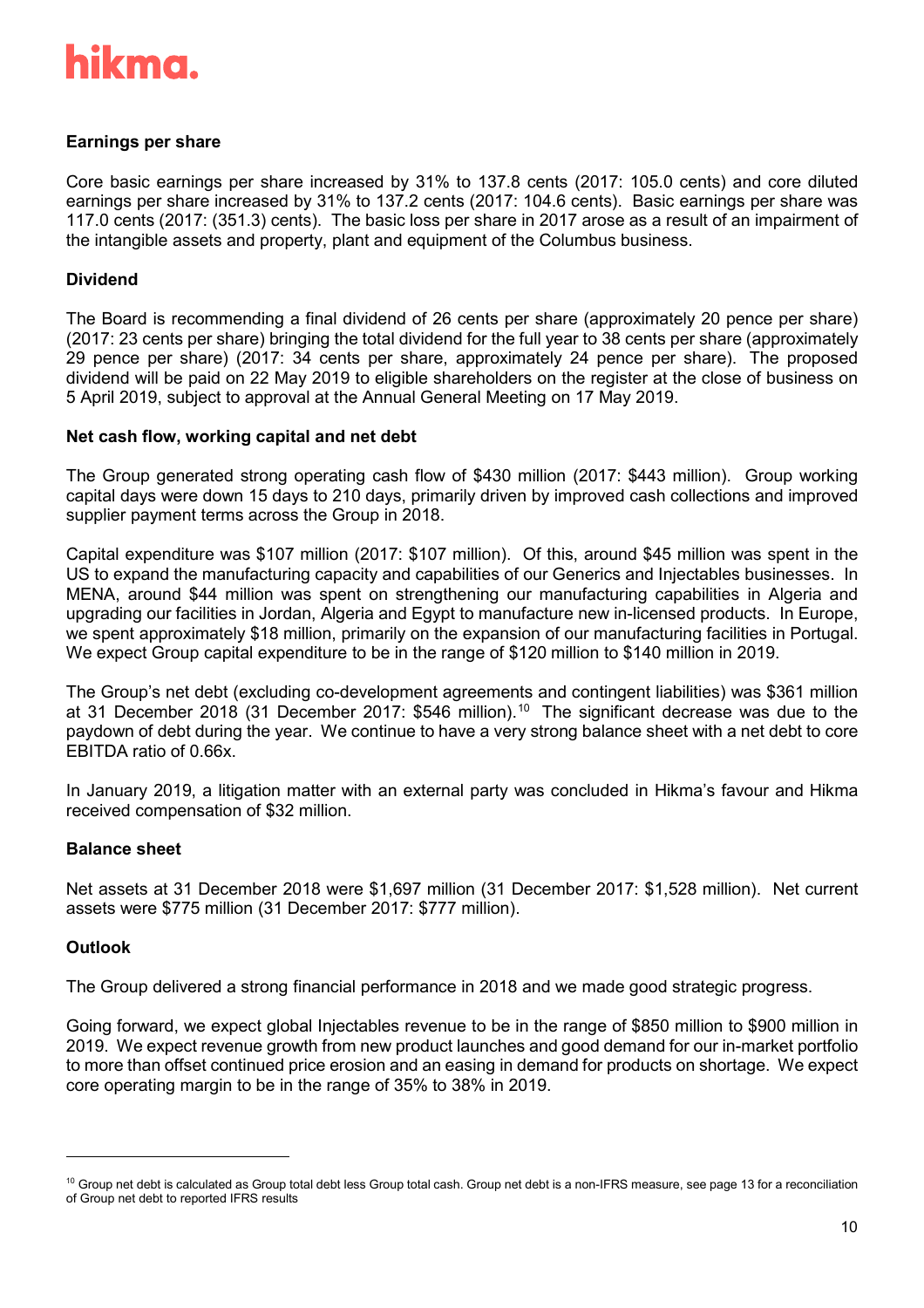## Earnings per share

Core basic earnings per share increased by 31% to 137.8 cents (2017: 105.0 cents) and core diluted earnings per share increased by 31% to 137.2 cents (2017: 104.6 cents). Basic earnings per share was 117.0 cents (2017: (351.3) cents). The basic loss per share in 2017 arose as a result of an impairment of the intangible assets and property, plant and equipment of the Columbus business.

## Dividend

The Board is recommending a final dividend of 26 cents per share (approximately 20 pence per share) (2017: 23 cents per share) bringing the total dividend for the full year to 38 cents per share (approximately 29 pence per share) (2017: 34 cents per share, approximately 24 pence per share). The proposed dividend will be paid on 22 May 2019 to eligible shareholders on the register at the close of business on 5 April 2019, subject to approval at the Annual General Meeting on 17 May 2019.

## Net cash flow, working capital and net debt

The Group generated strong operating cash flow of $430 million (2017: $443 million). Group working capital days were down 15 days to 210 days, primarily driven by improved cash collections and improved supplier payment terms across the Group in 2018.

Capital expenditure was $107 million (2017: $107 million). Of this, around $45 million was spent in the US to expand the manufacturing capacity and capabilities of our Generics and Injectables businesses. In MENA, around $44 million was spent on strengthening our manufacturing capabilities in Algeria and upgrading our facilities in Jordan, Algeria and Egypt to manufacture new in-licensed products. In Europe, we spent approximately $18 million, primarily on the expansion of our manufacturing facilities in Portugal. We expect Group capital expenditure to be in the range of $120 million to $140 million in 2019.

The Group's net debt (excluding co-development agreements and contingent liabilities) was $361 million at 31 December 2018 (31 December 2017: $546 million).[10] The significant decrease was due to the paydown of debt during the year. We continue to have a very strong balance sheet with a net debt to core EBITDA ratio of 0.66x.

In January 2019, a litigation matter with an external party was concluded in Hikma's favour and Hikma received compensation of $32 million.

## Balance sheet

Net assets at 31 December 2018 were $1,697 million (31 December 2017: $1,528 million). Net current assets were $775 million (31 December 2017: $777 million).

## Outlook

The Group delivered a strong financial performance in 2018 and we made good strategic progress.

Going forward, we expect global Injectables revenue to be in the range of $850 million to $900 million in 2019. We expect revenue growth from new product launches and good demand for our in-market portfolio to more than offset continued price erosion and an easing in demand for products on shortage. We expect core operating margin to be in the range of 35% to 38% in 2019.

---

[10] Group net debt is calculated as Group total debt less Group total cash. Group net debt is a non-IFRS measure, see page 13 for a reconciliation of Group net debt to reported IFRS results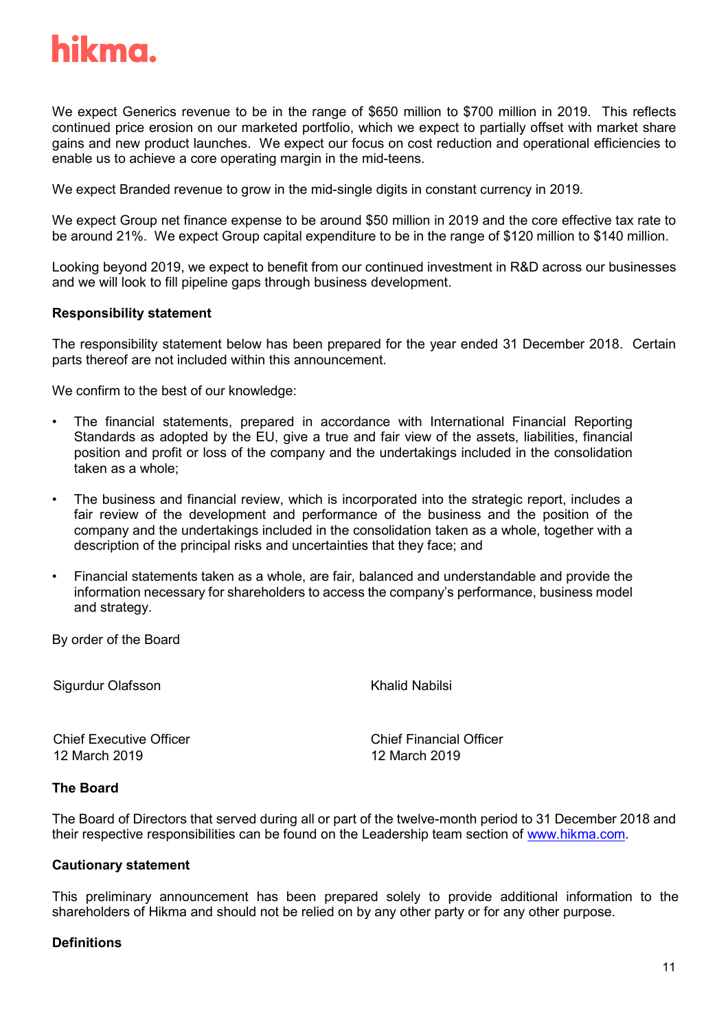We expect Generics revenue to be in the range of $650 million to $700 million in 2019. This reflects continued price erosion on our marketed portfolio, which we expect to partially offset with market share gains and new product launches. We expect our focus on cost reduction and operational efficiencies to enable us to achieve a core operating margin in the mid-teens.

We expect Branded revenue to grow in the mid-single digits in constant currency in 2019.

We expect Group net finance expense to be around $50 million in 2019 and the core effective tax rate to be around 21%. We expect Group capital expenditure to be in the range of $120 million to $140 million.

Looking beyond 2019, we expect to benefit from our continued investment in R&D across our businesses and we will look to fill pipeline gaps through business development.

**Responsibility statement**

The responsibility statement below has been prepared for the year ended 31 December 2018. Certain parts thereof are not included within this announcement.

We confirm to the best of our knowledge:

- The financial statements, prepared in accordance with International Financial Reporting Standards as adopted by the EU, give a true and fair view of the assets, liabilities, financial position and profit or loss of the company and the undertakings included in the consolidation taken as a whole;
- The business and financial review, which is incorporated into the strategic report, includes a fair review of the development and performance of the business and the position of the company and the undertakings included in the consolidation taken as a whole, together with a description of the principal risks and uncertainties that they face; and
- Financial statements taken as a whole, are fair, balanced and understandable and provide the information necessary for shareholders to access the company's performance, business model and strategy.

By order of the Board

| Sigurdur Olafsson | Khalid Nabilsi |
|---|---|
| Chief Executive Officer<br>12 March 2019 | Chief Financial Officer<br>12 March 2019 |

**The Board**

The Board of Directors that served during all or part of the twelve-month period to 31 December 2018 and their respective responsibilities can be found on the Leadership team section of www.hikma.com.

**Cautionary statement**

This preliminary announcement has been prepared solely to provide additional information to the shareholders of Hikma and should not be relied on by any other party or for any other purpose.

**Definitions**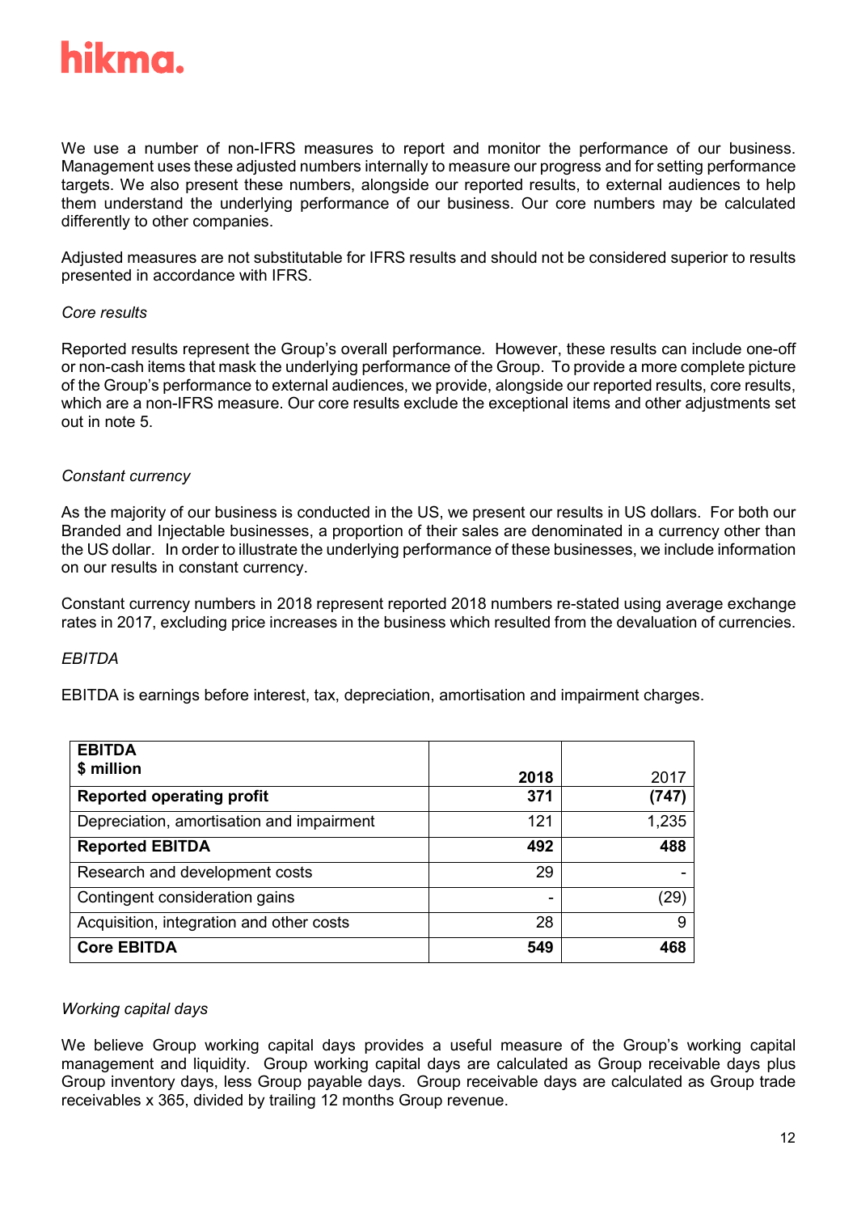We use a number of non-IFRS measures to report and monitor the performance of our business. Management uses these adjusted numbers internally to measure our progress and for setting performance targets. We also present these numbers, alongside our reported results, to external audiences to help them understand the underlying performance of our business. Our core numbers may be calculated differently to other companies.

Adjusted measures are not substitutable for IFRS results and should not be considered superior to results presented in accordance with IFRS.

*Core results*

Reported results represent the Group's overall performance. However, these results can include one-off or non-cash items that mask the underlying performance of the Group. To provide a more complete picture of the Group's performance to external audiences, we provide, alongside our reported results, core results, which are a non-IFRS measure. Our core results exclude the exceptional items and other adjustments set out in note 5.

*Constant currency*

As the majority of our business is conducted in the US, we present our results in US dollars. For both our Branded and Injectable businesses, a proportion of their sales are denominated in a currency other than the US dollar. In order to illustrate the underlying performance of these businesses, we include information on our results in constant currency.

Constant currency numbers in 2018 represent reported 2018 numbers re-stated using average exchange rates in 2017, excluding price increases in the business which resulted from the devaluation of currencies.

*EBITDA*

EBITDA is earnings before interest, tax, depreciation, amortisation and impairment charges.

| **EBITDA**<br>**$ million** | **2018** | 2017 |
|---|---|---|
| **Reported operating profit** | **371** | **(747)** |
| Depreciation, amortisation and impairment | 121 | 1,235 |
| **Reported EBITDA** | **492** | **488** |
| Research and development costs | 29 | - |
| Contingent consideration gains | - | (29) |
| Acquisition, integration and other costs | 28 | 9 |
| **Core EBITDA** | **549** | **468** |

*Working capital days*

We believe Group working capital days provides a useful measure of the Group's working capital management and liquidity. Group working capital days are calculated as Group receivable days plus Group inventory days, less Group payable days. Group receivable days are calculated as Group trade receivables x 365, divided by trailing 12 months Group revenue.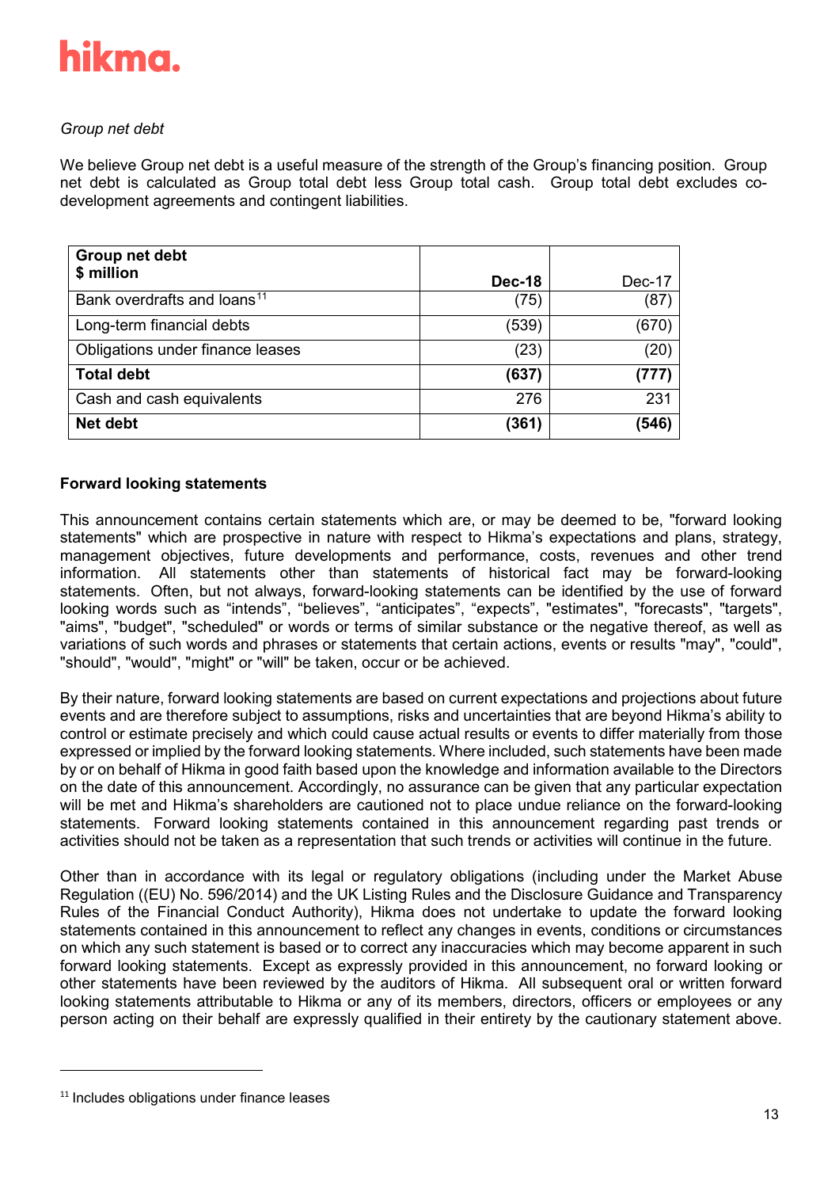*Group net debt*

We believe Group net debt is a useful measure of the strength of the Group's financing position. Group net debt is calculated as Group total debt less Group total cash. Group total debt excludes co-development agreements and contingent liabilities.

| **Group net debt**<br>**$ million** | **Dec-18** | Dec-17 |
|---|---|---|
| Bank overdrafts and loans[11] | (75) | (87) |
| Long-term financial debts | (539) | (670) |
| Obligations under finance leases | (23) | (20) |
| **Total debt** | **(637)** | **(777)** |
| Cash and cash equivalents | 276 | 231 |
| **Net debt** | **(361)** | **(546)** |

**Forward looking statements**

This announcement contains certain statements which are, or may be deemed to be, "forward looking statements" which are prospective in nature with respect to Hikma's expectations and plans, strategy, management objectives, future developments and performance, costs, revenues and other trend information. All statements other than statements of historical fact may be forward-looking statements. Often, but not always, forward-looking statements can be identified by the use of forward looking words such as "intends", "believes", "anticipates", "expects", "estimates", "forecasts", "targets", "aims", "budget", "scheduled" or words or terms of similar substance or the negative thereof, as well as variations of such words and phrases or statements that certain actions, events or results "may", "could", "should", "would", "might" or "will" be taken, occur or be achieved.

By their nature, forward looking statements are based on current expectations and projections about future events and are therefore subject to assumptions, risks and uncertainties that are beyond Hikma's ability to control or estimate precisely and which could cause actual results or events to differ materially from those expressed or implied by the forward looking statements. Where included, such statements have been made by or on behalf of Hikma in good faith based upon the knowledge and information available to the Directors on the date of this announcement. Accordingly, no assurance can be given that any particular expectation will be met and Hikma's shareholders are cautioned not to place undue reliance on the forward-looking statements. Forward looking statements contained in this announcement regarding past trends or activities should not be taken as a representation that such trends or activities will continue in the future.

Other than in accordance with its legal or regulatory obligations (including under the Market Abuse Regulation ((EU) No. 596/2014) and the UK Listing Rules and the Disclosure Guidance and Transparency Rules of the Financial Conduct Authority), Hikma does not undertake to update the forward looking statements contained in this announcement to reflect any changes in events, conditions or circumstances on which any such statement is based or to correct any inaccuracies which may become apparent in such forward looking statements. Except as expressly provided in this announcement, no forward looking or other statements have been reviewed by the auditors of Hikma. All subsequent oral or written forward looking statements attributable to Hikma or any of its members, directors, officers or employees or any person acting on their behalf are expressly qualified in their entirety by the cautionary statement above.

[11] Includes obligations under finance leases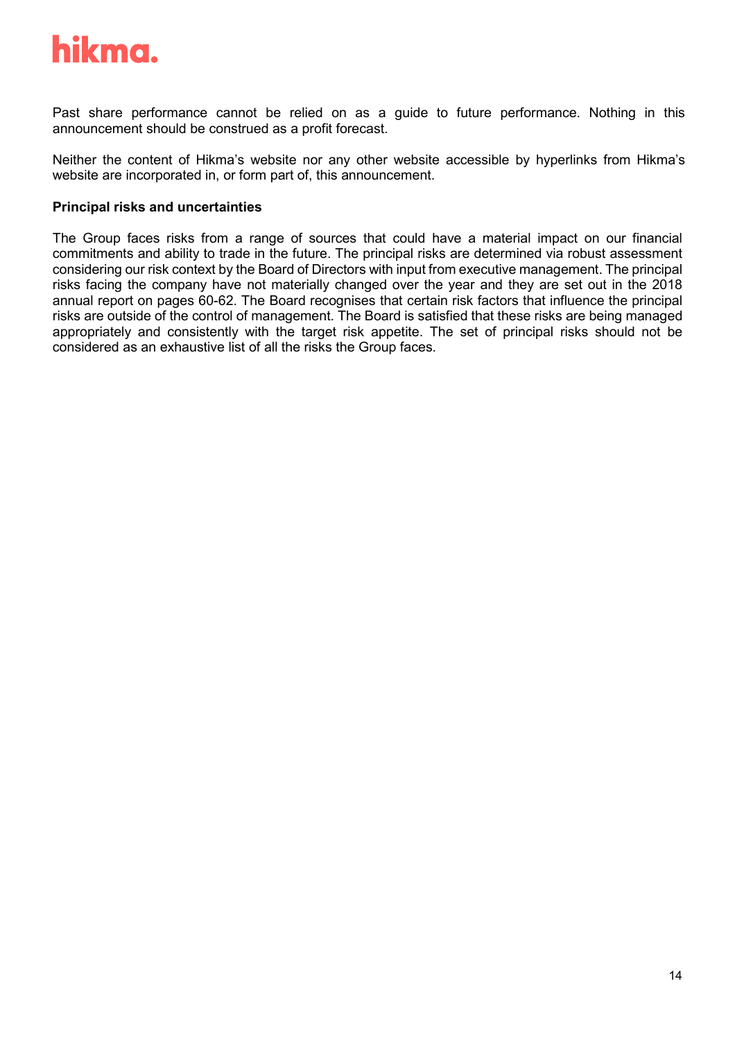Past share performance cannot be relied on as a guide to future performance. Nothing in this announcement should be construed as a profit forecast.

Neither the content of Hikma's website nor any other website accessible by hyperlinks from Hikma's website are incorporated in, or form part of, this announcement.

**Principal risks and uncertainties**

The Group faces risks from a range of sources that could have a material impact on our financial commitments and ability to trade in the future. The principal risks are determined via robust assessment considering our risk context by the Board of Directors with input from executive management. The principal risks facing the company have not materially changed over the year and they are set out in the 2018 annual report on pages 60-62. The Board recognises that certain risk factors that influence the principal risks are outside of the control of management. The Board is satisfied that these risks are being managed appropriately and consistently with the target risk appetite. The set of principal risks should not be considered as an exhaustive list of all the risks the Group faces.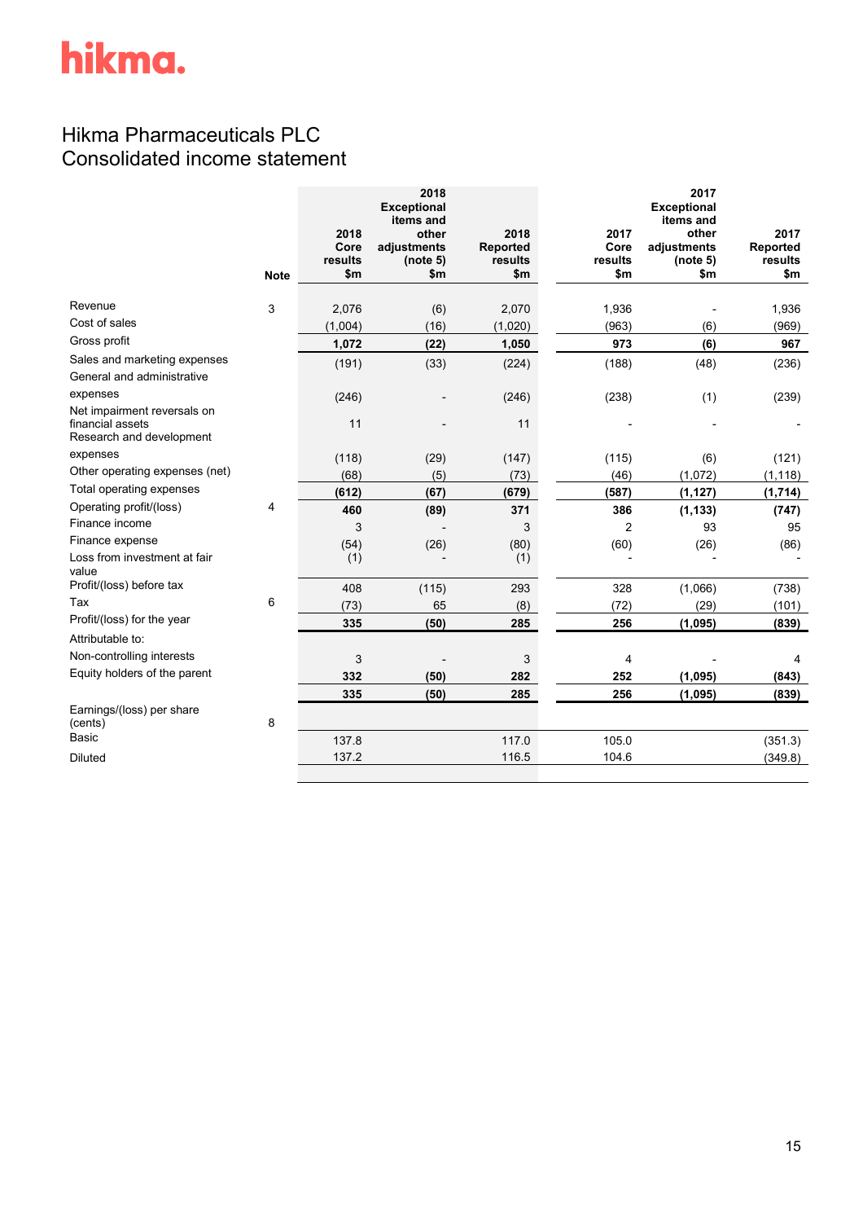hikma.

# Hikma Pharmaceuticals PLC
## Consolidated income statement

| | Note | 2018 Core results $m | 2018 Exceptional items and other adjustments (note 5) $m | 2018 Reported results $m | 2017 Core results $m | 2017 Exceptional items and other adjustments (note 5) $m | 2017 Reported results $m |
|---|---|---|---|---|---|---|---|
| Revenue | 3 | 2,076 | (6) | 2,070 | 1,936 | - | 1,936 |
| Cost of sales | | (1,004) | (16) | (1,020) | (963) | (6) | (969) |
| Gross profit | | **1,072** | **(22)** | **1,050** | **973** | **(6)** | **967** |
| Sales and marketing expenses | | (191) | (33) | (224) | (188) | (48) | (236) |
| General and administrative expenses | | (246) | - | (246) | (238) | (1) | (239) |
| Net impairment reversals on financial assets | | 11 | - | 11 | - | - | - |
| Research and development expenses | | (118) | (29) | (147) | (115) | (6) | (121) |
| Other operating expenses (net) | | (68) | (5) | (73) | (46) | (1,072) | (1,118) |
| Total operating expenses | | **(612)** | **(67)** | **(679)** | **(587)** | **(1,127)** | **(1,714)** |
| Operating profit/(loss) | 4 | **460** | **(89)** | **371** | **386** | **(1,133)** | **(747)** |
| Finance income | | 3 | - | 3 | 2 | 93 | 95 |
| Finance expense | | (54) | (26) | (80) | (60) | (26) | (86) |
| Loss from investment at fair value | | (1) | - | (1) | - | - | - |
| Profit/(loss) before tax | | 408 | (115) | 293 | 328 | (1,066) | (738) |
| Tax | 6 | (73) | 65 | (8) | (72) | (29) | (101) |
| Profit/(loss) for the year | | **335** | **(50)** | **285** | **256** | **(1,095)** | **(839)** |
| Attributable to: | | | | | | | |
| Non-controlling interests | | 3 | - | 3 | 4 | - | 4 |
| Equity holders of the parent | | **332** | **(50)** | **282** | **252** | **(1,095)** | **(843)** |
| | | **335** | **(50)** | **285** | **256** | **(1,095)** | **(839)** |
| Earnings/(loss) per share (cents) | 8 | | | | | | |
| Basic | | 137.8 | | 117.0 | 105.0 | | (351.3) |
| Diluted | | 137.2 | | 116.5 | 104.6 | | (349.8) |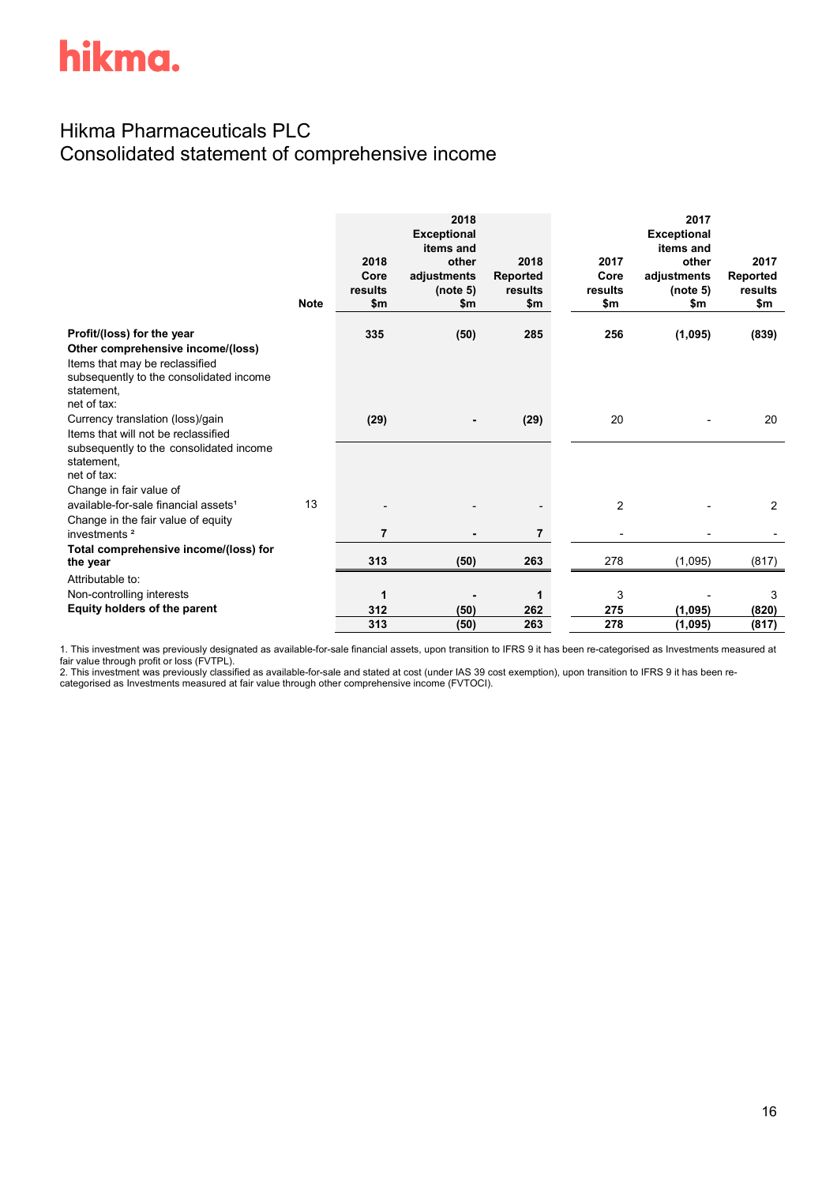# Hikma Pharmaceuticals PLC
## Consolidated statement of comprehensive income

| | Note | 2018 Core results $m | 2018 Exceptional items and other adjustments (note 5) $m | 2018 Reported results $m | 2017 Core results $m | 2017 Exceptional items and other adjustments (note 5) $m | 2017 Reported results $m |
|---|---|---|---|---|---|---|---|
| **Profit/(loss) for the year** | | **335** | **(50)** | **285** | **256** | **(1,095)** | **(839)** |
| **Other comprehensive income/(loss)** | | | | | | | |
| Items that may be reclassified subsequently to the consolidated income statement, net of tax: | | | | | | | |
| Currency translation (loss)/gain | | **(29)** | **-** | **(29)** | 20 | - | 20 |
| Items that will not be reclassified subsequently to the consolidated income statement, net of tax: | | | | | | | |
| Change in fair value of available-for-sale financial assets[1] | 13 | - | - | - | 2 | - | 2 |
| Change in the fair value of equity investments [2] | | **7** | **-** | **7** | - | - | - |
| **Total comprehensive income/(loss) for the year** | | **313** | **(50)** | **263** | 278 | (1,095) | (817) |
| Attributable to: | | | | | | | |
| Non-controlling interests | | **1** | **-** | **1** | 3 | - | 3 |
| **Equity holders of the parent** | | **312** | **(50)** | **262** | **275** | **(1,095)** | **(820)** |
| | | **313** | **(50)** | **263** | **278** | **(1,095)** | **(817)** |

1. This investment was previously designated as available-for-sale financial assets, upon transition to IFRS 9 it has been re-categorised as Investments measured at fair value through profit or loss (FVTPL).
2. This investment was previously classified as available-for-sale and stated at cost (under IAS 39 cost exemption), upon transition to IFRS 9 it has been re-categorised as Investments measured at fair value through other comprehensive income (FVTOCI).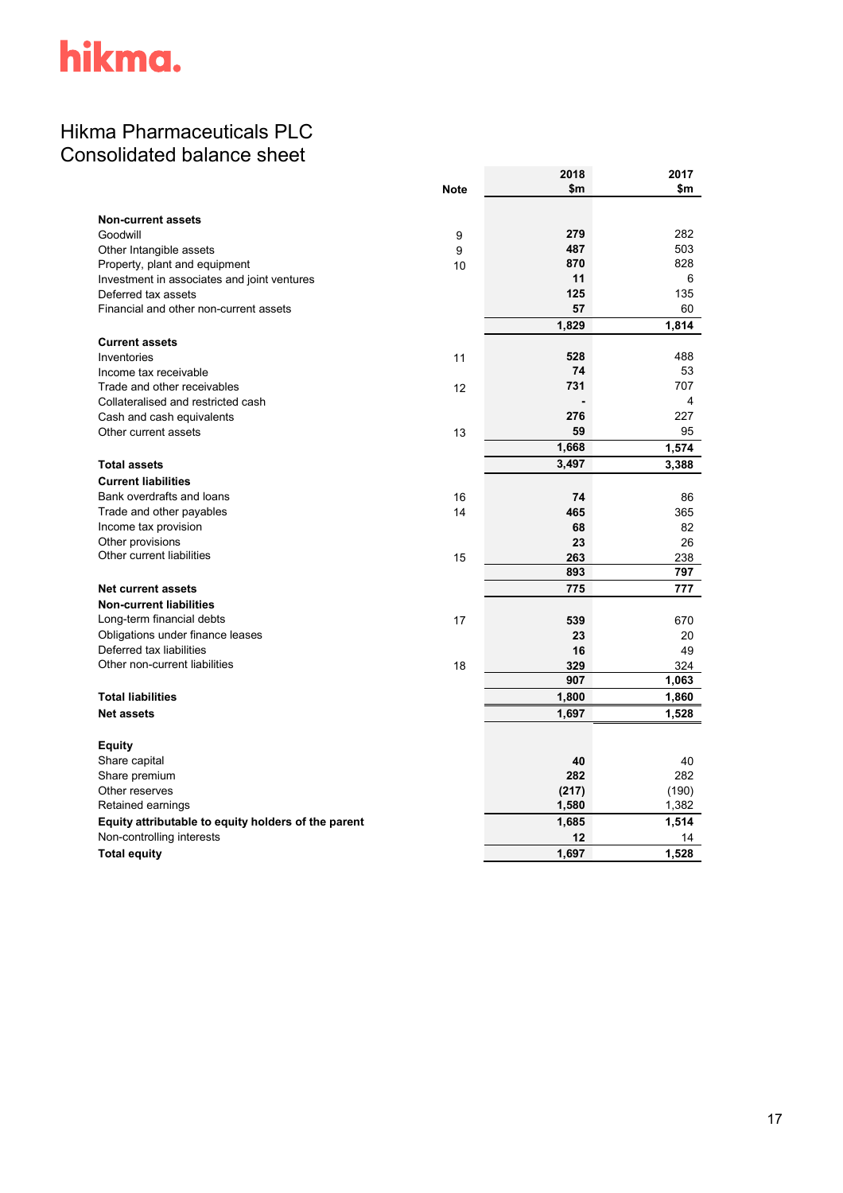hikma.

# Hikma Pharmaceuticals PLC
## Consolidated balance sheet

| | Note | 2018 $m | 2017 $m |
|---|---|---|---|
| **Non-current assets** | | | |
| Goodwill | 9 | 279 | 282 |
| Other Intangible assets | 9 | 487 | 503 |
| Property, plant and equipment | 10 | 870 | 828 |
| Investment in associates and joint ventures | | 11 | 6 |
| Deferred tax assets | | 125 | 135 |
| Financial and other non-current assets | | 57 | 60 |
| | | 1,829 | 1,814 |
| **Current assets** | | | |
| Inventories | 11 | 528 | 488 |
| Income tax receivable | | 74 | 53 |
| Trade and other receivables | 12 | 731 | 707 |
| Collateralised and restricted cash | | - | 4 |
| Cash and cash equivalents | | 276 | 227 |
| Other current assets | 13 | 59 | 95 |
| | | 1,668 | 1,574 |
| **Total assets** | | 3,497 | 3,388 |
| **Current liabilities** | | | |
| Bank overdrafts and loans | 16 | 74 | 86 |
| Trade and other payables | 14 | 465 | 365 |
| Income tax provision | | 68 | 82 |
| Other provisions | | 23 | 26 |
| Other current liabilities | 15 | 263 | 238 |
| | | 893 | 797 |
| **Net current assets** | | 775 | 777 |
| **Non-current liabilities** | | | |
| Long-term financial debts | 17 | 539 | 670 |
| Obligations under finance leases | | 23 | 20 |
| Deferred tax liabilities | | 16 | 49 |
| Other non-current liabilities | 18 | 329 | 324 |
| | | 907 | 1,063 |
| **Total liabilities** | | 1,800 | 1,860 |
| **Net assets** | | 1,697 | 1,528 |
| **Equity** | | | |
| Share capital | | 40 | 40 |
| Share premium | | 282 | 282 |
| Other reserves | | (217) | (190) |
| Retained earnings | | 1,580 | 1,382 |
| **Equity attributable to equity holders of the parent** | | 1,685 | 1,514 |
| Non-controlling interests | | 12 | 14 |
| **Total equity** | | 1,697 | 1,528 |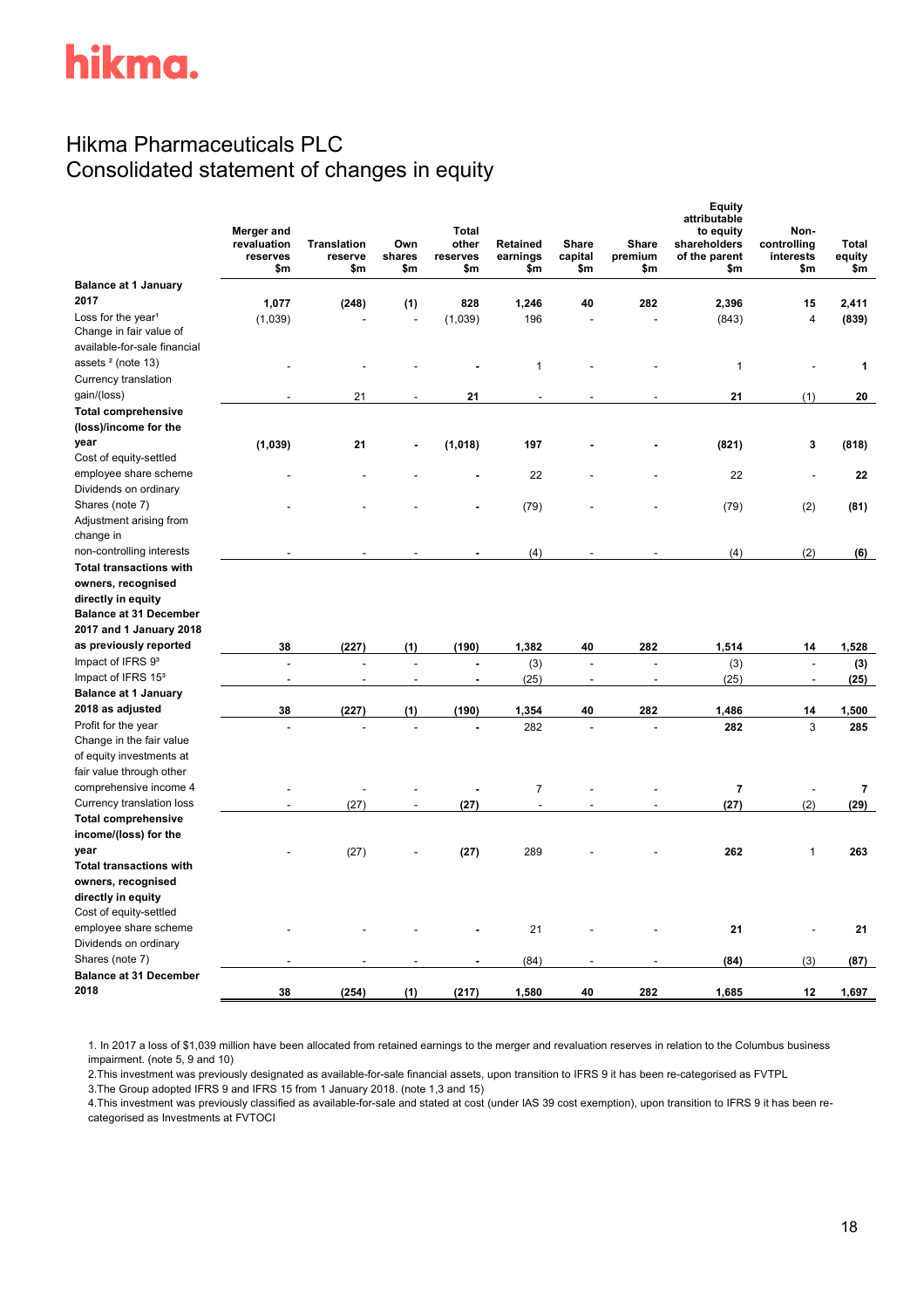hikma.

# Hikma Pharmaceuticals PLC
## Consolidated statement of changes in equity

| | Merger and revaluation reserves $m | Translation reserve $m | Own shares $m | Total other reserves $m | Retained earnings $m | Share capital $m | Share premium $m | Equity attributable to equity shareholders of the parent $m | Non-controlling interests $m | Total equity $m |
|---|---|---|---|---|---|---|---|---|---|---|
| **Balance at 1 January 2017** | **1,077** | **(248)** | **(1)** | **828** | **1,246** | **40** | **282** | **2,396** | **15** | **2,411** |
| Loss for the year[1] | (1,039) | - | - | (1,039) | 196 | - | - | (843) | 4 | **(839)** |
| Change in fair value of available-for-sale financial assets [2] (note 13) | - | - | - | **-** | 1 | - | - | 1 | - | **1** |
| Currency translation gain/(loss) | - | 21 | - | **21** | - | - | - | 21 | (1) | 20 |
| **Total comprehensive (loss)/income for the year** | **(1,039)** | **21** | **-** | **(1,018)** | **197** | **-** | **-** | **(821)** | **3** | **(818)** |
| Cost of equity-settled employee share scheme | - | - | - | **-** | 22 | - | - | 22 | - | **22** |
| Dividends on ordinary Shares (note 7) | - | - | - | **-** | (79) | - | - | (79) | (2) | **(81)** |
| Adjustment arising from change in non-controlling interests | - | - | - | **-** | (4) | - | - | (4) | (2) | **(6)** |
| **Total transactions with owners, recognised directly in equity** | | | | | | | | | | |
| **Balance at 31 December 2017 and 1 January 2018 as previously reported** | **38** | **(227)** | **(1)** | **(190)** | **1,382** | **40** | **282** | **1,514** | **14** | **1,528** |
| Impact of IFRS 9[3] | - | - | - | **-** | (3) | - | - | (3) | - | **(3)** |
| Impact of IFRS 15[3] | - | - | - | **-** | (25) | - | - | (25) | - | **(25)** |
| **Balance at 1 January 2018 as adjusted** | **38** | **(227)** | **(1)** | **(190)** | **1,354** | **40** | **282** | **1,486** | **14** | **1,500** |
| Profit for the year | - | - | - | **-** | 282 | - | - | **282** | 3 | **285** |
| Change in the fair value of equity investments at fair value through other comprehensive income 4 | - | - | - | **-** | 7 | - | - | **7** | - | **7** |
| Currency translation loss | - | (27) | - | **(27)** | - | - | - | **(27)** | (2) | **(29)** |
| **Total comprehensive income/(loss) for the year** | - | (27) | - | **(27)** | 289 | - | - | **262** | 1 | **263** |
| **Total transactions with owners, recognised directly in equity** | | | | | | | | | | |
| Cost of equity-settled employee share scheme | - | - | - | **-** | 21 | - | - | **21** | - | **21** |
| Dividends on ordinary Shares (note 7) | - | - | - | **-** | (84) | - | - | **(84)** | (3) | **(87)** |
| **Balance at 31 December 2018** | **38** | **(254)** | **(1)** | **(217)** | **1,580** | **40** | **282** | **1,685** | **12** | **1,697** |

1. In 2017 a loss of $1,039 million have been allocated from retained earnings to the merger and revaluation reserves in relation to the Columbus business impairment. (note 5, 9 and 10)
2. This investment was previously designated as available-for-sale financial assets, upon transition to IFRS 9 it has been re-categorised as FVTPL
3. The Group adopted IFRS 9 and IFRS 15 from 1 January 2018. (note 1,3 and 15)
4. This investment was previously classified as available-for-sale and stated at cost (under IAS 39 cost exemption), upon transition to IFRS 9 it has been re-categorised as Investments at FVTOCI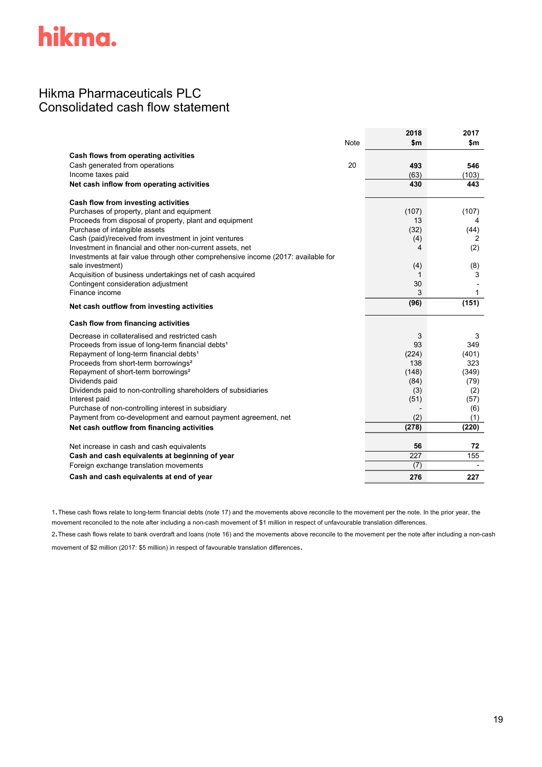hikma.

# Hikma Pharmaceuticals PLC
## Consolidated cash flow statement

| | Note | 2018 $m | 2017 $m |
|---|---|---|---|
| **Cash flows from operating activities** | | | |
| Cash generated from operations | 20 | **493** | **546** |
| Income taxes paid | | (63) | (103) |
| **Net cash inflow from operating activities** | | **430** | **443** |
| | | | |
| **Cash flow from investing activities** | | | |
| Purchases of property, plant and equipment | | (107) | (107) |
| Proceeds from disposal of property, plant and equipment | | 13 | 4 |
| Purchase of intangible assets | | (32) | (44) |
| Cash (paid)/received from investment in joint ventures | | (4) | 2 |
| Investment in financial and other non-current assets, net | | 4 | (2) |
| Investments at fair value through other comprehensive income (2017: available for sale investment) | | (4) | (8) |
| Acquisition of business undertakings net of cash acquired | | 1 | 3 |
| Contingent consideration adjustment | | 30 | - |
| Finance income | | 3 | 1 |
| **Net cash outflow from investing activities** | | **(96)** | **(151)** |
| | | | |
| **Cash flow from financing activities** | | | |
| Decrease in collateralised and restricted cash | | 3 | 3 |
| Proceeds from issue of long-term financial debts[1] | | 93 | 349 |
| Repayment of long-term financial debts[1] | | (224) | (401) |
| Proceeds from short-term borrowings[2] | | 138 | 323 |
| Repayment of short-term borrowings[2] | | (148) | (349) |
| Dividends paid | | (84) | (79) |
| Dividends paid to non-controlling shareholders of subsidiaries | | (3) | (2) |
| Interest paid | | (51) | (57) |
| Purchase of non-controlling interest in subsidiary | | - | (6) |
| Payment from co-development and earnout payment agreement, net | | (2) | (1) |
| **Net cash outflow from financing activities** | | **(278)** | **(220)** |
| | | | |
| Net increase in cash and cash equivalents | | **56** | **72** |
| **Cash and cash equivalents at beginning of year** | | 227 | 155 |
| Foreign exchange translation movements | | (7) | - |
| **Cash and cash equivalents at end of year** | | **276** | **227** |

1. These cash flows relate to long-term financial debts (note 17) and the movements above reconcile to the movement per the note. In the prior year, the movement reconciled to the note after including a non-cash movement of $1 million in respect of unfavourable translation differences.

2. These cash flows relate to bank overdraft and loans (note 16) and the movements above reconcile to the movement per the note after including a non-cash movement of $2 million (2017: $5 million) in respect of favourable translation differences.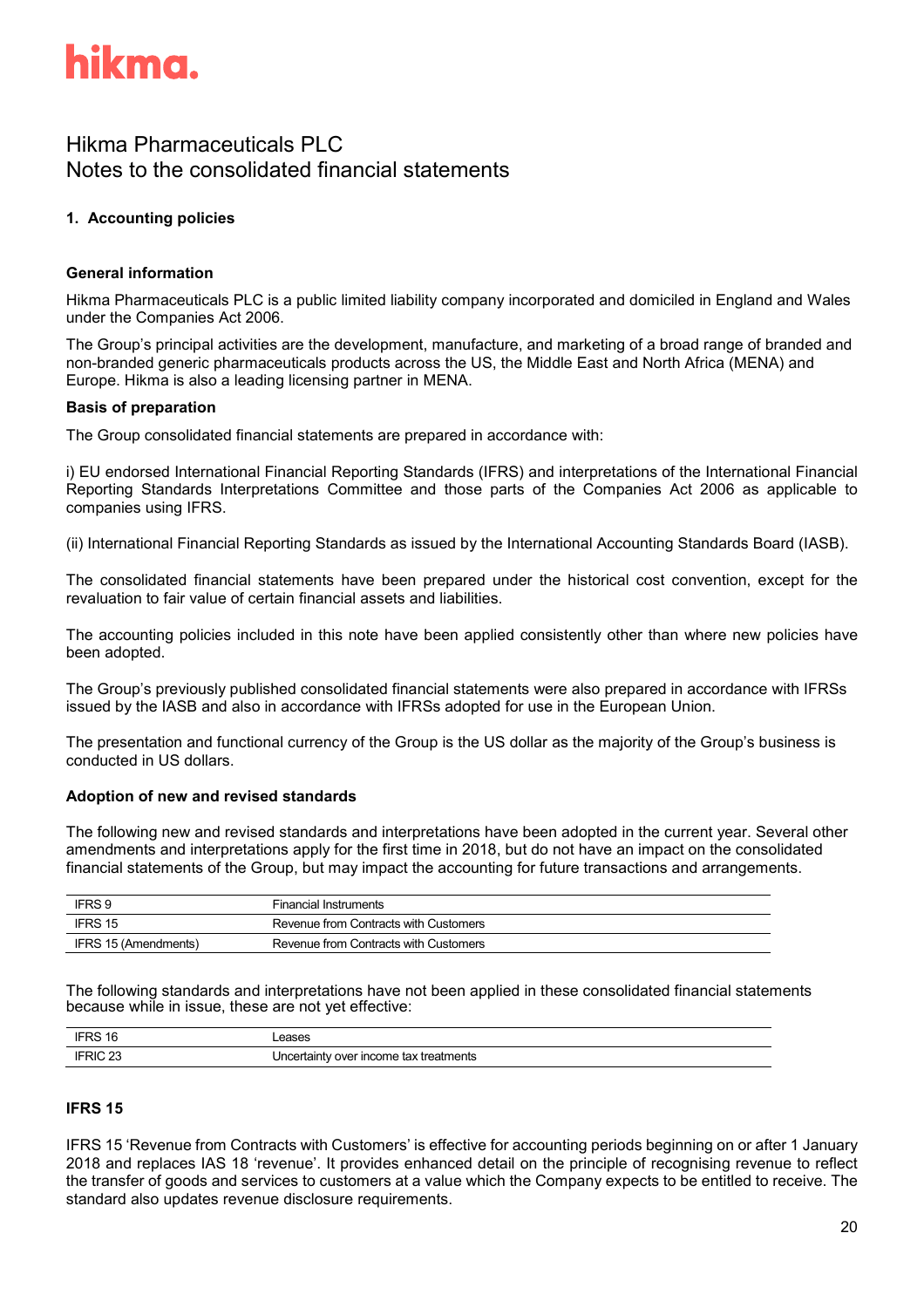# Hikma Pharmaceuticals PLC
## Notes to the consolidated financial statements

### 1. Accounting policies

**General information**

Hikma Pharmaceuticals PLC is a public limited liability company incorporated and domiciled in England and Wales under the Companies Act 2006.

The Group's principal activities are the development, manufacture, and marketing of a broad range of branded and non-branded generic pharmaceuticals products across the US, the Middle East and North Africa (MENA) and Europe. Hikma is also a leading licensing partner in MENA.

**Basis of preparation**

The Group consolidated financial statements are prepared in accordance with:

i) EU endorsed International Financial Reporting Standards (IFRS) and interpretations of the International Financial Reporting Standards Interpretations Committee and those parts of the Companies Act 2006 as applicable to companies using IFRS.

(ii) International Financial Reporting Standards as issued by the International Accounting Standards Board (IASB).

The consolidated financial statements have been prepared under the historical cost convention, except for the revaluation to fair value of certain financial assets and liabilities.

The accounting policies included in this note have been applied consistently other than where new policies have been adopted.

The Group's previously published consolidated financial statements were also prepared in accordance with IFRSs issued by the IASB and also in accordance with IFRSs adopted for use in the European Union.

The presentation and functional currency of the Group is the US dollar as the majority of the Group's business is conducted in US dollars.

**Adoption of new and revised standards**

The following new and revised standards and interpretations have been adopted in the current year. Several other amendments and interpretations apply for the first time in 2018, but do not have an impact on the consolidated financial statements of the Group, but may impact the accounting for future transactions and arrangements.

| | |
|---|---|
| IFRS 9 | Financial Instruments |
| IFRS 15 | Revenue from Contracts with Customers |
| IFRS 15 (Amendments) | Revenue from Contracts with Customers |

The following standards and interpretations have not been applied in these consolidated financial statements because while in issue, these are not yet effective:

| | |
|---|---|
| IFRS 16 | Leases |
| IFRIC 23 | Uncertainty over income tax treatments |

**IFRS 15**

IFRS 15 'Revenue from Contracts with Customers' is effective for accounting periods beginning on or after 1 January 2018 and replaces IAS 18 'revenue'. It provides enhanced detail on the principle of recognising revenue to reflect the transfer of goods and services to customers at a value which the Company expects to be entitled to receive. The standard also updates revenue disclosure requirements.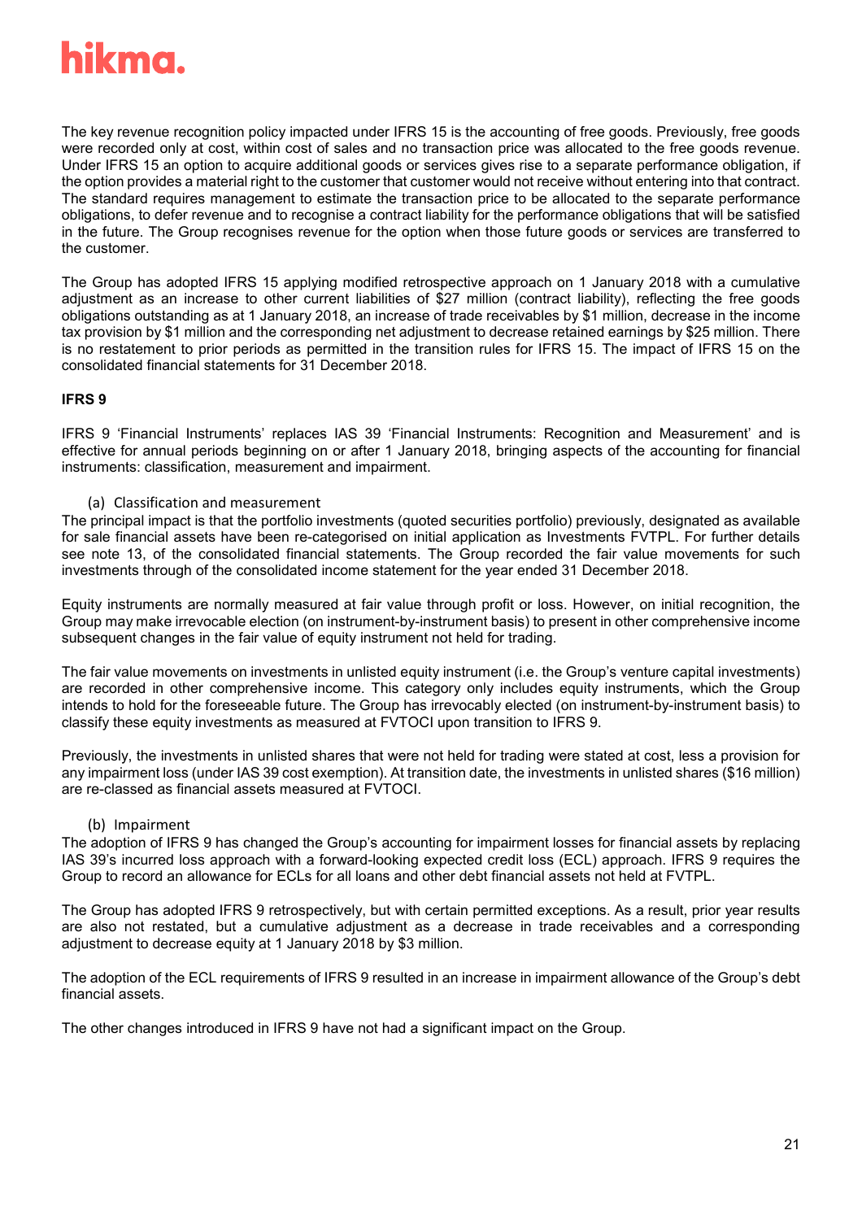The key revenue recognition policy impacted under IFRS 15 is the accounting of free goods. Previously, free goods were recorded only at cost, within cost of sales and no transaction price was allocated to the free goods revenue. Under IFRS 15 an option to acquire additional goods or services gives rise to a separate performance obligation, if the option provides a material right to the customer that customer would not receive without entering into that contract. The standard requires management to estimate the transaction price to be allocated to the separate performance obligations, to defer revenue and to recognise a contract liability for the performance obligations that will be satisfied in the future. The Group recognises revenue for the option when those future goods or services are transferred to the customer.

The Group has adopted IFRS 15 applying modified retrospective approach on 1 January 2018 with a cumulative adjustment as an increase to other current liabilities of $27 million (contract liability), reflecting the free goods obligations outstanding as at 1 January 2018, an increase of trade receivables by $1 million, decrease in the income tax provision by $1 million and the corresponding net adjustment to decrease retained earnings by $25 million. There is no restatement to prior periods as permitted in the transition rules for IFRS 15. The impact of IFRS 15 on the consolidated financial statements for 31 December 2018.

**IFRS 9**

IFRS 9 'Financial Instruments' replaces IAS 39 'Financial Instruments: Recognition and Measurement' and is effective for annual periods beginning on or after 1 January 2018, bringing aspects of the accounting for financial instruments: classification, measurement and impairment.

(a) Classification and measurement

The principal impact is that the portfolio investments (quoted securities portfolio) previously, designated as available for sale financial assets have been re-categorised on initial application as Investments FVTPL. For further details see note 13, of the consolidated financial statements. The Group recorded the fair value movements for such investments through of the consolidated income statement for the year ended 31 December 2018.

Equity instruments are normally measured at fair value through profit or loss. However, on initial recognition, the Group may make irrevocable election (on instrument-by-instrument basis) to present in other comprehensive income subsequent changes in the fair value of equity instrument not held for trading.

The fair value movements on investments in unlisted equity instrument (i.e. the Group's venture capital investments) are recorded in other comprehensive income. This category only includes equity instruments, which the Group intends to hold for the foreseeable future. The Group has irrevocably elected (on instrument-by-instrument basis) to classify these equity investments as measured at FVTOCI upon transition to IFRS 9.

Previously, the investments in unlisted shares that were not held for trading were stated at cost, less a provision for any impairment loss (under IAS 39 cost exemption). At transition date, the investments in unlisted shares ($16 million) are re-classed as financial assets measured at FVTOCI.

(b) Impairment

The adoption of IFRS 9 has changed the Group's accounting for impairment losses for financial assets by replacing IAS 39's incurred loss approach with a forward-looking expected credit loss (ECL) approach. IFRS 9 requires the Group to record an allowance for ECLs for all loans and other debt financial assets not held at FVTPL.

The Group has adopted IFRS 9 retrospectively, but with certain permitted exceptions. As a result, prior year results are also not restated, but a cumulative adjustment as a decrease in trade receivables and a corresponding adjustment to decrease equity at 1 January 2018 by $3 million.

The adoption of the ECL requirements of IFRS 9 resulted in an increase in impairment allowance of the Group's debt financial assets.

The other changes introduced in IFRS 9 have not had a significant impact on the Group.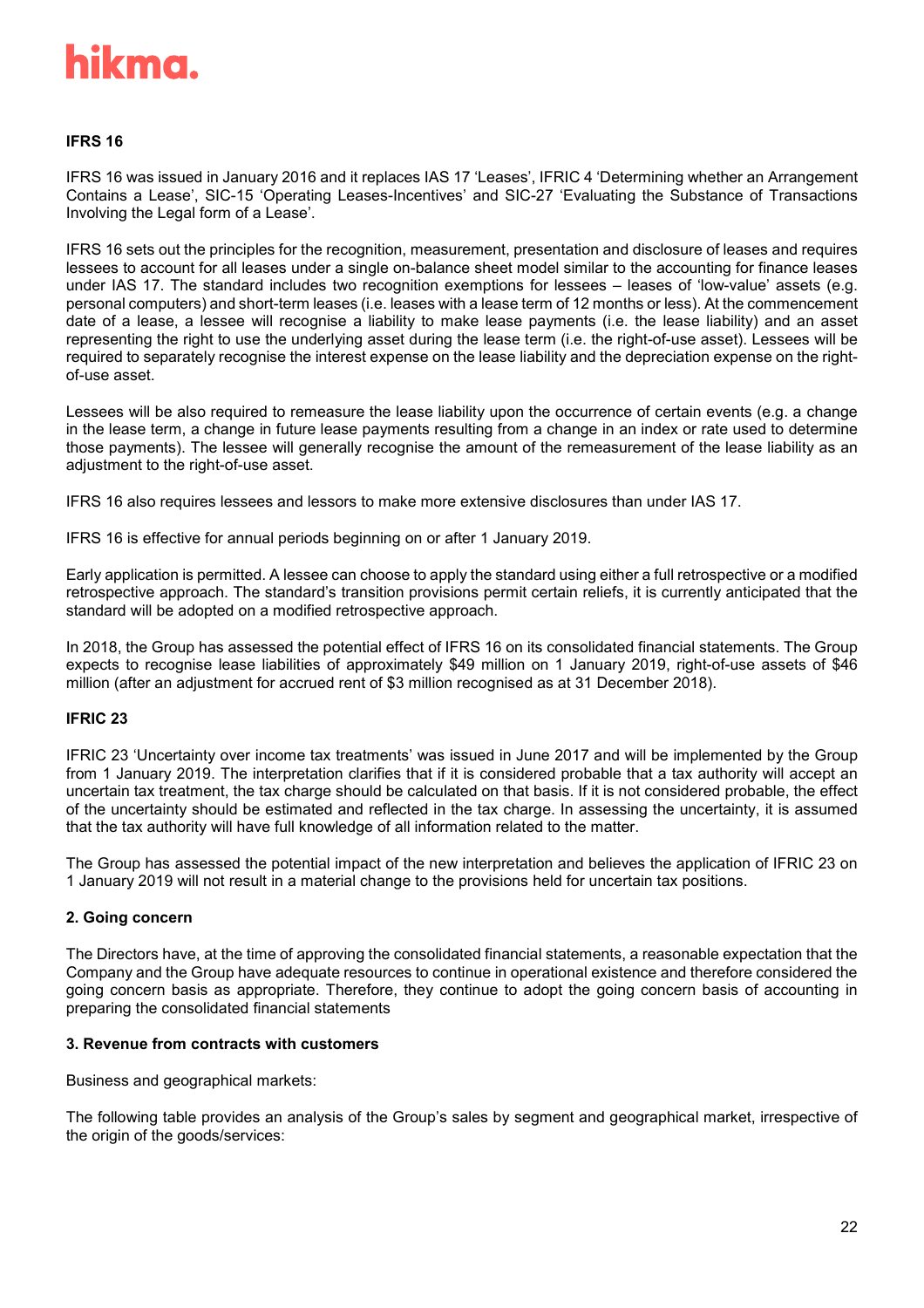**IFRS 16**

IFRS 16 was issued in January 2016 and it replaces IAS 17 'Leases', IFRIC 4 'Determining whether an Arrangement Contains a Lease', SIC-15 'Operating Leases-Incentives' and SIC-27 'Evaluating the Substance of Transactions Involving the Legal form of a Lease'.

IFRS 16 sets out the principles for the recognition, measurement, presentation and disclosure of leases and requires lessees to account for all leases under a single on-balance sheet model similar to the accounting for finance leases under IAS 17. The standard includes two recognition exemptions for lessees – leases of 'low-value' assets (e.g. personal computers) and short-term leases (i.e. leases with a lease term of 12 months or less). At the commencement date of a lease, a lessee will recognise a liability to make lease payments (i.e. the lease liability) and an asset representing the right to use the underlying asset during the lease term (i.e. the right-of-use asset). Lessees will be required to separately recognise the interest expense on the lease liability and the depreciation expense on the right-of-use asset.

Lessees will be also required to remeasure the lease liability upon the occurrence of certain events (e.g. a change in the lease term, a change in future lease payments resulting from a change in an index or rate used to determine those payments). The lessee will generally recognise the amount of the remeasurement of the lease liability as an adjustment to the right-of-use asset.

IFRS 16 also requires lessees and lessors to make more extensive disclosures than under IAS 17.

IFRS 16 is effective for annual periods beginning on or after 1 January 2019.

Early application is permitted. A lessee can choose to apply the standard using either a full retrospective or a modified retrospective approach. The standard's transition provisions permit certain reliefs, it is currently anticipated that the standard will be adopted on a modified retrospective approach.

In 2018, the Group has assessed the potential effect of IFRS 16 on its consolidated financial statements. The Group expects to recognise lease liabilities of approximately $49 million on 1 January 2019, right-of-use assets of $46 million (after an adjustment for accrued rent of $3 million recognised as at 31 December 2018).

**IFRIC 23**

IFRIC 23 'Uncertainty over income tax treatments' was issued in June 2017 and will be implemented by the Group from 1 January 2019. The interpretation clarifies that if it is considered probable that a tax authority will accept an uncertain tax treatment, the tax charge should be calculated on that basis. If it is not considered probable, the effect of the uncertainty should be estimated and reflected in the tax charge. In assessing the uncertainty, it is assumed that the tax authority will have full knowledge of all information related to the matter.

The Group has assessed the potential impact of the new interpretation and believes the application of IFRIC 23 on 1 January 2019 will not result in a material change to the provisions held for uncertain tax positions.

**2. Going concern**

The Directors have, at the time of approving the consolidated financial statements, a reasonable expectation that the Company and the Group have adequate resources to continue in operational existence and therefore considered the going concern basis as appropriate. Therefore, they continue to adopt the going concern basis of accounting in preparing the consolidated financial statements

**3. Revenue from contracts with customers**

Business and geographical markets:

The following table provides an analysis of the Group's sales by segment and geographical market, irrespective of the origin of the goods/services: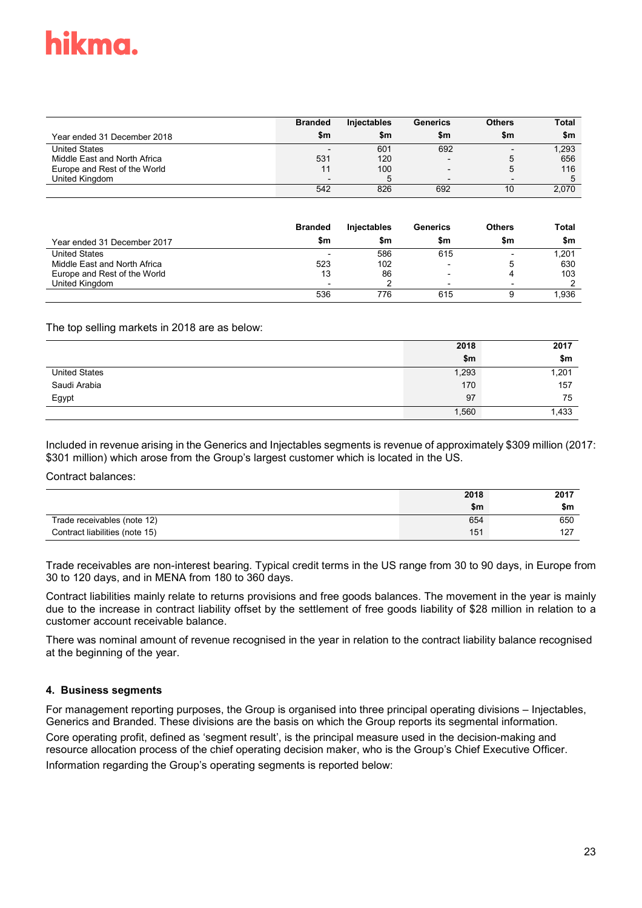| Year ended 31 December 2018 | Branded<br>$m | Injectables<br>$m | Generics<br>$m | Others<br>$m | Total<br>$m |
|---|---|---|---|---|---|
| United States | - | 601 | 692 | - | 1,293 |
| Middle East and North Africa | 531 | 120 | - | 5 | 656 |
| Europe and Rest of the World | 11 | 100 | - | 5 | 116 |
| United Kingdom | - | 5 | - | - | 5 |
| | 542 | 826 | 692 | 10 | 2,070 |

| Year ended 31 December 2017 | Branded<br>$m | Injectables<br>$m | Generics<br>$m | Others<br>$m | Total<br>$m |
|---|---|---|---|---|---|
| United States | - | 586 | 615 | - | 1,201 |
| Middle East and North Africa | 523 | 102 | - | 5 | 630 |
| Europe and Rest of the World | 13 | 86 | - | 4 | 103 |
| United Kingdom | - | 2 | - | - | 2 |
| | 536 | 776 | 615 | 9 | 1,936 |

The top selling markets in 2018 are as below:

| | 2018<br>$m | 2017<br>$m |
|---|---|---|
| United States | 1,293 | 1,201 |
| Saudi Arabia | 170 | 157 |
| Egypt | 97 | 75 |
| | 1,560 | 1,433 |

Included in revenue arising in the Generics and Injectables segments is revenue of approximately $309 million (2017: $301 million) which arose from the Group's largest customer which is located in the US.

Contract balances:

| | 2018<br>$m | 2017<br>$m |
|---|---|---|
| Trade receivables (note 12) | 654 | 650 |
| Contract liabilities (note 15) | 151 | 127 |

Trade receivables are non-interest bearing. Typical credit terms in the US range from 30 to 90 days, in Europe from 30 to 120 days, and in MENA from 180 to 360 days.

Contract liabilities mainly relate to returns provisions and free goods balances. The movement in the year is mainly due to the increase in contract liability offset by the settlement of free goods liability of $28 million in relation to a customer account receivable balance.

There was nominal amount of revenue recognised in the year in relation to the contract liability balance recognised at the beginning of the year.

## 4. Business segments

For management reporting purposes, the Group is organised into three principal operating divisions – Injectables, Generics and Branded. These divisions are the basis on which the Group reports its segmental information.

Core operating profit, defined as 'segment result', is the principal measure used in the decision-making and resource allocation process of the chief operating decision maker, who is the Group's Chief Executive Officer.

Information regarding the Group's operating segments is reported below: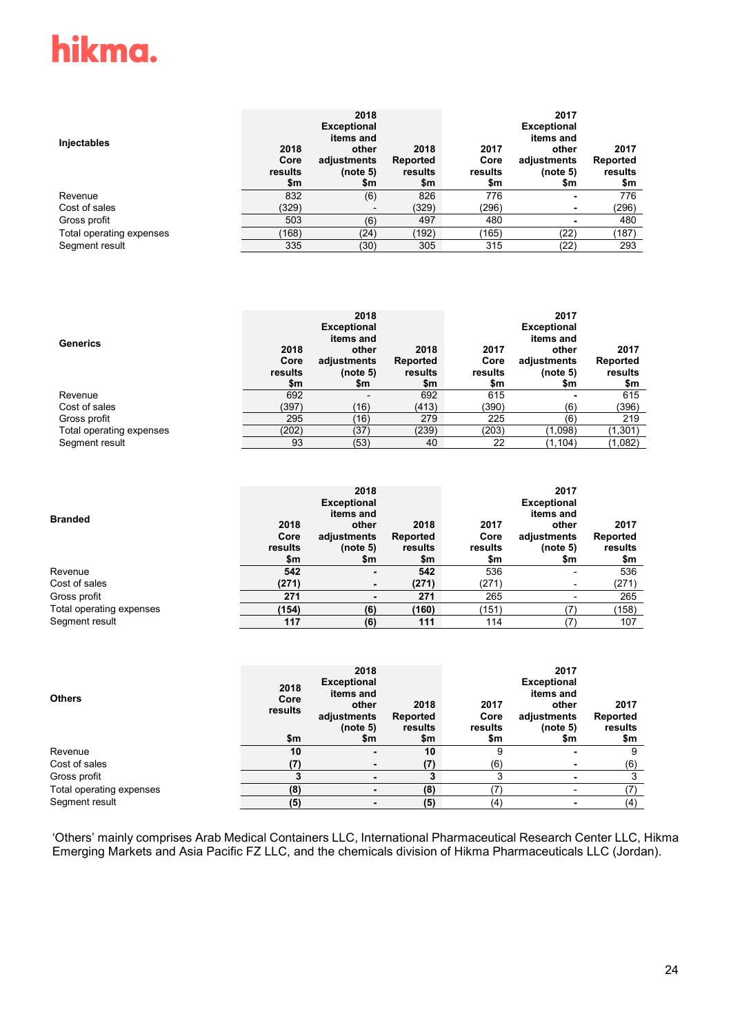hikma.

| Injectables | 2018 Core results $m | 2018 Exceptional items and other adjustments (note 5) $m | 2018 Reported results $m | 2017 Core results $m | 2017 Exceptional items and other adjustments (note 5) $m | 2017 Reported results $m |
|---|---|---|---|---|---|---|
| Revenue | 832 | (6) | 826 | 776 | - | 776 |
| Cost of sales | (329) | - | (329) | (296) | - | (296) |
| Gross profit | 503 | (6) | 497 | 480 | - | 480 |
| Total operating expenses | (168) | (24) | (192) | (165) | (22) | (187) |
| Segment result | 335 | (30) | 305 | 315 | (22) | 293 |

| Generics | 2018 Core results $m | 2018 Exceptional items and other adjustments (note 5) $m | 2018 Reported results $m | 2017 Core results $m | 2017 Exceptional items and other adjustments (note 5) $m | 2017 Reported results $m |
|---|---|---|---|---|---|---|
| Revenue | 692 | - | 692 | 615 | - | 615 |
| Cost of sales | (397) | (16) | (413) | (390) | (6) | (396) |
| Gross profit | 295 | (16) | 279 | 225 | (6) | 219 |
| Total operating expenses | (202) | (37) | (239) | (203) | (1,098) | (1,301) |
| Segment result | 93 | (53) | 40 | 22 | (1,104) | (1,082) |

| Branded | 2018 Core results $m | 2018 Exceptional items and other adjustments (note 5) $m | 2018 Reported results $m | 2017 Core results $m | 2017 Exceptional items and other adjustments (note 5) $m | 2017 Reported results $m |
|---|---|---|---|---|---|---|
| Revenue | **542** | **-** | **542** | 536 | - | 536 |
| Cost of sales | **(271)** | **-** | **(271)** | (271) | - | (271) |
| Gross profit | **271** | **-** | **271** | 265 | - | 265 |
| Total operating expenses | **(154)** | **(6)** | **(160)** | (151) | (7) | (158) |
| Segment result | **117** | **(6)** | **111** | 114 | (7) | 107 |

| Others | 2018 Core results $m | 2018 Exceptional items and other adjustments (note 5) $m | 2018 Reported results $m | 2017 Core results $m | 2017 Exceptional items and other adjustments (note 5) $m | 2017 Reported results $m |
|---|---|---|---|---|---|---|
| Revenue | **10** | **-** | **10** | 9 | - | 9 |
| Cost of sales | **(7)** | **-** | **(7)** | (6) | - | (6) |
| Gross profit | **3** | **-** | **3** | 3 | - | 3 |
| Total operating expenses | **(8)** | **-** | **(8)** | (7) | - | (7) |
| Segment result | **(5)** | **-** | **(5)** | (4) | - | (4) |

'Others' mainly comprises Arab Medical Containers LLC, International Pharmaceutical Research Center LLC, Hikma Emerging Markets and Asia Pacific FZ LLC, and the chemicals division of Hikma Pharmaceuticals LLC (Jordan).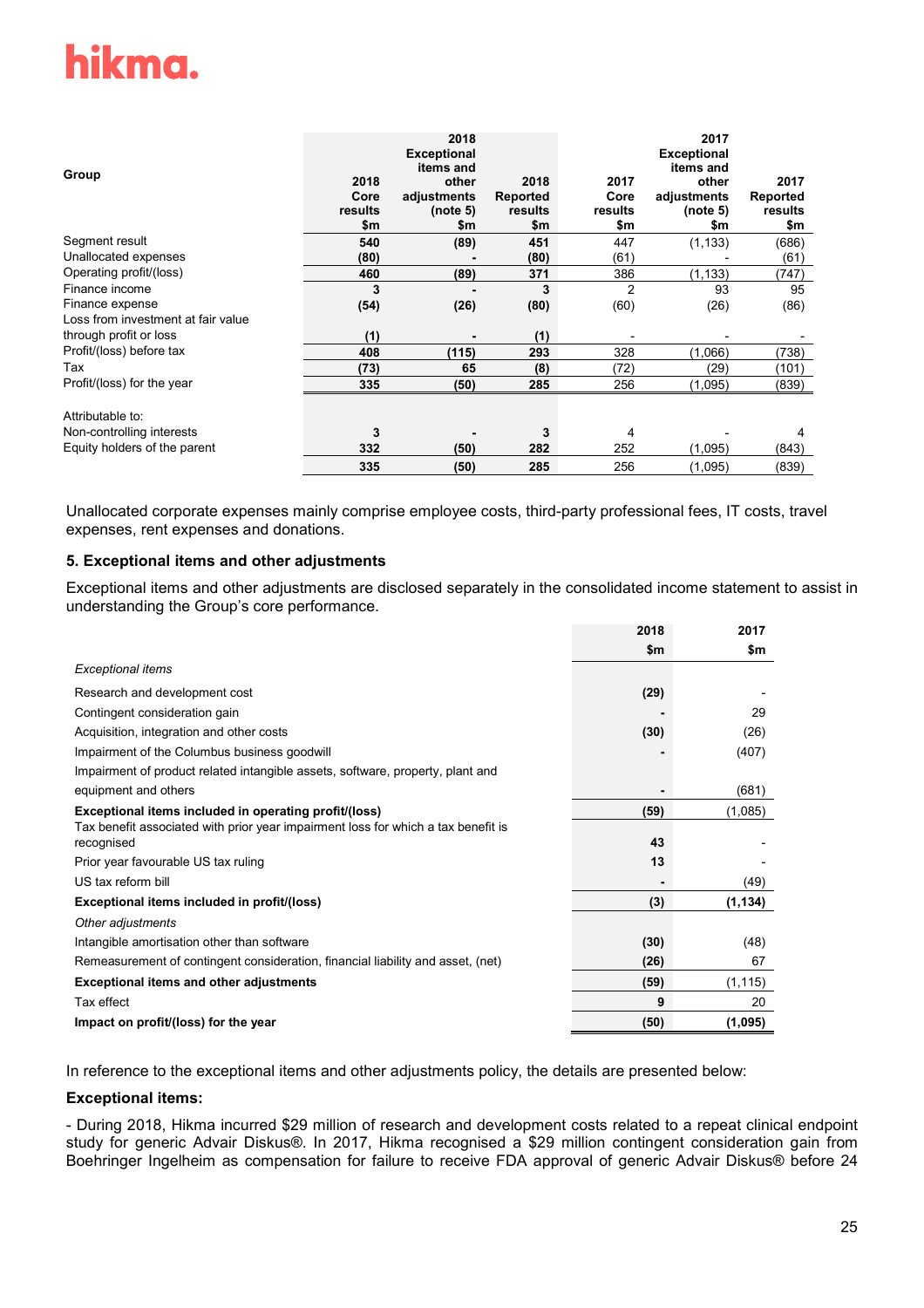| Group | 2018 Core results $m | 2018 Exceptional items and other adjustments (note 5) $m | 2018 Reported results $m | 2017 Core results $m | 2017 Exceptional items and other adjustments (note 5) $m | 2017 Reported results $m |
|---|---|---|---|---|---|---|
| Segment result | **540** | **(89)** | **451** | 447 | (1,133) | (686) |
| Unallocated expenses | **(80)** | **-** | **(80)** | (61) | - | (61) |
| Operating profit/(loss) | **460** | **(89)** | **371** | 386 | (1,133) | (747) |
| Finance income | **3** | **-** | **3** | 2 | 93 | 95 |
| Finance expense | **(54)** | **(26)** | **(80)** | (60) | (26) | (86) |
| Loss from investment at fair value through profit or loss | **(1)** | **-** | **(1)** | - | - | - |
| Profit/(loss) before tax | **408** | **(115)** | **293** | 328 | (1,066) | (738) |
| Tax | **(73)** | **65** | **(8)** | (72) | (29) | (101) |
| Profit/(loss) for the year | **335** | **(50)** | **285** | 256 | (1,095) | (839) |
| | | | | | | |
| Attributable to: | | | | | | |
| Non-controlling interests | **3** | **-** | **3** | 4 | - | 4 |
| Equity holders of the parent | **332** | **(50)** | **282** | 252 | (1,095) | (843) |
| | **335** | **(50)** | **285** | 256 | (1,095) | (839) |

Unallocated corporate expenses mainly comprise employee costs, third-party professional fees, IT costs, travel expenses, rent expenses and donations.

### 5. Exceptional items and other adjustments

Exceptional items and other adjustments are disclosed separately in the consolidated income statement to assist in understanding the Group's core performance.

| | 2018 $m | 2017 $m |
|---|---|---|
| *Exceptional items* | | |
| Research and development cost | **(29)** | - |
| Contingent consideration gain | **-** | 29 |
| Acquisition, integration and other costs | **(30)** | (26) |
| Impairment of the Columbus business goodwill | **-** | (407) |
| Impairment of product related intangible assets, software, property, plant and equipment and others | **-** | (681) |
| **Exceptional items included in operating profit/(loss)** | **(59)** | (1,085) |
| Tax benefit associated with prior year impairment loss for which a tax benefit is recognised | **43** | - |
| Prior year favourable US tax ruling | **13** | - |
| US tax reform bill | **-** | (49) |
| **Exceptional items included in profit/(loss)** | **(3)** | **(1,134)** |
| *Other adjustments* | | |
| Intangible amortisation other than software | **(30)** | (48) |
| Remeasurement of contingent consideration, financial liability and asset, (net) | **(26)** | 67 |
| **Exceptional items and other adjustments** | **(59)** | (1,115) |
| Tax effect | **9** | 20 |
| **Impact on profit/(loss) for the year** | **(50)** | **(1,095)** |

In reference to the exceptional items and other adjustments policy, the details are presented below:

**Exceptional items:**

- During 2018, Hikma incurred $29 million of research and development costs related to a repeat clinical endpoint study for generic Advair Diskus®. In 2017, Hikma recognised a $29 million contingent consideration gain from Boehringer Ingelheim as compensation for failure to receive FDA approval of generic Advair Diskus® before 24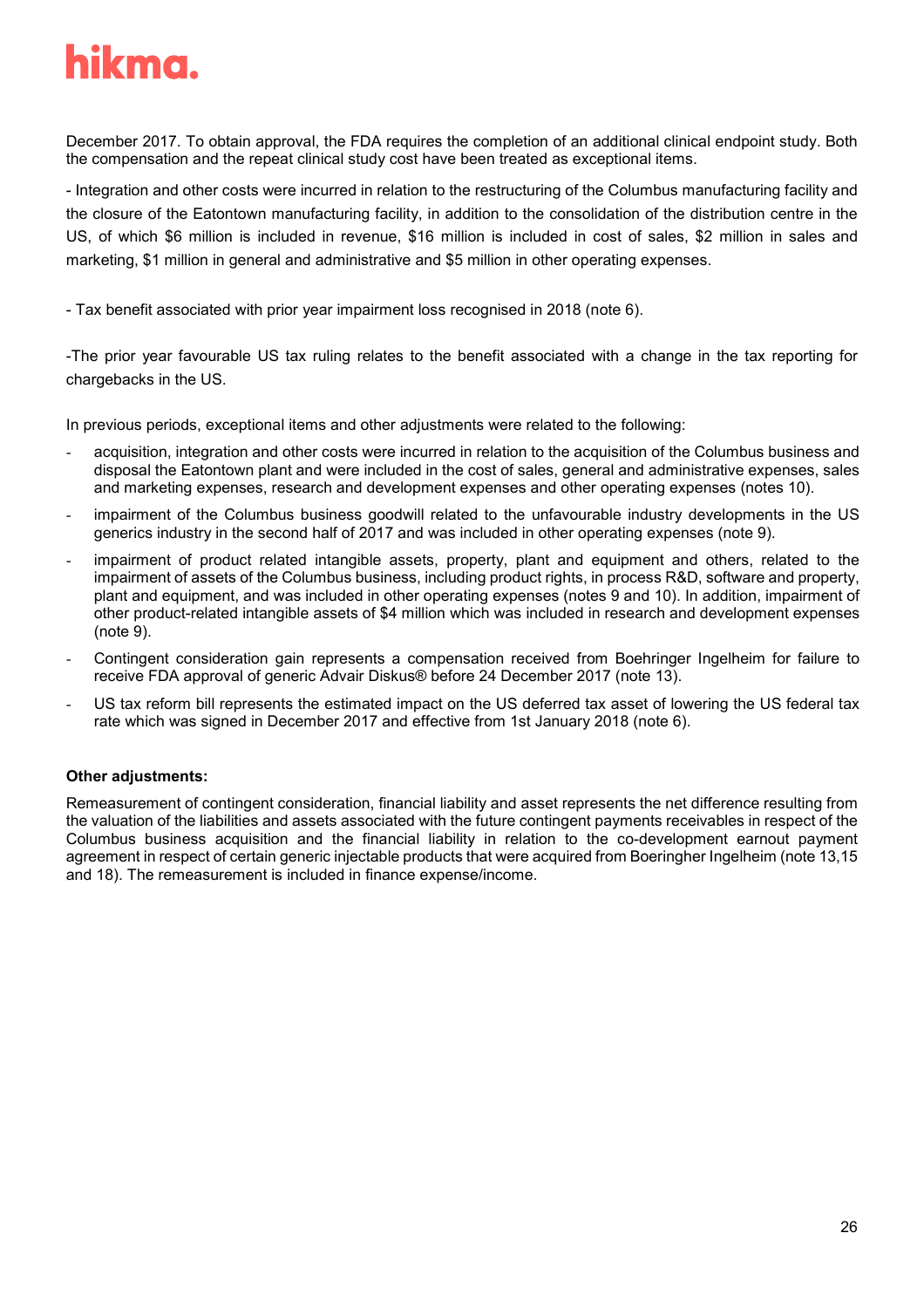December 2017. To obtain approval, the FDA requires the completion of an additional clinical endpoint study. Both the compensation and the repeat clinical study cost have been treated as exceptional items.

- Integration and other costs were incurred in relation to the restructuring of the Columbus manufacturing facility and the closure of the Eatontown manufacturing facility, in addition to the consolidation of the distribution centre in the US, of which $6 million is included in revenue, $16 million is included in cost of sales, $2 million in sales and marketing, $1 million in general and administrative and $5 million in other operating expenses.

- Tax benefit associated with prior year impairment loss recognised in 2018 (note 6).

-The prior year favourable US tax ruling relates to the benefit associated with a change in the tax reporting for chargebacks in the US.

In previous periods, exceptional items and other adjustments were related to the following:

- acquisition, integration and other costs were incurred in relation to the acquisition of the Columbus business and disposal the Eatontown plant and were included in the cost of sales, general and administrative expenses, sales and marketing expenses, research and development expenses and other operating expenses (notes 10).
- impairment of the Columbus business goodwill related to the unfavourable industry developments in the US generics industry in the second half of 2017 and was included in other operating expenses (note 9).
- impairment of product related intangible assets, property, plant and equipment and others, related to the impairment of assets of the Columbus business, including product rights, in process R&D, software and property, plant and equipment, and was included in other operating expenses (notes 9 and 10). In addition, impairment of other product-related intangible assets of $4 million which was included in research and development expenses (note 9).
- Contingent consideration gain represents a compensation received from Boehringer Ingelheim for failure to receive FDA approval of generic Advair Diskus® before 24 December 2017 (note 13).
- US tax reform bill represents the estimated impact on the US deferred tax asset of lowering the US federal tax rate which was signed in December 2017 and effective from 1st January 2018 (note 6).

**Other adjustments:**

Remeasurement of contingent consideration, financial liability and asset represents the net difference resulting from the valuation of the liabilities and assets associated with the future contingent payments receivables in respect of the Columbus business acquisition and the financial liability in relation to the co-development earnout payment agreement in respect of certain generic injectable products that were acquired from Boeringher Ingelheim (note 13,15 and 18). The remeasurement is included in finance expense/income.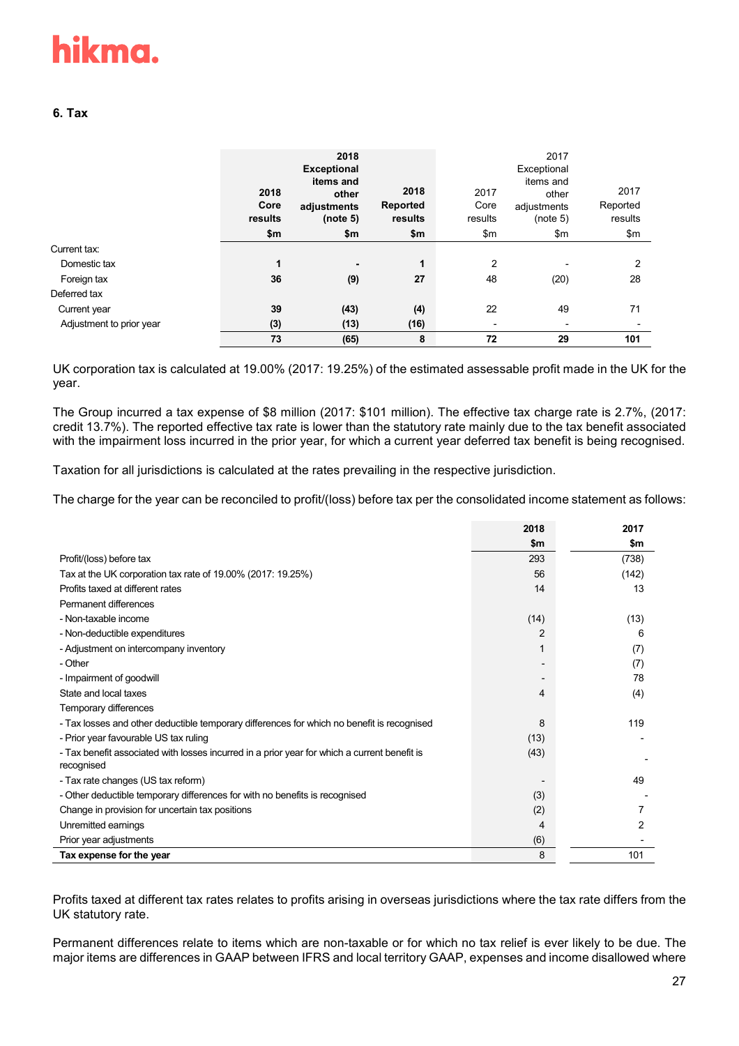## 6. Tax

| | 2018 Core results $m | 2018 Exceptional items and other adjustments (note 5) $m | 2018 Reported results $m | 2017 Core results $m | 2017 Exceptional items and other adjustments (note 5) $m | 2017 Reported results $m |
|---|---|---|---|---|---|---|
| Current tax: | | | | | | |
| Domestic tax | **1** | **-** | **1** | 2 | - | 2 |
| Foreign tax | **36** | **(9)** | **27** | 48 | (20) | 28 |
| Deferred tax | | | | | | |
| Current year | **39** | **(43)** | **(4)** | 22 | 49 | 71 |
| Adjustment to prior year | **(3)** | **(13)** | **(16)** | - | - | - |
| | **73** | **(65)** | **8** | **72** | **29** | **101** |

UK corporation tax is calculated at 19.00% (2017: 19.25%) of the estimated assessable profit made in the UK for the year.

The Group incurred a tax expense of $8 million (2017: $101 million). The effective tax charge rate is 2.7%, (2017: credit 13.7%). The reported effective tax rate is lower than the statutory rate mainly due to the tax benefit associated with the impairment loss incurred in the prior year, for which a current year deferred tax benefit is being recognised.

Taxation for all jurisdictions is calculated at the rates prevailing in the respective jurisdiction.

The charge for the year can be reconciled to profit/(loss) before tax per the consolidated income statement as follows:

| | 2018 $m | 2017 $m |
|---|---|---|
| Profit/(loss) before tax | 293 | (738) |
| Tax at the UK corporation tax rate of 19.00% (2017: 19.25%) | 56 | (142) |
| Profits taxed at different rates | 14 | 13 |
| Permanent differences | | |
| - Non-taxable income | (14) | (13) |
| - Non-deductible expenditures | 2 | 6 |
| - Adjustment on intercompany inventory | 1 | (7) |
| - Other | - | (7) |
| - Impairment of goodwill | - | 78 |
| State and local taxes | 4 | (4) |
| Temporary differences | | |
| - Tax losses and other deductible temporary differences for which no benefit is recognised | 8 | 119 |
| - Prior year favourable US tax ruling | (13) | - |
| - Tax benefit associated with losses incurred in a prior year for which a current benefit is recognised | (43) | - |
| - Tax rate changes (US tax reform) | - | 49 |
| - Other deductible temporary differences for with no benefits is recognised | (3) | - |
| Change in provision for uncertain tax positions | (2) | 7 |
| Unremitted earnings | 4 | 2 |
| Prior year adjustments | (6) | - |
| **Tax expense for the year** | 8 | 101 |

Profits taxed at different tax rates relates to profits arising in overseas jurisdictions where the tax rate differs from the UK statutory rate.

Permanent differences relate to items which are non-taxable or for which no tax relief is ever likely to be due. The major items are differences in GAAP between IFRS and local territory GAAP, expenses and income disallowed where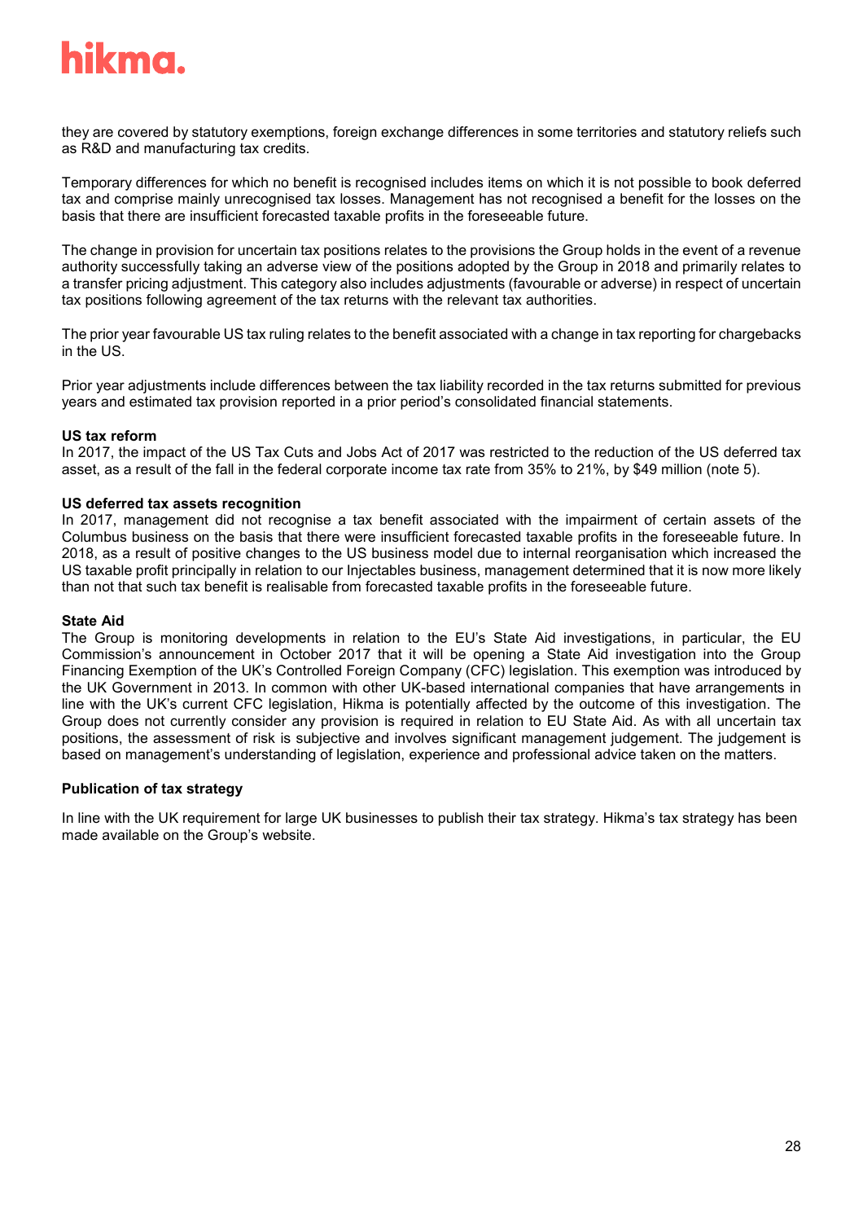they are covered by statutory exemptions, foreign exchange differences in some territories and statutory reliefs such as R&D and manufacturing tax credits.

Temporary differences for which no benefit is recognised includes items on which it is not possible to book deferred tax and comprise mainly unrecognised tax losses. Management has not recognised a benefit for the losses on the basis that there are insufficient forecasted taxable profits in the foreseeable future.

The change in provision for uncertain tax positions relates to the provisions the Group holds in the event of a revenue authority successfully taking an adverse view of the positions adopted by the Group in 2018 and primarily relates to a transfer pricing adjustment. This category also includes adjustments (favourable or adverse) in respect of uncertain tax positions following agreement of the tax returns with the relevant tax authorities.

The prior year favourable US tax ruling relates to the benefit associated with a change in tax reporting for chargebacks in the US.

Prior year adjustments include differences between the tax liability recorded in the tax returns submitted for previous years and estimated tax provision reported in a prior period's consolidated financial statements.

**US tax reform**

In 2017, the impact of the US Tax Cuts and Jobs Act of 2017 was restricted to the reduction of the US deferred tax asset, as a result of the fall in the federal corporate income tax rate from 35% to 21%, by $49 million (note 5).

**US deferred tax assets recognition**

In 2017, management did not recognise a tax benefit associated with the impairment of certain assets of the Columbus business on the basis that there were insufficient forecasted taxable profits in the foreseeable future. In 2018, as a result of positive changes to the US business model due to internal reorganisation which increased the US taxable profit principally in relation to our Injectables business, management determined that it is now more likely than not that such tax benefit is realisable from forecasted taxable profits in the foreseeable future.

**State Aid**

The Group is monitoring developments in relation to the EU's State Aid investigations, in particular, the EU Commission's announcement in October 2017 that it will be opening a State Aid investigation into the Group Financing Exemption of the UK's Controlled Foreign Company (CFC) legislation. This exemption was introduced by the UK Government in 2013. In common with other UK-based international companies that have arrangements in line with the UK's current CFC legislation, Hikma is potentially affected by the outcome of this investigation. The Group does not currently consider any provision is required in relation to EU State Aid. As with all uncertain tax positions, the assessment of risk is subjective and involves significant management judgement. The judgement is based on management's understanding of legislation, experience and professional advice taken on the matters.

**Publication of tax strategy**

In line with the UK requirement for large UK businesses to publish their tax strategy. Hikma's tax strategy has been made available on the Group's website.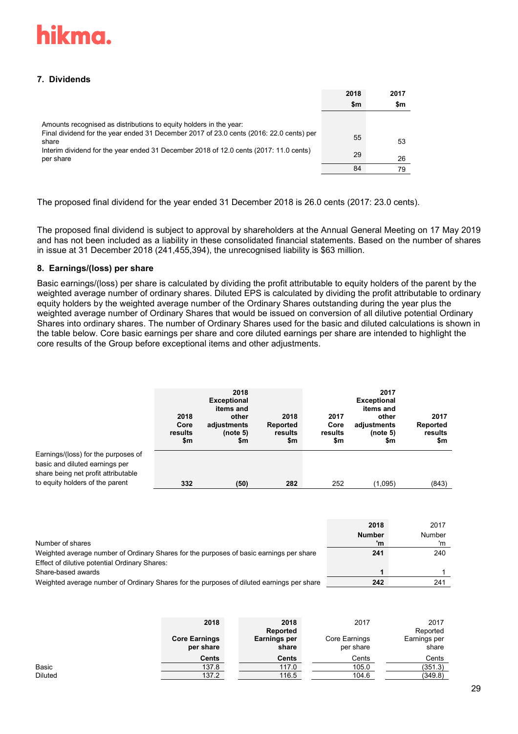## 7. Dividends

| | 2018 $m | 2017 $m |
|---|---|---|
| Amounts recognised as distributions to equity holders in the year: | | |
| Final dividend for the year ended 31 December 2017 of 23.0 cents (2016: 22.0 cents) per share | 55 | 53 |
| Interim dividend for the year ended 31 December 2018 of 12.0 cents (2017: 11.0 cents) per share | 29 | 26 |
| | 84 | 79 |

The proposed final dividend for the year ended 31 December 2018 is 26.0 cents (2017: 23.0 cents).

The proposed final dividend is subject to approval by shareholders at the Annual General Meeting on 17 May 2019 and has not been included as a liability in these consolidated financial statements. Based on the number of shares in issue at 31 December 2018 (241,455,394), the unrecognised liability is $63 million.

## 8. Earnings/(loss) per share

Basic earnings/(loss) per share is calculated by dividing the profit attributable to equity holders of the parent by the weighted average number of ordinary shares. Diluted EPS is calculated by dividing the profit attributable to ordinary equity holders by the weighted average number of the Ordinary Shares outstanding during the year plus the weighted average number of Ordinary Shares that would be issued on conversion of all dilutive potential Ordinary Shares into ordinary shares. The number of Ordinary Shares used for the basic and diluted calculations is shown in the table below. Core basic earnings per share and core diluted earnings per share are intended to highlight the core results of the Group before exceptional items and other adjustments.

| | 2018 Core results $m | 2018 Exceptional items and other adjustments (note 5) $m | 2018 Reported results $m | 2017 Core results $m | 2017 Exceptional items and other adjustments (note 5) $m | 2017 Reported results $m |
|---|---|---|---|---|---|---|
| Earnings/(loss) for the purposes of basic and diluted earnings per share being net profit attributable to equity holders of the parent | 332 | (50) | 282 | 252 | (1,095) | (843) |

| Number of shares | 2018 Number 'm | 2017 Number 'm |
|---|---|---|
| Weighted average number of Ordinary Shares for the purposes of basic earnings per share | 241 | 240 |
| Effect of dilutive potential Ordinary Shares: | | |
| Share-based awards | 1 | 1 |
| Weighted average number of Ordinary Shares for the purposes of diluted earnings per share | 242 | 241 |

| | 2018 Core Earnings per share Cents | 2018 Reported Earnings per share Cents | 2017 Core Earnings per share Cents | 2017 Reported Earnings per share Cents |
|---|---|---|---|---|
| Basic | 137.8 | 117.0 | 105.0 | (351.3) |
| Diluted | 137.2 | 116.5 | 104.6 | (349.8) |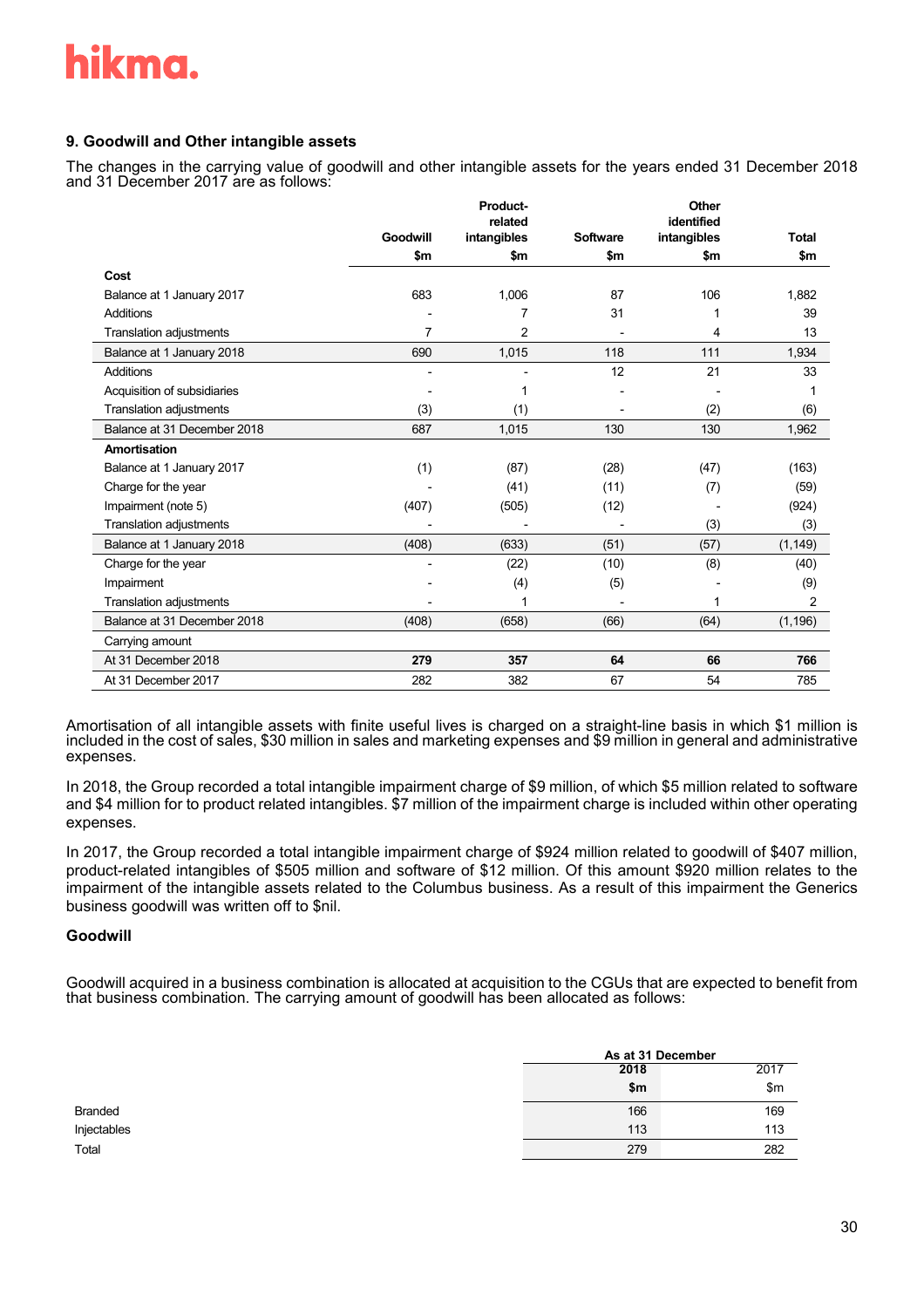## 9. Goodwill and Other intangible assets

The changes in the carrying value of goodwill and other intangible assets for the years ended 31 December 2018 and 31 December 2017 are as follows:

| | Goodwill | Product-related intangibles | Software | Other identified intangibles | Total |
|---|---|---|---|---|---|
| | $m | $m | $m | $m | $m |
| **Cost** | | | | | |
| Balance at 1 January 2017 | 683 | 1,006 | 87 | 106 | 1,882 |
| Additions | - | 7 | 31 | 1 | 39 |
| Translation adjustments | 7 | 2 | - | 4 | 13 |
| Balance at 1 January 2018 | 690 | 1,015 | 118 | 111 | 1,934 |
| Additions | - | - | 12 | 21 | 33 |
| Acquisition of subsidiaries | - | 1 | - | - | 1 |
| Translation adjustments | (3) | (1) | - | (2) | (6) |
| Balance at 31 December 2018 | 687 | 1,015 | 130 | 130 | 1,962 |
| **Amortisation** | | | | | |
| Balance at 1 January 2017 | (1) | (87) | (28) | (47) | (163) |
| Charge for the year | - | (41) | (11) | (7) | (59) |
| Impairment (note 5) | (407) | (505) | (12) | - | (924) |
| Translation adjustments | - | - | - | (3) | (3) |
| Balance at 1 January 2018 | (408) | (633) | (51) | (57) | (1,149) |
| Charge for the year | - | (22) | (10) | (8) | (40) |
| Impairment | - | (4) | (5) | - | (9) |
| Translation adjustments | - | 1 | - | 1 | 2 |
| Balance at 31 December 2018 | (408) | (658) | (66) | (64) | (1,196) |
| Carrying amount | | | | | |
| At 31 December 2018 | **279** | **357** | **64** | **66** | **766** |
| At 31 December 2017 | 282 | 382 | 67 | 54 | 785 |

Amortisation of all intangible assets with finite useful lives is charged on a straight-line basis in which $1 million is included in the cost of sales, $30 million in sales and marketing expenses and $9 million in general and administrative expenses.

In 2018, the Group recorded a total intangible impairment charge of $9 million, of which $5 million related to software and $4 million for to product related intangibles. $7 million of the impairment charge is included within other operating expenses.

In 2017, the Group recorded a total intangible impairment charge of $924 million related to goodwill of $407 million, product-related intangibles of $505 million and software of $12 million. Of this amount $920 million relates to the impairment of the intangible assets related to the Columbus business. As a result of this impairment the Generics business goodwill was written off to $nil.

### Goodwill

Goodwill acquired in a business combination is allocated at acquisition to the CGUs that are expected to benefit from that business combination. The carrying amount of goodwill has been allocated as follows:

| | As at 31 December | |
|---|---|---|
| | **2018** | 2017 |
| | **$m** | $m |
| Branded | 166 | 169 |
| Injectables | 113 | 113 |
| Total | 279 | 282 |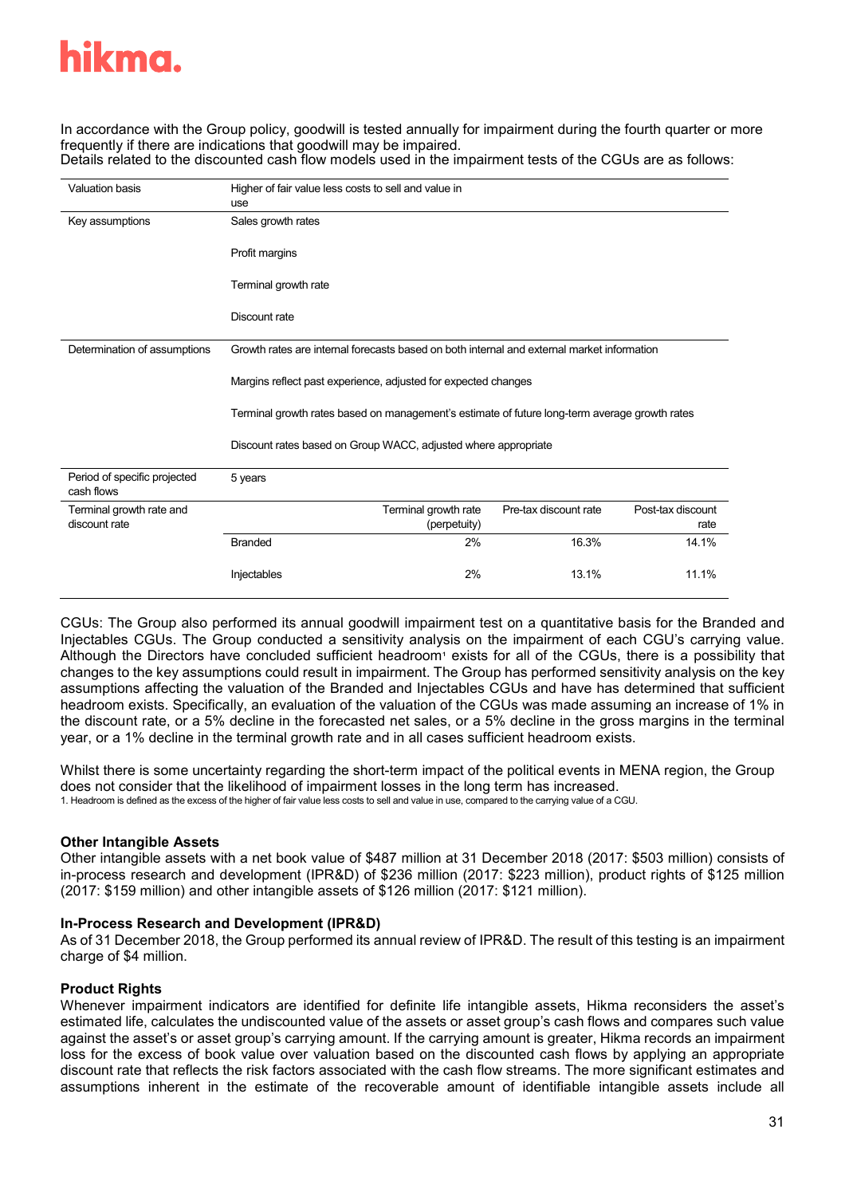In accordance with the Group policy, goodwill is tested annually for impairment during the fourth quarter or more frequently if there are indications that goodwill may be impaired.
Details related to the discounted cash flow models used in the impairment tests of the CGUs are as follows:

| Valuation basis | Higher of fair value less costs to sell and value in use | | | |
|---|---|---|---|---|
| Key assumptions | Sales growth rates | | | |
| | Profit margins | | | |
| | Terminal growth rate | | | |
| | Discount rate | | | |
| Determination of assumptions | Growth rates are internal forecasts based on both internal and external market information | | | |
| | Margins reflect past experience, adjusted for expected changes | | | |
| | Terminal growth rates based on management's estimate of future long-term average growth rates | | | |
| | Discount rates based on Group WACC, adjusted where appropriate | | | |
| Period of specific projected cash flows | 5 years | | | |
| Terminal growth rate and discount rate | | Terminal growth rate (perpetuity) | Pre-tax discount rate | Post-tax discount rate |
| | Branded | 2% | 16.3% | 14.1% |
| | Injectables | 2% | 13.1% | 11.1% |

CGUs: The Group also performed its annual goodwill impairment test on a quantitative basis for the Branded and Injectables CGUs. The Group conducted a sensitivity analysis on the impairment of each CGU's carrying value. Although the Directors have concluded sufficient headroom[1] exists for all of the CGUs, there is a possibility that changes to the key assumptions could result in impairment. The Group has performed sensitivity analysis on the key assumptions affecting the valuation of the Branded and Injectables CGUs and have has determined that sufficient headroom exists. Specifically, an evaluation of the valuation of the CGUs was made assuming an increase of 1% in the discount rate, or a 5% decline in the forecasted net sales, or a 5% decline in the gross margins in the terminal year, or a 1% decline in the terminal growth rate and in all cases sufficient headroom exists.

Whilst there is some uncertainty regarding the short-term impact of the political events in MENA region, the Group does not consider that the likelihood of impairment losses in the long term has increased.

1. Headroom is defined as the excess of the higher of fair value less costs to sell and value in use, compared to the carrying value of a CGU.

**Other Intangible Assets**

Other intangible assets with a net book value of $487 million at 31 December 2018 (2017: $503 million) consists of in-process research and development (IPR&D) of $236 million (2017: $223 million), product rights of $125 million (2017: $159 million) and other intangible assets of $126 million (2017: $121 million).

**In-Process Research and Development (IPR&D)**

As of 31 December 2018, the Group performed its annual review of IPR&D. The result of this testing is an impairment charge of $4 million.

**Product Rights**

Whenever impairment indicators are identified for definite life intangible assets, Hikma reconsiders the asset's estimated life, calculates the undiscounted value of the assets or asset group's cash flows and compares such value against the asset's or asset group's carrying amount. If the carrying amount is greater, Hikma records an impairment loss for the excess of book value over valuation based on the discounted cash flows by applying an appropriate discount rate that reflects the risk factors associated with the cash flow streams. The more significant estimates and assumptions inherent in the estimate of the recoverable amount of identifiable intangible assets include all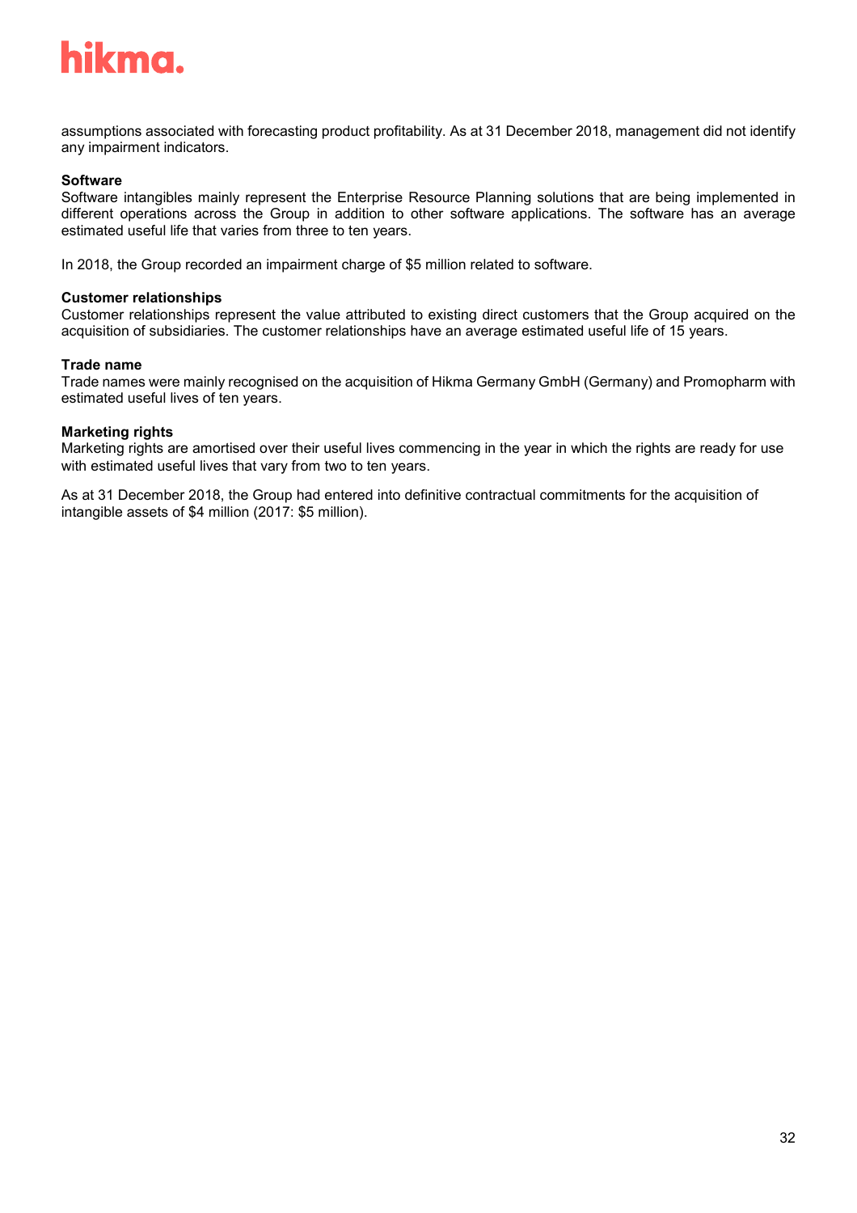assumptions associated with forecasting product profitability. As at 31 December 2018, management did not identify any impairment indicators.

**Software**
Software intangibles mainly represent the Enterprise Resource Planning solutions that are being implemented in different operations across the Group in addition to other software applications. The software has an average estimated useful life that varies from three to ten years.

In 2018, the Group recorded an impairment charge of $5 million related to software.

**Customer relationships**
Customer relationships represent the value attributed to existing direct customers that the Group acquired on the acquisition of subsidiaries. The customer relationships have an average estimated useful life of 15 years.

**Trade name**
Trade names were mainly recognised on the acquisition of Hikma Germany GmbH (Germany) and Promopharm with estimated useful lives of ten years.

**Marketing rights**
Marketing rights are amortised over their useful lives commencing in the year in which the rights are ready for use with estimated useful lives that vary from two to ten years.

As at 31 December 2018, the Group had entered into definitive contractual commitments for the acquisition of intangible assets of $4 million (2017: $5 million).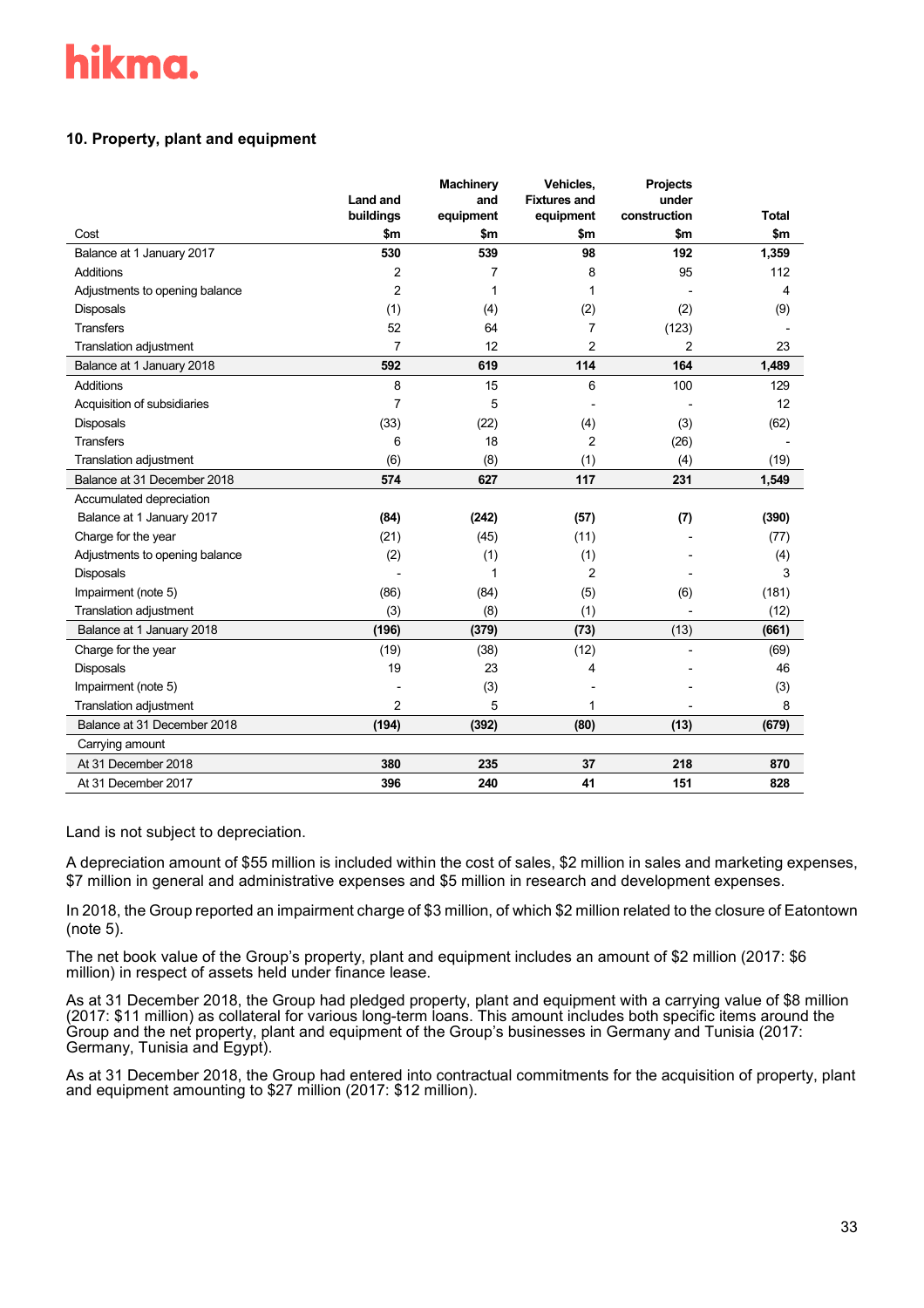### 10. Property, plant and equipment

| Cost | Land and buildings $m | Machinery and equipment $m | Vehicles, Fixtures and equipment $m | Projects under construction $m | Total $m |
|---|---|---|---|---|---|
| **Balance at 1 January 2017** | **530** | **539** | **98** | **192** | **1,359** |
| Additions | 2 | 7 | 8 | 95 | 112 |
| Adjustments to opening balance | 2 | 1 | 1 | - | 4 |
| Disposals | (1) | (4) | (2) | (2) | (9) |
| Transfers | 52 | 64 | 7 | (123) | - |
| Translation adjustment | 7 | 12 | 2 | 2 | 23 |
| **Balance at 1 January 2018** | **592** | **619** | **114** | **164** | **1,489** |
| Additions | 8 | 15 | 6 | 100 | 129 |
| Acquisition of subsidiaries | 7 | 5 | - | - | 12 |
| Disposals | (33) | (22) | (4) | (3) | (62) |
| Transfers | 6 | 18 | 2 | (26) | - |
| Translation adjustment | (6) | (8) | (1) | (4) | (19) |
| **Balance at 31 December 2018** | **574** | **627** | **117** | **231** | **1,549** |
| Accumulated depreciation | | | | | |
| **Balance at 1 January 2017** | **(84)** | **(242)** | **(57)** | **(7)** | **(390)** |
| Charge for the year | (21) | (45) | (11) | - | (77) |
| Adjustments to opening balance | (2) | (1) | (1) | - | (4) |
| Disposals | - | 1 | 2 | - | 3 |
| Impairment (note 5) | (86) | (84) | (5) | (6) | (181) |
| Translation adjustment | (3) | (8) | (1) | - | (12) |
| **Balance at 1 January 2018** | **(196)** | **(379)** | **(73)** | **(13)** | **(661)** |
| Charge for the year | (19) | (38) | (12) | - | (69) |
| Disposals | 19 | 23 | 4 | - | 46 |
| Impairment (note 5) | - | (3) | - | - | (3) |
| Translation adjustment | 2 | 5 | 1 | - | 8 |
| **Balance at 31 December 2018** | **(194)** | **(392)** | **(80)** | **(13)** | **(679)** |
| Carrying amount | | | | | |
| **At 31 December 2018** | **380** | **235** | **37** | **218** | **870** |
| **At 31 December 2017** | **396** | **240** | **41** | **151** | **828** |

Land is not subject to depreciation.

A depreciation amount of $55 million is included within the cost of sales, $2 million in sales and marketing expenses, $7 million in general and administrative expenses and $5 million in research and development expenses.

In 2018, the Group reported an impairment charge of $3 million, of which $2 million related to the closure of Eatontown (note 5).

The net book value of the Group's property, plant and equipment includes an amount of $2 million (2017: $6 million) in respect of assets held under finance lease.

As at 31 December 2018, the Group had pledged property, plant and equipment with a carrying value of $8 million (2017: $11 million) as collateral for various long-term loans. This amount includes both specific items around the Group and the net property, plant and equipment of the Group's businesses in Germany and Tunisia (2017: Germany, Tunisia and Egypt).

As at 31 December 2018, the Group had entered into contractual commitments for the acquisition of property, plant and equipment amounting to $27 million (2017: $12 million).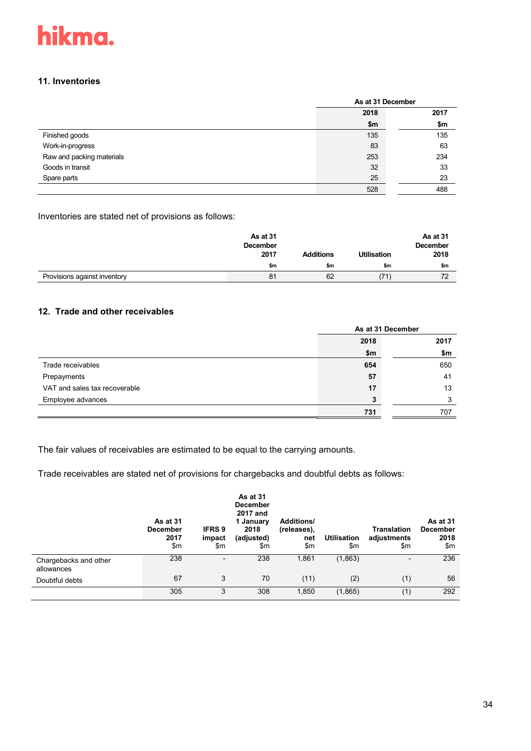hikma.

## 11. Inventories

| | As at 31 December | |
|---|---|---|
| | 2018 | 2017 |
| | $m | $m |
| Finished goods | 135 | 135 |
| Work-in-progress | 83 | 63 |
| Raw and packing materials | 253 | 234 |
| Goods in transit | 32 | 33 |
| Spare parts | 25 | 23 |
| | 528 | 488 |

Inventories are stated net of provisions as follows:

| | As at 31 December 2017 | Additions | Utilisation | As at 31 December 2018 |
|---|---|---|---|---|
| | $m | $m | $m | $m |
| Provisions against inventory | 81 | 62 | (71) | 72 |

## 12. Trade and other receivables

| | As at 31 December | |
|---|---|---|
| | 2018 | 2017 |
| | $m | $m |
| Trade receivables | **654** | 650 |
| Prepayments | **57** | 41 |
| VAT and sales tax recoverable | **17** | 13 |
| Employee advances | **3** | 3 |
| | **731** | 707 |

The fair values of receivables are estimated to be equal to the carrying amounts.

Trade receivables are stated net of provisions for chargebacks and doubtful debts as follows:

| | As at 31 December 2017 $m | IFRS 9 impact $m | As at 31 December 2017 and 1 January 2018 (adjusted) $m | Additions/ (releases), net $m | Utilisation $m | Translation adjustments $m | As at 31 December 2018 $m |
|---|---|---|---|---|---|---|---|
| Chargebacks and other allowances | 238 | - | 238 | 1,861 | (1,863) | - | 236 |
| Doubtful debts | 67 | 3 | 70 | (11) | (2) | (1) | 56 |
| | 305 | 3 | 308 | 1,850 | (1,865) | (1) | 292 |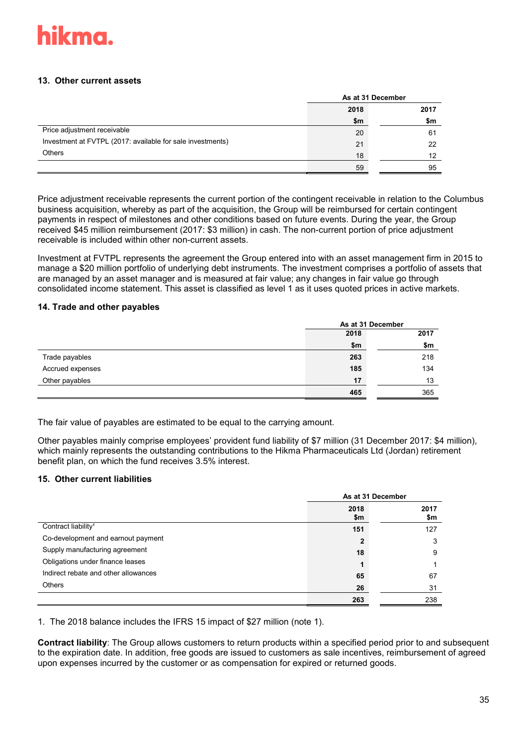### 13. Other current assets

| | As at 31 December | |
|---|---|---|
| | 2018 | 2017 |
| | $m | $m |
| Price adjustment receivable | 20 | 61 |
| Investment at FVTPL (2017: available for sale investments) | 21 | 22 |
| Others | 18 | 12 |
| | 59 | 95 |

Price adjustment receivable represents the current portion of the contingent receivable in relation to the Columbus business acquisition, whereby as part of the acquisition, the Group will be reimbursed for certain contingent payments in respect of milestones and other conditions based on future events. During the year, the Group received $45 million reimbursement (2017: $3 million) in cash. The non-current portion of price adjustment receivable is included within other non-current assets.

Investment at FVTPL represents the agreement the Group entered into with an asset management firm in 2015 to manage a $20 million portfolio of underlying debt instruments. The investment comprises a portfolio of assets that are managed by an asset manager and is measured at fair value; any changes in fair value go through consolidated income statement. This asset is classified as level 1 as it uses quoted prices in active markets.

### 14. Trade and other payables

| | As at 31 December | |
|---|---|---|
| | 2018 | 2017 |
| | $m | $m |
| Trade payables | **263** | 218 |
| Accrued expenses | **185** | 134 |
| Other payables | **17** | 13 |
| | **465** | 365 |

The fair value of payables are estimated to be equal to the carrying amount.

Other payables mainly comprise employees' provident fund liability of $7 million (31 December 2017: $4 million), which mainly represents the outstanding contributions to the Hikma Pharmaceuticals Ltd (Jordan) retirement benefit plan, on which the fund receives 3.5% interest.

### 15. Other current liabilities

| | As at 31 December | |
|---|---|---|
| | 2018<br>$m | 2017<br>$m |
| Contract liability[1] | **151** | 127 |
| Co-development and earnout payment | **2** | 3 |
| Supply manufacturing agreement | **18** | 9 |
| Obligations under finance leases | **1** | 1 |
| Indirect rebate and other allowances | **65** | 67 |
| Others | **26** | 31 |
| | **263** | 238 |

1. The 2018 balance includes the IFRS 15 impact of $27 million (note 1).

**Contract liability**: The Group allows customers to return products within a specified period prior to and subsequent to the expiration date. In addition, free goods are issued to customers as sale incentives, reimbursement of agreed upon expenses incurred by the customer or as compensation for expired or returned goods.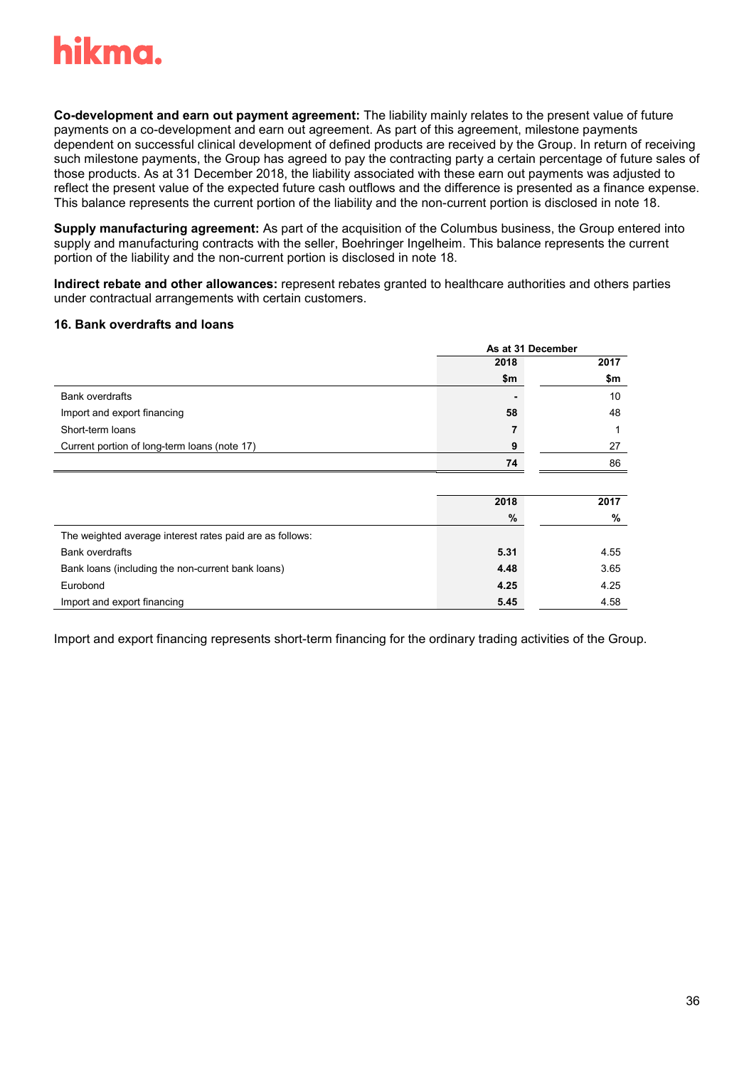**Co-development and earn out payment agreement:** The liability mainly relates to the present value of future payments on a co-development and earn out agreement. As part of this agreement, milestone payments dependent on successful clinical development of defined products are received by the Group. In return of receiving such milestone payments, the Group has agreed to pay the contracting party a certain percentage of future sales of those products. As at 31 December 2018, the liability associated with these earn out payments was adjusted to reflect the present value of the expected future cash outflows and the difference is presented as a finance expense. This balance represents the current portion of the liability and the non-current portion is disclosed in note 18.

**Supply manufacturing agreement:** As part of the acquisition of the Columbus business, the Group entered into supply and manufacturing contracts with the seller, Boehringer Ingelheim. This balance represents the current portion of the liability and the non-current portion is disclosed in note 18.

**Indirect rebate and other allowances:** represent rebates granted to healthcare authorities and others parties under contractual arrangements with certain customers.

### 16. Bank overdrafts and loans

| | As at 31 December | |
|---|---|---|
| | 2018 | 2017 |
| | $m | $m |
| Bank overdrafts | - | 10 |
| Import and export financing | 58 | 48 |
| Short-term loans | 7 | 1 |
| Current portion of long-term loans (note 17) | 9 | 27 |
| | 74 | 86 |

| | 2018 | 2017 |
|---|---|---|
| | % | % |
| The weighted average interest rates paid are as follows: | | |
| Bank overdrafts | 5.31 | 4.55 |
| Bank loans (including the non-current bank loans) | 4.48 | 3.65 |
| Eurobond | 4.25 | 4.25 |
| Import and export financing | 5.45 | 4.58 |

Import and export financing represents short-term financing for the ordinary trading activities of the Group.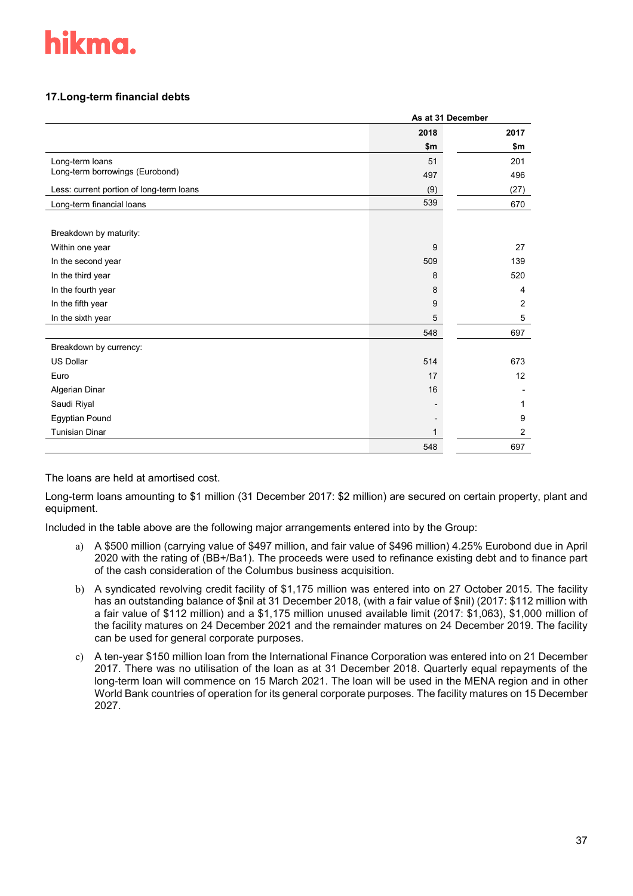### 17. Long-term financial debts

| | As at 31 December | |
|---|---|---|
| | 2018 | 2017 |
| | $m | $m |
| Long-term loans | 51 | 201 |
| Long-term borrowings (Eurobond) | 497 | 496 |
| Less: current portion of long-term loans | (9) | (27) |
| Long-term financial loans | 539 | 670 |
| | | |
| Breakdown by maturity: | | |
| Within one year | 9 | 27 |
| In the second year | 509 | 139 |
| In the third year | 8 | 520 |
| In the fourth year | 8 | 4 |
| In the fifth year | 9 | 2 |
| In the sixth year | 5 | 5 |
| | 548 | 697 |
| Breakdown by currency: | | |
| US Dollar | 514 | 673 |
| Euro | 17 | 12 |
| Algerian Dinar | 16 | - |
| Saudi Riyal | - | 1 |
| Egyptian Pound | - | 9 |
| Tunisian Dinar | 1 | 2 |
| | 548 | 697 |

The loans are held at amortised cost.

Long-term loans amounting to $1 million (31 December 2017: $2 million) are secured on certain property, plant and equipment.

Included in the table above are the following major arrangements entered into by the Group:

a) A $500 million (carrying value of $497 million, and fair value of $496 million) 4.25% Eurobond due in April 2020 with the rating of (BB+/Ba1). The proceeds were used to refinance existing debt and to finance part of the cash consideration of the Columbus business acquisition.

b) A syndicated revolving credit facility of $1,175 million was entered into on 27 October 2015. The facility has an outstanding balance of $nil at 31 December 2018, (with a fair value of $nil) (2017: $112 million with a fair value of $112 million) and a $1,175 million unused available limit (2017: $1,063), $1,000 million of the facility matures on 24 December 2021 and the remainder matures on 24 December 2019. The facility can be used for general corporate purposes.

c) A ten-year $150 million loan from the International Finance Corporation was entered into on 21 December 2017. There was no utilisation of the loan as at 31 December 2018. Quarterly equal repayments of the long-term loan will commence on 15 March 2021. The loan will be used in the MENA region and in other World Bank countries of operation for its general corporate purposes. The facility matures on 15 December 2027.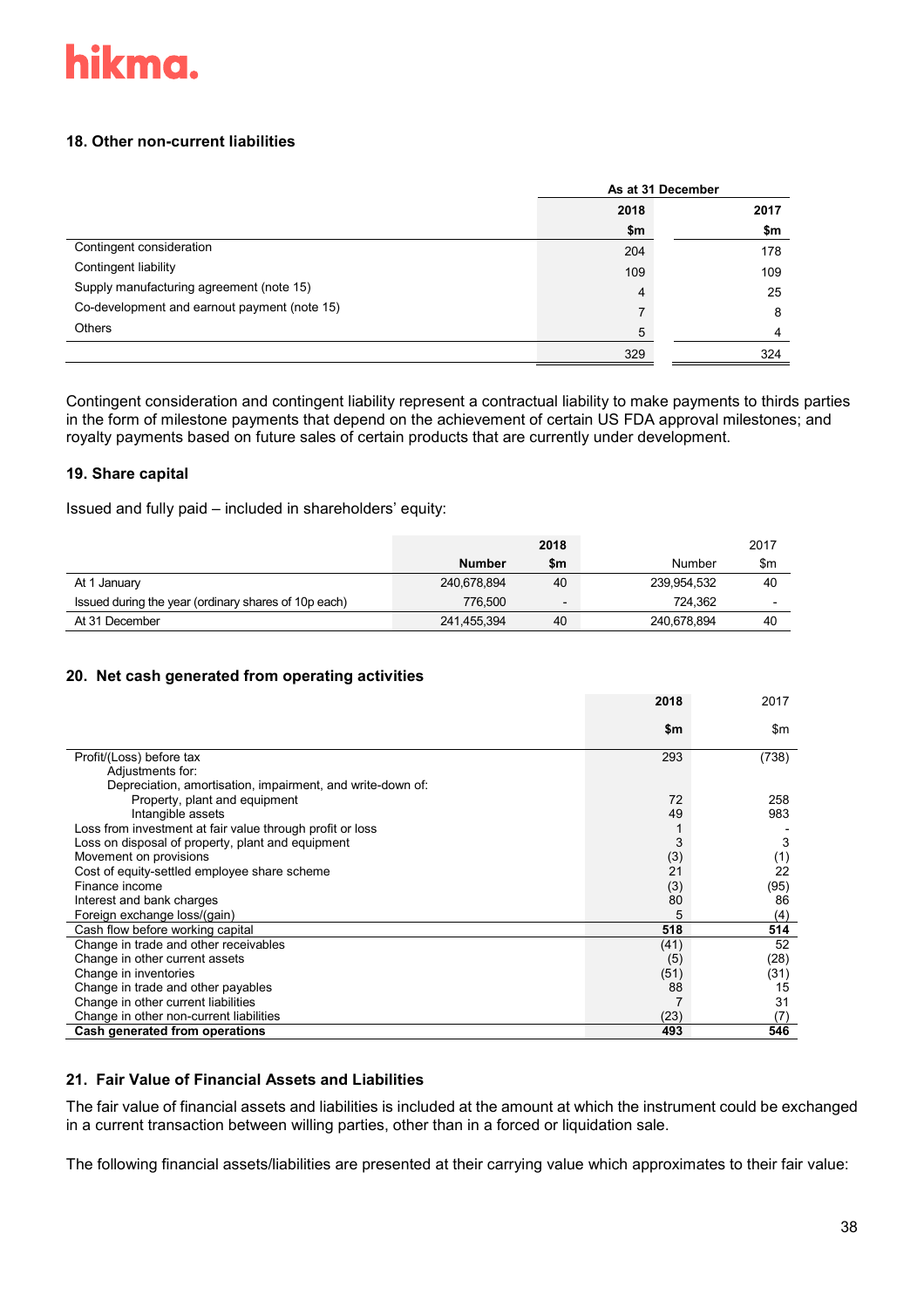hikma.

### 18. Other non-current liabilities

| | As at 31 December | |
|---|---|---|
| | 2018 | 2017 |
| | $m | $m |
| Contingent consideration | 204 | 178 |
| Contingent liability | 109 | 109 |
| Supply manufacturing agreement (note 15) | 4 | 25 |
| Co-development and earnout payment (note 15) | 7 | 8 |
| Others | 5 | 4 |
| | 329 | 324 |

Contingent consideration and contingent liability represent a contractual liability to make payments to thirds parties in the form of milestone payments that depend on the achievement of certain US FDA approval milestones; and royalty payments based on future sales of certain products that are currently under development.

### 19. Share capital

Issued and fully paid – included in shareholders' equity:

| | 2018 | | 2017 | |
|---|---|---|---|---|
| | Number | $m | Number | $m |
| At 1 January | 240,678,894 | 40 | 239,954,532 | 40 |
| Issued during the year (ordinary shares of 10p each) | 776,500 | - | 724,362 | - |
| At 31 December | 241,455,394 | 40 | 240,678,894 | 40 |

### 20. Net cash generated from operating activities

| | 2018 | 2017 |
|---|---|---|
| | $m | $m |
| Profit/(Loss) before tax | 293 | (738) |
| Adjustments for: | | |
| Depreciation, amortisation, impairment, and write-down of: | | |
| Property, plant and equipment | 72 | 258 |
| Intangible assets | 49 | 983 |
| Loss from investment at fair value through profit or loss | 1 | - |
| Loss on disposal of property, plant and equipment | 3 | 3 |
| Movement on provisions | (3) | (1) |
| Cost of equity-settled employee share scheme | 21 | 22 |
| Finance income | (3) | (95) |
| Interest and bank charges | 80 | 86 |
| Foreign exchange loss/(gain) | 5 | (4) |
| **Cash flow before working capital** | **518** | **514** |
| Change in trade and other receivables | (41) | 52 |
| Change in other current assets | (5) | (28) |
| Change in inventories | (51) | (31) |
| Change in trade and other payables | 88 | 15 |
| Change in other current liabilities | 7 | 31 |
| Change in other non-current liabilities | (23) | (7) |
| **Cash generated from operations** | **493** | **546** |

### 21. Fair Value of Financial Assets and Liabilities

The fair value of financial assets and liabilities is included at the amount at which the instrument could be exchanged in a current transaction between willing parties, other than in a forced or liquidation sale.

The following financial assets/liabilities are presented at their carrying value which approximates to their fair value: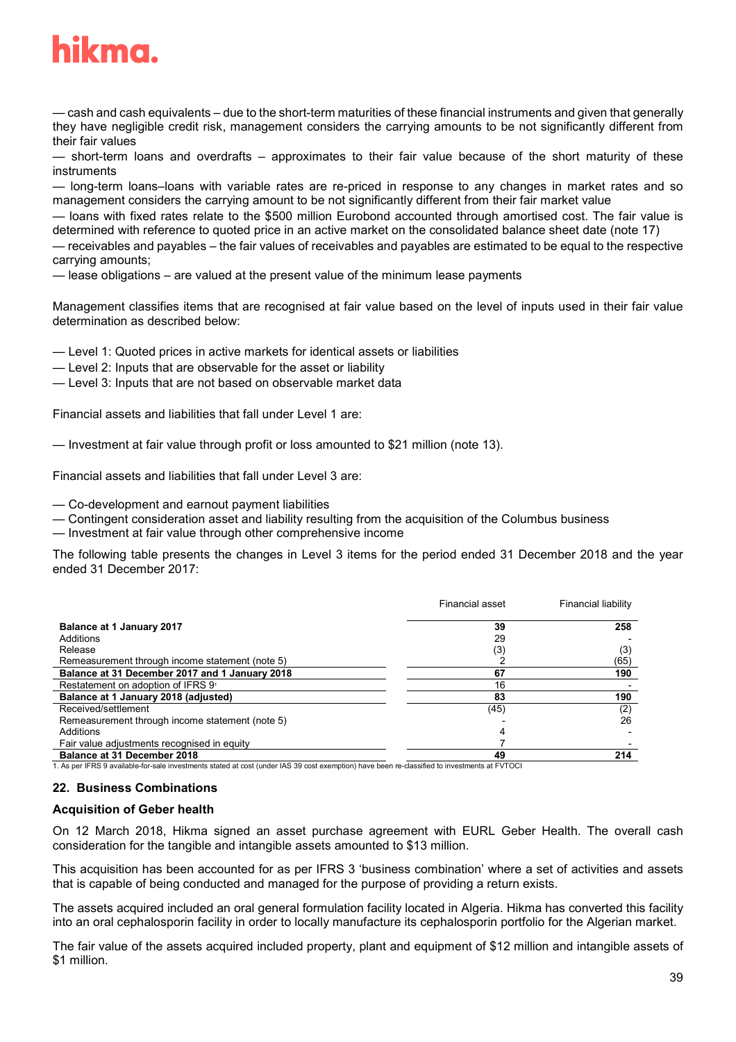— cash and cash equivalents – due to the short-term maturities of these financial instruments and given that generally they have negligible credit risk, management considers the carrying amounts to be not significantly different from their fair values

— short-term loans and overdrafts – approximates to their fair value because of the short maturity of these instruments

— long-term loans–loans with variable rates are re-priced in response to any changes in market rates and so management considers the carrying amount to be not significantly different from their fair market value

— loans with fixed rates relate to the $500 million Eurobond accounted through amortised cost. The fair value is determined with reference to quoted price in an active market on the consolidated balance sheet date (note 17)

— receivables and payables – the fair values of receivables and payables are estimated to be equal to the respective carrying amounts;

— lease obligations – are valued at the present value of the minimum lease payments

Management classifies items that are recognised at fair value based on the level of inputs used in their fair value determination as described below:

— Level 1: Quoted prices in active markets for identical assets or liabilities

— Level 2: Inputs that are observable for the asset or liability

— Level 3: Inputs that are not based on observable market data

Financial assets and liabilities that fall under Level 1 are:

— Investment at fair value through profit or loss amounted to $21 million (note 13).

Financial assets and liabilities that fall under Level 3 are:

— Co-development and earnout payment liabilities

— Contingent consideration asset and liability resulting from the acquisition of the Columbus business

— Investment at fair value through other comprehensive income

The following table presents the changes in Level 3 items for the period ended 31 December 2018 and the year ended 31 December 2017:

| | Financial asset | Financial liability |
|---|---|---|
| **Balance at 1 January 2017** | **39** | **258** |
| Additions | 29 | - |
| Release | (3) | (3) |
| Remeasurement through income statement (note 5) | 2 | (65) |
| **Balance at 31 December 2017 and 1 January 2018** | **67** | **190** |
| Restatement on adoption of IFRS 9[1] | 16 | - |
| **Balance at 1 January 2018 (adjusted)** | **83** | **190** |
| Received/settlement | (45) | (2) |
| Remeasurement through income statement (note 5) | - | 26 |
| Additions | 4 | - |
| Fair value adjustments recognised in equity | 7 | - |
| **Balance at 31 December 2018** | **49** | **214** |

1. As per IFRS 9 available-for-sale investments stated at cost (under IAS 39 cost exemption) have been re-classified to investments at FVTOCI

## 22. Business Combinations

### Acquisition of Geber health

On 12 March 2018, Hikma signed an asset purchase agreement with EURL Geber Health. The overall cash consideration for the tangible and intangible assets amounted to $13 million.

This acquisition has been accounted for as per IFRS 3 'business combination' where a set of activities and assets that is capable of being conducted and managed for the purpose of providing a return exists.

The assets acquired included an oral general formulation facility located in Algeria. Hikma has converted this facility into an oral cephalosporin facility in order to locally manufacture its cephalosporin portfolio for the Algerian market.

The fair value of the assets acquired included property, plant and equipment of $12 million and intangible assets of $1 million.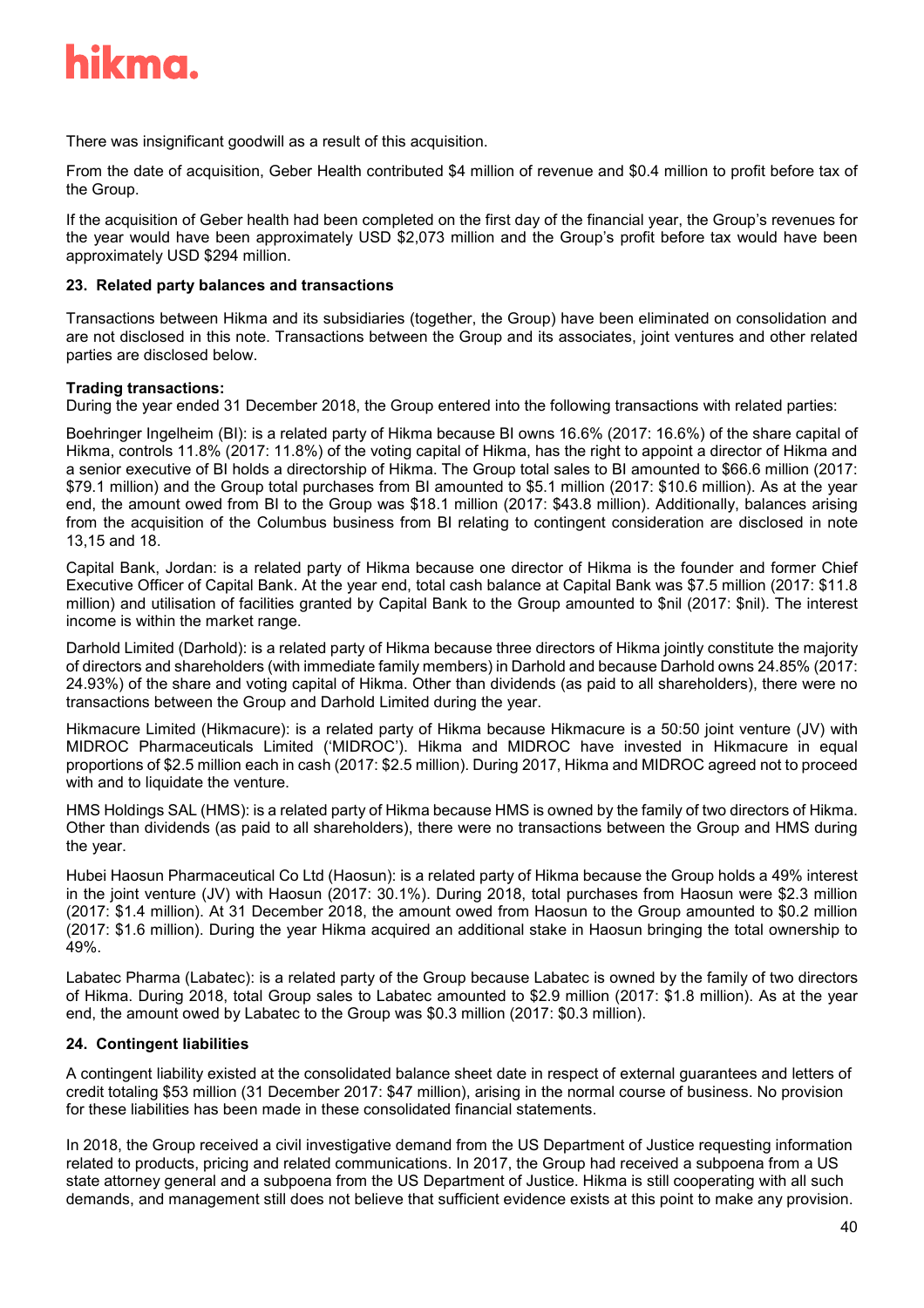There was insignificant goodwill as a result of this acquisition.

From the date of acquisition, Geber Health contributed $4 million of revenue and $0.4 million to profit before tax of the Group.

If the acquisition of Geber health had been completed on the first day of the financial year, the Group's revenues for the year would have been approximately USD $2,073 million and the Group's profit before tax would have been approximately USD $294 million.

## 23. Related party balances and transactions

Transactions between Hikma and its subsidiaries (together, the Group) have been eliminated on consolidation and are not disclosed in this note. Transactions between the Group and its associates, joint ventures and other related parties are disclosed below.

**Trading transactions:**
During the year ended 31 December 2018, the Group entered into the following transactions with related parties:

Boehringer Ingelheim (BI): is a related party of Hikma because BI owns 16.6% (2017: 16.6%) of the share capital of Hikma, controls 11.8% (2017: 11.8%) of the voting capital of Hikma, has the right to appoint a director of Hikma and a senior executive of BI holds a directorship of Hikma. The Group total sales to BI amounted to $66.6 million (2017: $79.1 million) and the Group total purchases from BI amounted to $5.1 million (2017: $10.6 million). As at the year end, the amount owed from BI to the Group was $18.1 million (2017: $43.8 million). Additionally, balances arising from the acquisition of the Columbus business from BI relating to contingent consideration are disclosed in note 13,15 and 18.

Capital Bank, Jordan: is a related party of Hikma because one director of Hikma is the founder and former Chief Executive Officer of Capital Bank. At the year end, total cash balance at Capital Bank was $7.5 million (2017: $11.8 million) and utilisation of facilities granted by Capital Bank to the Group amounted to $nil (2017: $nil). The interest income is within the market range.

Darhold Limited (Darhold): is a related party of Hikma because three directors of Hikma jointly constitute the majority of directors and shareholders (with immediate family members) in Darhold and because Darhold owns 24.85% (2017: 24.93%) of the share and voting capital of Hikma. Other than dividends (as paid to all shareholders), there were no transactions between the Group and Darhold Limited during the year.

Hikmacure Limited (Hikmacure): is a related party of Hikma because Hikmacure is a 50:50 joint venture (JV) with MIDROC Pharmaceuticals Limited ('MIDROC'). Hikma and MIDROC have invested in Hikmacure in equal proportions of $2.5 million each in cash (2017: $2.5 million). During 2017, Hikma and MIDROC agreed not to proceed with and to liquidate the venture.

HMS Holdings SAL (HMS): is a related party of Hikma because HMS is owned by the family of two directors of Hikma. Other than dividends (as paid to all shareholders), there were no transactions between the Group and HMS during the year.

Hubei Haosun Pharmaceutical Co Ltd (Haosun): is a related party of Hikma because the Group holds a 49% interest in the joint venture (JV) with Haosun (2017: 30.1%). During 2018, total purchases from Haosun were $2.3 million (2017: $1.4 million). At 31 December 2018, the amount owed from Haosun to the Group amounted to $0.2 million (2017: $1.6 million). During the year Hikma acquired an additional stake in Haosun bringing the total ownership to 49%.

Labatec Pharma (Labatec): is a related party of the Group because Labatec is owned by the family of two directors of Hikma. During 2018, total Group sales to Labatec amounted to $2.9 million (2017: $1.8 million). As at the year end, the amount owed by Labatec to the Group was $0.3 million (2017: $0.3 million).

## 24. Contingent liabilities

A contingent liability existed at the consolidated balance sheet date in respect of external guarantees and letters of credit totaling $53 million (31 December 2017: $47 million), arising in the normal course of business. No provision for these liabilities has been made in these consolidated financial statements.

In 2018, the Group received a civil investigative demand from the US Department of Justice requesting information related to products, pricing and related communications. In 2017, the Group had received a subpoena from a US state attorney general and a subpoena from the US Department of Justice. Hikma is still cooperating with all such demands, and management still does not believe that sufficient evidence exists at this point to make any provision.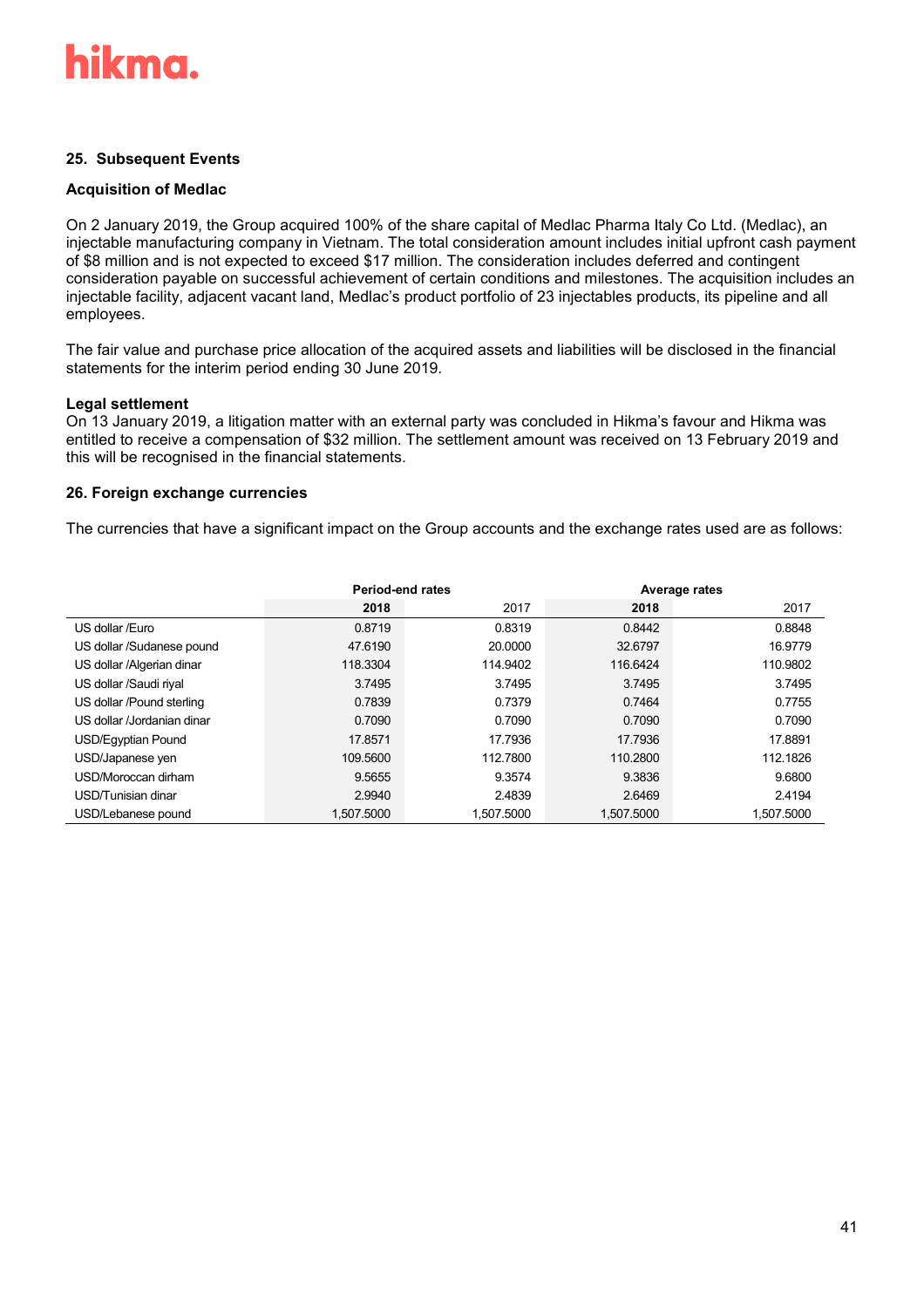## 25. Subsequent Events

### Acquisition of Medlac

On 2 January 2019, the Group acquired 100% of the share capital of Medlac Pharma Italy Co Ltd. (Medlac), an injectable manufacturing company in Vietnam. The total consideration amount includes initial upfront cash payment of $8 million and is not expected to exceed $17 million. The consideration includes deferred and contingent consideration payable on successful achievement of certain conditions and milestones. The acquisition includes an injectable facility, adjacent vacant land, Medlac's product portfolio of 23 injectables products, its pipeline and all employees.

The fair value and purchase price allocation of the acquired assets and liabilities will be disclosed in the financial statements for the interim period ending 30 June 2019.

### Legal settlement

On 13 January 2019, a litigation matter with an external party was concluded in Hikma's favour and Hikma was entitled to receive a compensation of $32 million. The settlement amount was received on 13 February 2019 and this will be recognised in the financial statements.

## 26. Foreign exchange currencies

The currencies that have a significant impact on the Group accounts and the exchange rates used are as follows:

| | Period-end rates | | Average rates | |
|---|---|---|---|---|
| | **2018** | 2017 | **2018** | 2017 |
| US dollar /Euro | 0.8719 | 0.8319 | 0.8442 | 0.8848 |
| US dollar /Sudanese pound | 47.6190 | 20.0000 | 32.6797 | 16.9779 |
| US dollar /Algerian dinar | 118.3304 | 114.9402 | 116.6424 | 110.9802 |
| US dollar /Saudi riyal | 3.7495 | 3.7495 | 3.7495 | 3.7495 |
| US dollar /Pound sterling | 0.7839 | 0.7379 | 0.7464 | 0.7755 |
| US dollar /Jordanian dinar | 0.7090 | 0.7090 | 0.7090 | 0.7090 |
| USD/Egyptian Pound | 17.8571 | 17.7936 | 17.7936 | 17.8891 |
| USD/Japanese yen | 109.5600 | 112.7800 | 110.2800 | 112.1826 |
| USD/Moroccan dirham | 9.5655 | 9.3574 | 9.3836 | 9.6800 |
| USD/Tunisian dinar | 2.9940 | 2.4839 | 2.6469 | 2.4194 |
| USD/Lebanese pound | 1,507.5000 | 1,507.5000 | 1,507.5000 | 1,507.5000 |